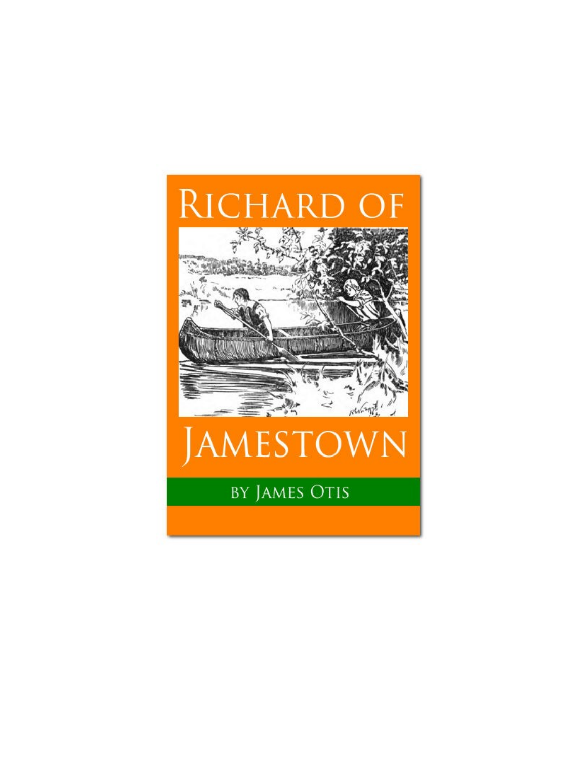# Richard of Jamestown

by James Otis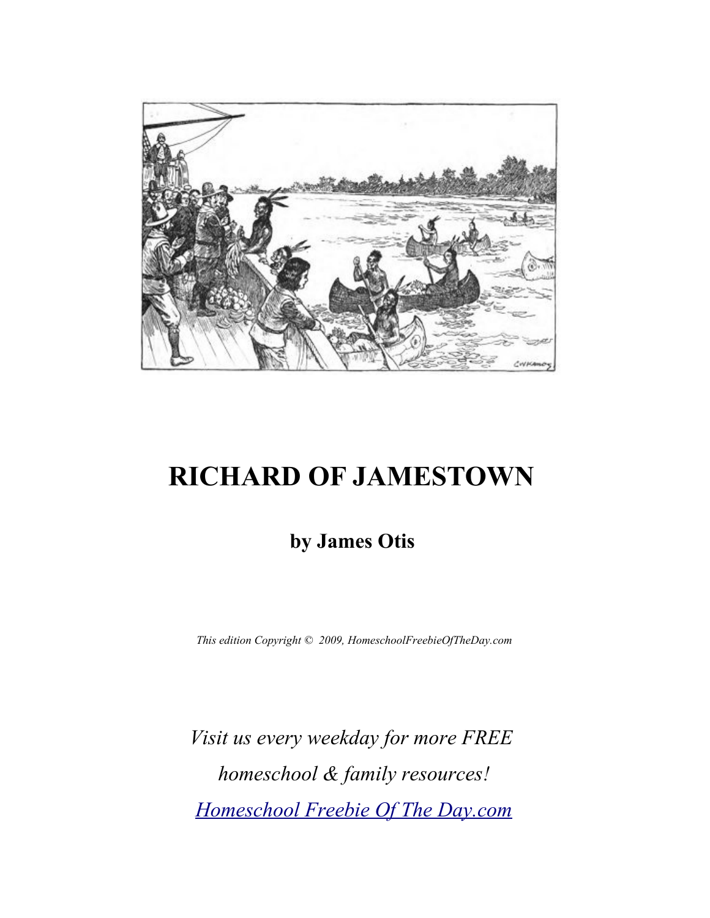# RICHARD OF JAMESTOWN

## by James Otis

*This edition Copyright © 2009, HomeschoolFreebieOfTheDay.com*

*Visit us every weekday for more FREE homeschool & family resources!*

*Homeschool Freebie Of The Day.com*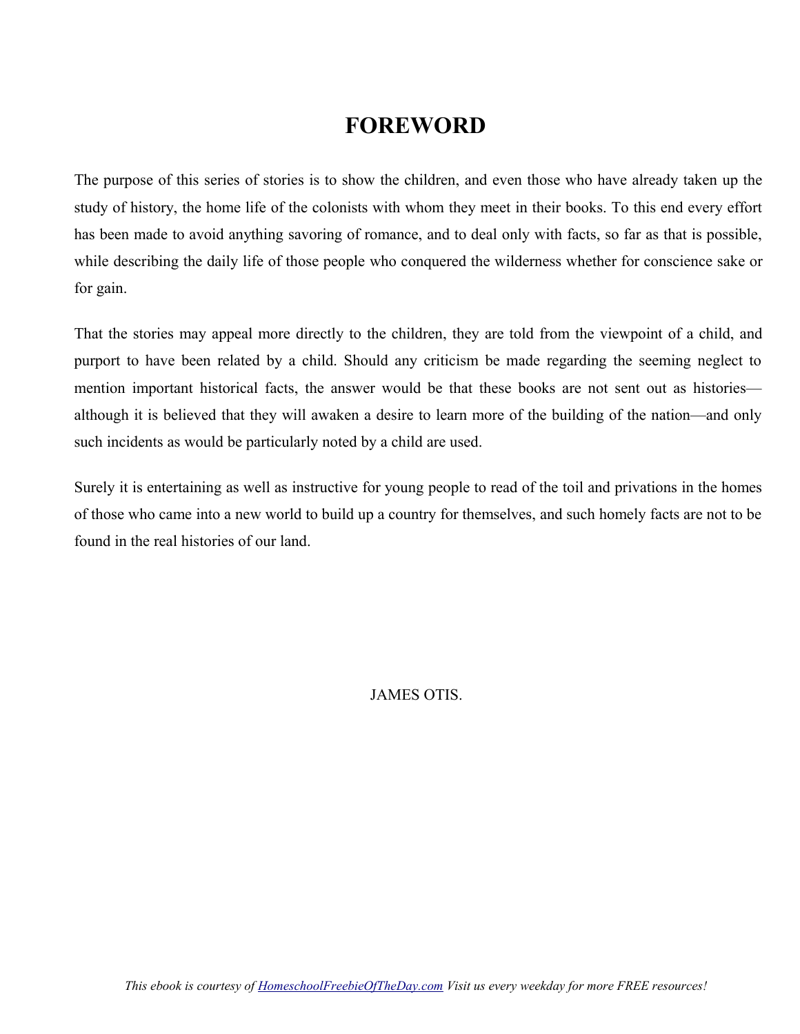# FOREWORD

The purpose of this series of stories is to show the children, and even those who have already taken up the study of history, the home life of the colonists with whom they meet in their books. To this end every effort has been made to avoid anything savoring of romance, and to deal only with facts, so far as that is possible, while describing the daily life of those people who conquered the wilderness whether for conscience sake or for gain.

That the stories may appeal more directly to the children, they are told from the viewpoint of a child, and purport to have been related by a child. Should any criticism be made regarding the seeming neglect to mention important historical facts, the answer would be that these books are not sent out as histories—although it is believed that they will awaken a desire to learn more of the building of the nation—and only such incidents as would be particularly noted by a child are used.

Surely it is entertaining as well as instructive for young people to read of the toil and privations in the homes of those who came into a new world to build up a country for themselves, and such homely facts are not to be found in the real histories of our land.

JAMES OTIS.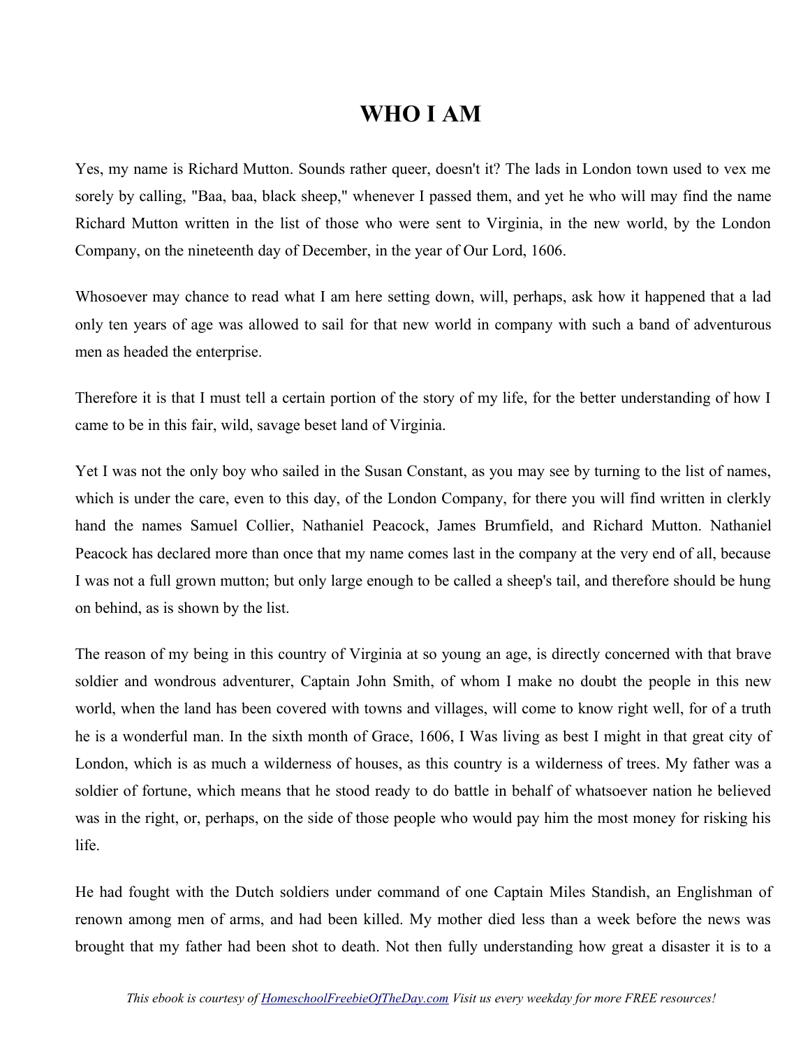# WHO I AM

Yes, my name is Richard Mutton. Sounds rather queer, doesn't it? The lads in London town used to vex me sorely by calling, "Baa, baa, black sheep," whenever I passed them, and yet he who will may find the name Richard Mutton written in the list of those who were sent to Virginia, in the new world, by the London Company, on the nineteenth day of December, in the year of Our Lord, 1606.

Whosoever may chance to read what I am here setting down, will, perhaps, ask how it happened that a lad only ten years of age was allowed to sail for that new world in company with such a band of adventurous men as headed the enterprise.

Therefore it is that I must tell a certain portion of the story of my life, for the better understanding of how I came to be in this fair, wild, savage beset land of Virginia.

Yet I was not the only boy who sailed in the Susan Constant, as you may see by turning to the list of names, which is under the care, even to this day, of the London Company, for there you will find written in clerkly hand the names Samuel Collier, Nathaniel Peacock, James Brumfield, and Richard Mutton. Nathaniel Peacock has declared more than once that my name comes last in the company at the very end of all, because I was not a full grown mutton; but only large enough to be called a sheep's tail, and therefore should be hung on behind, as is shown by the list.

The reason of my being in this country of Virginia at so young an age, is directly concerned with that brave soldier and wondrous adventurer, Captain John Smith, of whom I make no doubt the people in this new world, when the land has been covered with towns and villages, will come to know right well, for of a truth he is a wonderful man. In the sixth month of Grace, 1606, I Was living as best I might in that great city of London, which is as much a wilderness of houses, as this country is a wilderness of trees. My father was a soldier of fortune, which means that he stood ready to do battle in behalf of whatsoever nation he believed was in the right, or, perhaps, on the side of those people who would pay him the most money for risking his life.

He had fought with the Dutch soldiers under command of one Captain Miles Standish, an Englishman of renown among men of arms, and had been killed. My mother died less than a week before the news was brought that my father had been shot to death. Not then fully understanding how great a disaster it is to a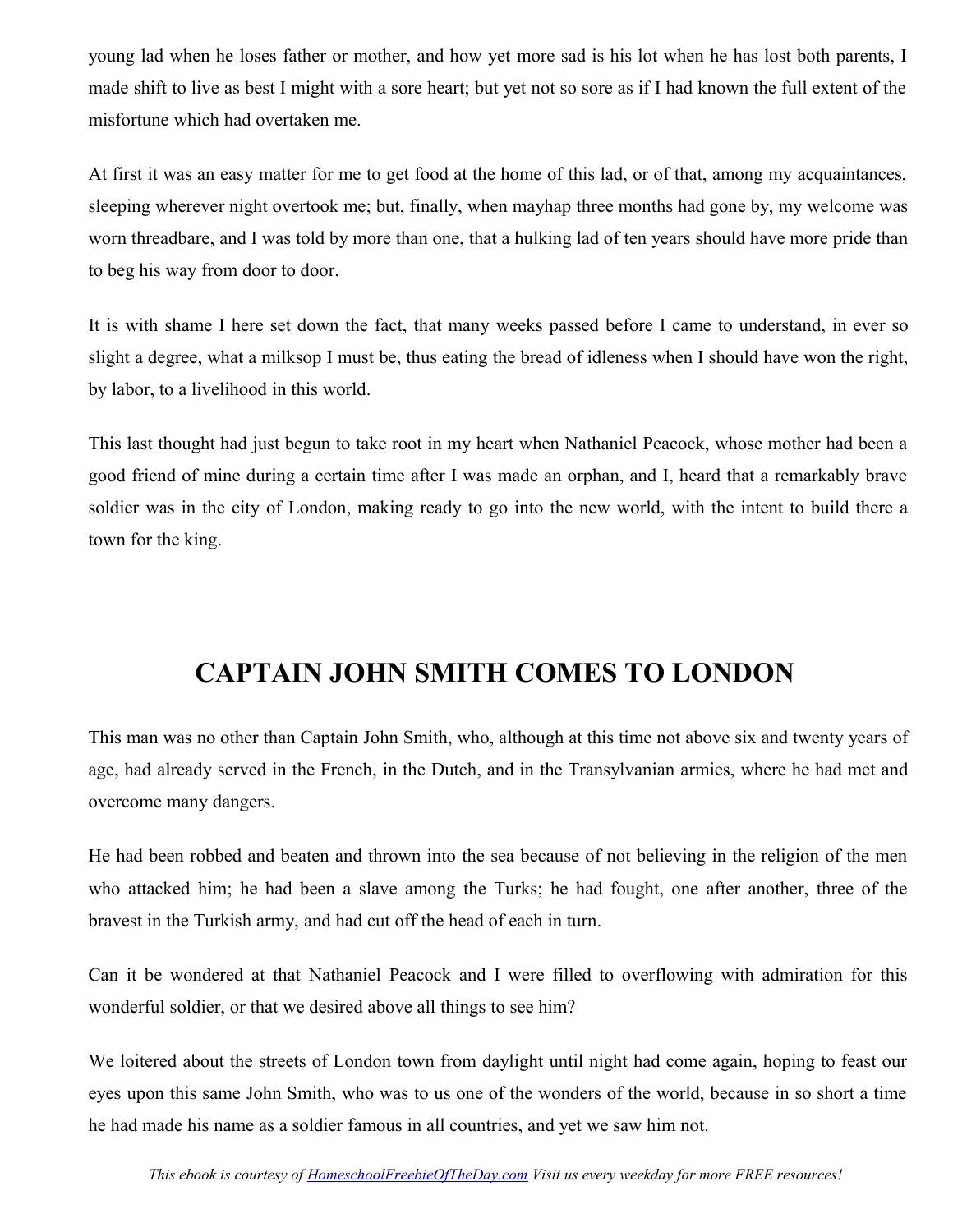young lad when he loses father or mother, and how yet more sad is his lot when he has lost both parents, I made shift to live as best I might with a sore heart; but yet not so sore as if I had known the full extent of the misfortune which had overtaken me.

At first it was an easy matter for me to get food at the home of this lad, or of that, among my acquaintances, sleeping wherever night overtook me; but, finally, when mayhap three months had gone by, my welcome was worn threadbare, and I was told by more than one, that a hulking lad of ten years should have more pride than to beg his way from door to door.

It is with shame I here set down the fact, that many weeks passed before I came to understand, in ever so slight a degree, what a milksop I must be, thus eating the bread of idleness when I should have won the right, by labor, to a livelihood in this world.

This last thought had just begun to take root in my heart when Nathaniel Peacock, whose mother had been a good friend of mine during a certain time after I was made an orphan, and I, heard that a remarkably brave soldier was in the city of London, making ready to go into the new world, with the intent to build there a town for the king.

## CAPTAIN JOHN SMITH COMES TO LONDON

This man was no other than Captain John Smith, who, although at this time not above six and twenty years of age, had already served in the French, in the Dutch, and in the Transylvanian armies, where he had met and overcome many dangers.

He had been robbed and beaten and thrown into the sea because of not believing in the religion of the men who attacked him; he had been a slave among the Turks; he had fought, one after another, three of the bravest in the Turkish army, and had cut off the head of each in turn.

Can it be wondered at that Nathaniel Peacock and I were filled to overflowing with admiration for this wonderful soldier, or that we desired above all things to see him?

We loitered about the streets of London town from daylight until night had come again, hoping to feast our eyes upon this same John Smith, who was to us one of the wonders of the world, because in so short a time he had made his name as a soldier famous in all countries, and yet we saw him not.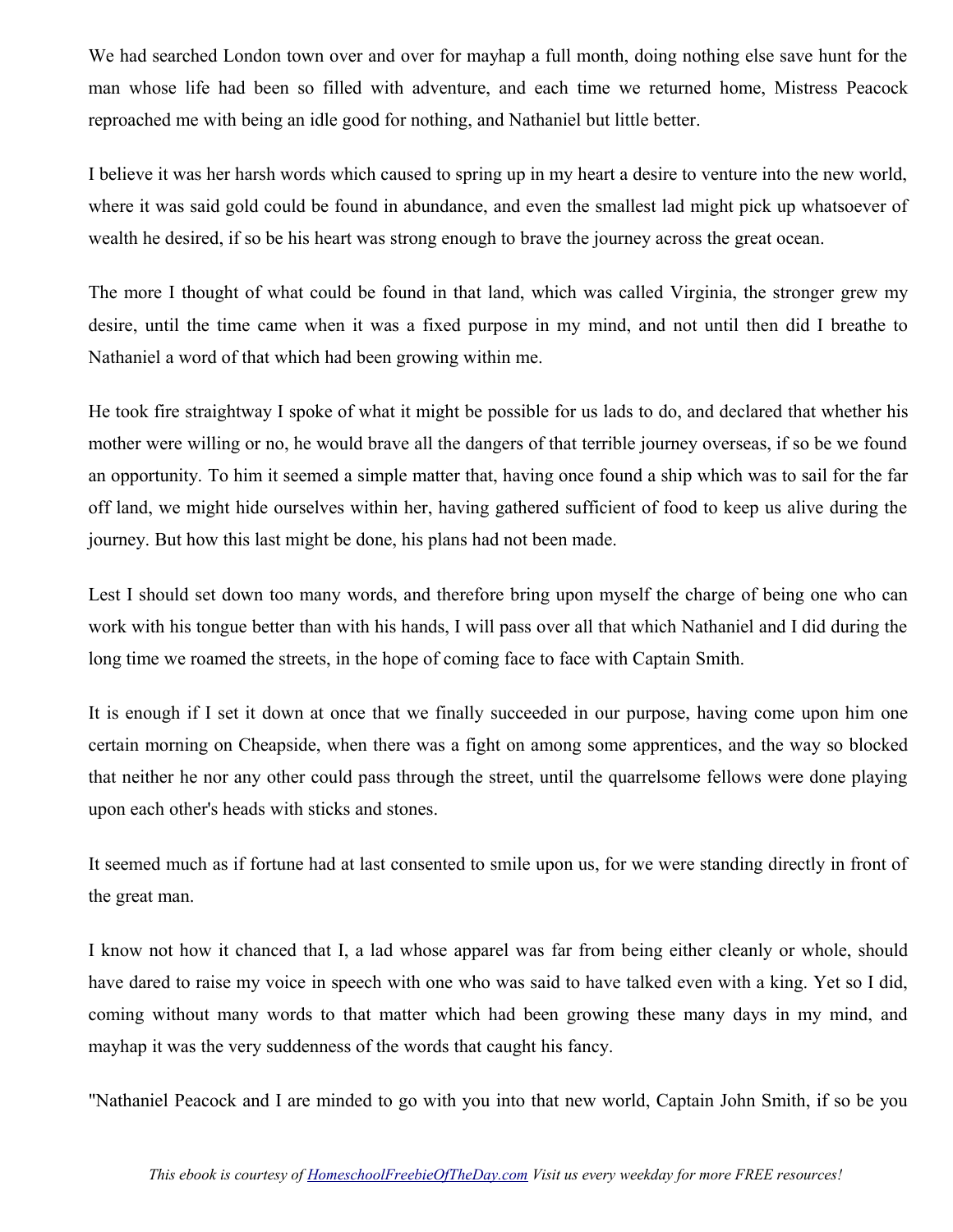We had searched London town over and over for mayhap a full month, doing nothing else save hunt for the man whose life had been so filled with adventure, and each time we returned home, Mistress Peacock reproached me with being an idle good for nothing, and Nathaniel but little better.

I believe it was her harsh words which caused to spring up in my heart a desire to venture into the new world, where it was said gold could be found in abundance, and even the smallest lad might pick up whatsoever of wealth he desired, if so be his heart was strong enough to brave the journey across the great ocean.

The more I thought of what could be found in that land, which was called Virginia, the stronger grew my desire, until the time came when it was a fixed purpose in my mind, and not until then did I breathe to Nathaniel a word of that which had been growing within me.

He took fire straightway I spoke of what it might be possible for us lads to do, and declared that whether his mother were willing or no, he would brave all the dangers of that terrible journey overseas, if so be we found an opportunity. To him it seemed a simple matter that, having once found a ship which was to sail for the far off land, we might hide ourselves within her, having gathered sufficient of food to keep us alive during the journey. But how this last might be done, his plans had not been made.

Lest I should set down too many words, and therefore bring upon myself the charge of being one who can work with his tongue better than with his hands, I will pass over all that which Nathaniel and I did during the long time we roamed the streets, in the hope of coming face to face with Captain Smith.

It is enough if I set it down at once that we finally succeeded in our purpose, having come upon him one certain morning on Cheapside, when there was a fight on among some apprentices, and the way so blocked that neither he nor any other could pass through the street, until the quarrelsome fellows were done playing upon each other's heads with sticks and stones.

It seemed much as if fortune had at last consented to smile upon us, for we were standing directly in front of the great man.

I know not how it chanced that I, a lad whose apparel was far from being either cleanly or whole, should have dared to raise my voice in speech with one who was said to have talked even with a king. Yet so I did, coming without many words to that matter which had been growing these many days in my mind, and mayhap it was the very suddenness of the words that caught his fancy.

"Nathaniel Peacock and I are minded to go with you into that new world, Captain John Smith, if so be you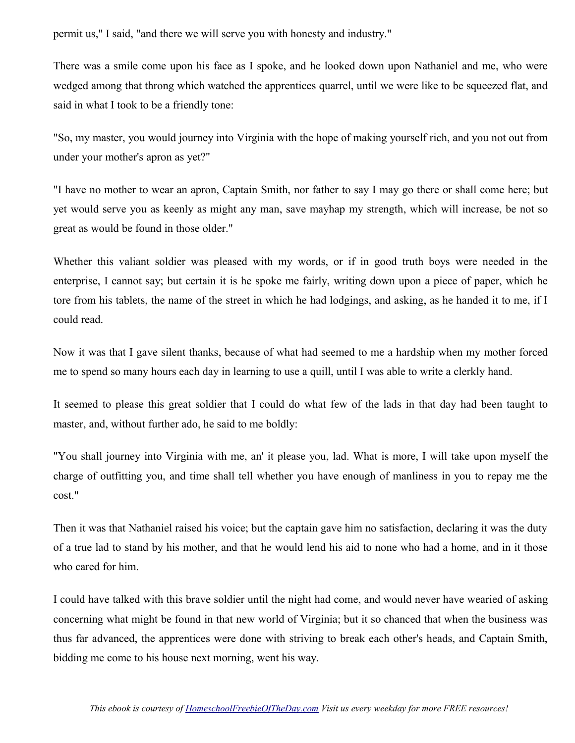permit us," I said, "and there we will serve you with honesty and industry."

There was a smile come upon his face as I spoke, and he looked down upon Nathaniel and me, who were wedged among that throng which watched the apprentices quarrel, until we were like to be squeezed flat, and said in what I took to be a friendly tone:

"So, my master, you would journey into Virginia with the hope of making yourself rich, and you not out from under your mother's apron as yet?"

"I have no mother to wear an apron, Captain Smith, nor father to say I may go there or shall come here; but yet would serve you as keenly as might any man, save mayhap my strength, which will increase, be not so great as would be found in those older."

Whether this valiant soldier was pleased with my words, or if in good truth boys were needed in the enterprise, I cannot say; but certain it is he spoke me fairly, writing down upon a piece of paper, which he tore from his tablets, the name of the street in which he had lodgings, and asking, as he handed it to me, if I could read.

Now it was that I gave silent thanks, because of what had seemed to me a hardship when my mother forced me to spend so many hours each day in learning to use a quill, until I was able to write a clerkly hand.

It seemed to please this great soldier that I could do what few of the lads in that day had been taught to master, and, without further ado, he said to me boldly:

"You shall journey into Virginia with me, an' it please you, lad. What is more, I will take upon myself the charge of outfitting you, and time shall tell whether you have enough of manliness in you to repay me the cost."

Then it was that Nathaniel raised his voice; but the captain gave him no satisfaction, declaring it was the duty of a true lad to stand by his mother, and that he would lend his aid to none who had a home, and in it those who cared for him.

I could have talked with this brave soldier until the night had come, and would never have wearied of asking concerning what might be found in that new world of Virginia; but it so chanced that when the business was thus far advanced, the apprentices were done with striving to break each other's heads, and Captain Smith, bidding me come to his house next morning, went his way.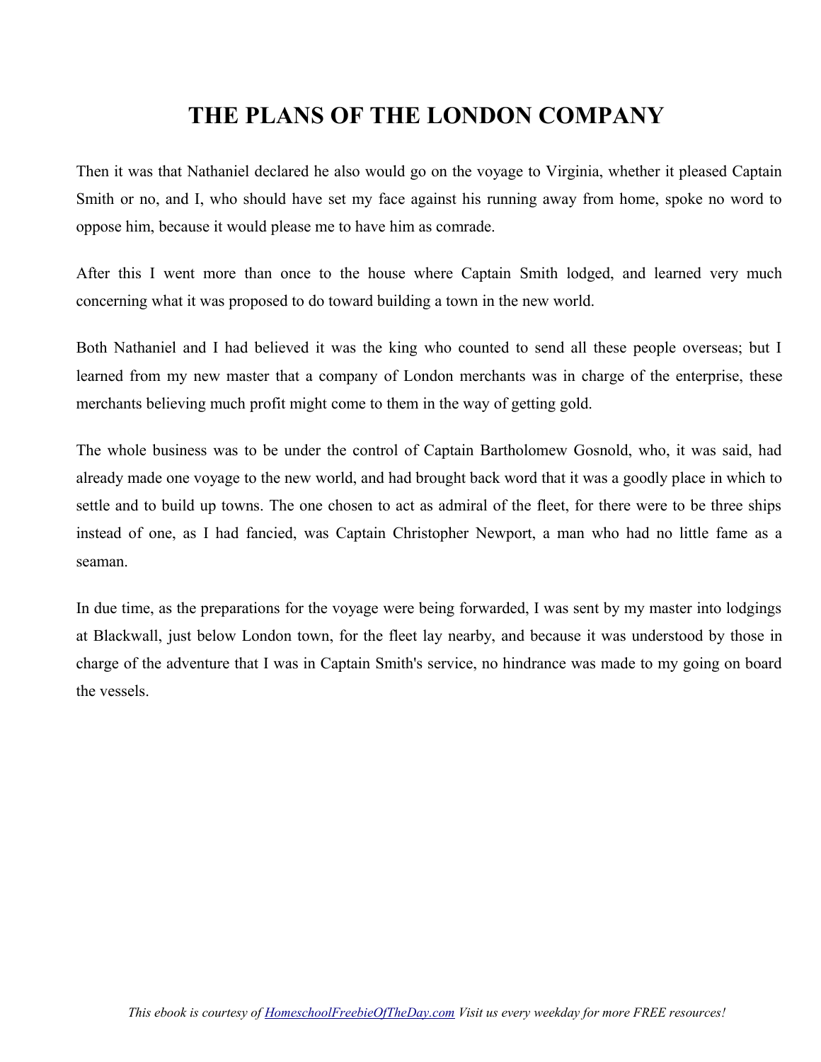# THE PLANS OF THE LONDON COMPANY

Then it was that Nathaniel declared he also would go on the voyage to Virginia, whether it pleased Captain Smith or no, and I, who should have set my face against his running away from home, spoke no word to oppose him, because it would please me to have him as comrade.

After this I went more than once to the house where Captain Smith lodged, and learned very much concerning what it was proposed to do toward building a town in the new world.

Both Nathaniel and I had believed it was the king who counted to send all these people overseas; but I learned from my new master that a company of London merchants was in charge of the enterprise, these merchants believing much profit might come to them in the way of getting gold.

The whole business was to be under the control of Captain Bartholomew Gosnold, who, it was said, had already made one voyage to the new world, and had brought back word that it was a goodly place in which to settle and to build up towns. The one chosen to act as admiral of the fleet, for there were to be three ships instead of one, as I had fancied, was Captain Christopher Newport, a man who had no little fame as a seaman.

In due time, as the preparations for the voyage were being forwarded, I was sent by my master into lodgings at Blackwall, just below London town, for the fleet lay nearby, and because it was understood by those in charge of the adventure that I was in Captain Smith's service, no hindrance was made to my going on board the vessels.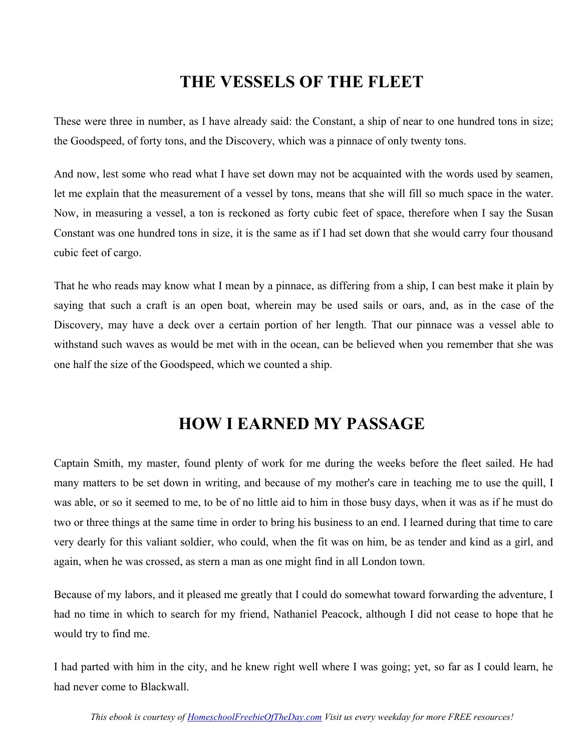# THE VESSELS OF THE FLEET

These were three in number, as I have already said: the Constant, a ship of near to one hundred tons in size; the Goodspeed, of forty tons, and the Discovery, which was a pinnace of only twenty tons.

And now, lest some who read what I have set down may not be acquainted with the words used by seamen, let me explain that the measurement of a vessel by tons, means that she will fill so much space in the water. Now, in measuring a vessel, a ton is reckoned as forty cubic feet of space, therefore when I say the Susan Constant was one hundred tons in size, it is the same as if I had set down that she would carry four thousand cubic feet of cargo.

That he who reads may know what I mean by a pinnace, as differing from a ship, I can best make it plain by saying that such a craft is an open boat, wherein may be used sails or oars, and, as in the case of the Discovery, may have a deck over a certain portion of her length. That our pinnace was a vessel able to withstand such waves as would be met with in the ocean, can be believed when you remember that she was one half the size of the Goodspeed, which we counted a ship.

# HOW I EARNED MY PASSAGE

Captain Smith, my master, found plenty of work for me during the weeks before the fleet sailed. He had many matters to be set down in writing, and because of my mother's care in teaching me to use the quill, I was able, or so it seemed to me, to be of no little aid to him in those busy days, when it was as if he must do two or three things at the same time in order to bring his business to an end. I learned during that time to care very dearly for this valiant soldier, who could, when the fit was on him, be as tender and kind as a girl, and again, when he was crossed, as stern a man as one might find in all London town.

Because of my labors, and it pleased me greatly that I could do somewhat toward forwarding the adventure, I had no time in which to search for my friend, Nathaniel Peacock, although I did not cease to hope that he would try to find me.

I had parted with him in the city, and he knew right well where I was going; yet, so far as I could learn, he had never come to Blackwall.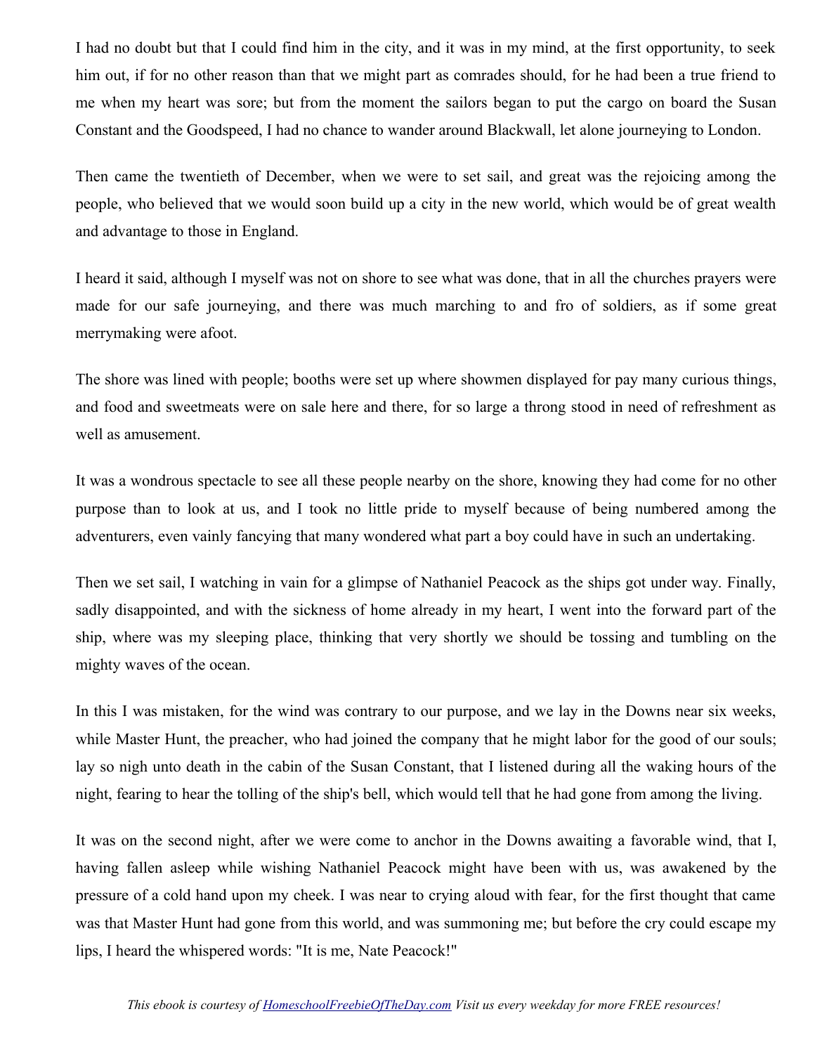I had no doubt but that I could find him in the city, and it was in my mind, at the first opportunity, to seek him out, if for no other reason than that we might part as comrades should, for he had been a true friend to me when my heart was sore; but from the moment the sailors began to put the cargo on board the Susan Constant and the Goodspeed, I had no chance to wander around Blackwall, let alone journeying to London.

Then came the twentieth of December, when we were to set sail, and great was the rejoicing among the people, who believed that we would soon build up a city in the new world, which would be of great wealth and advantage to those in England.

I heard it said, although I myself was not on shore to see what was done, that in all the churches prayers were made for our safe journeying, and there was much marching to and fro of soldiers, as if some great merrymaking were afoot.

The shore was lined with people; booths were set up where showmen displayed for pay many curious things, and food and sweetmeats were on sale here and there, for so large a throng stood in need of refreshment as well as amusement.

It was a wondrous spectacle to see all these people nearby on the shore, knowing they had come for no other purpose than to look at us, and I took no little pride to myself because of being numbered among the adventurers, even vainly fancying that many wondered what part a boy could have in such an undertaking.

Then we set sail, I watching in vain for a glimpse of Nathaniel Peacock as the ships got under way. Finally, sadly disappointed, and with the sickness of home already in my heart, I went into the forward part of the ship, where was my sleeping place, thinking that very shortly we should be tossing and tumbling on the mighty waves of the ocean.

In this I was mistaken, for the wind was contrary to our purpose, and we lay in the Downs near six weeks, while Master Hunt, the preacher, who had joined the company that he might labor for the good of our souls; lay so nigh unto death in the cabin of the Susan Constant, that I listened during all the waking hours of the night, fearing to hear the tolling of the ship's bell, which would tell that he had gone from among the living.

It was on the second night, after we were come to anchor in the Downs awaiting a favorable wind, that I, having fallen asleep while wishing Nathaniel Peacock might have been with us, was awakened by the pressure of a cold hand upon my cheek. I was near to crying aloud with fear, for the first thought that came was that Master Hunt had gone from this world, and was summoning me; but before the cry could escape my lips, I heard the whispered words: "It is me, Nate Peacock!"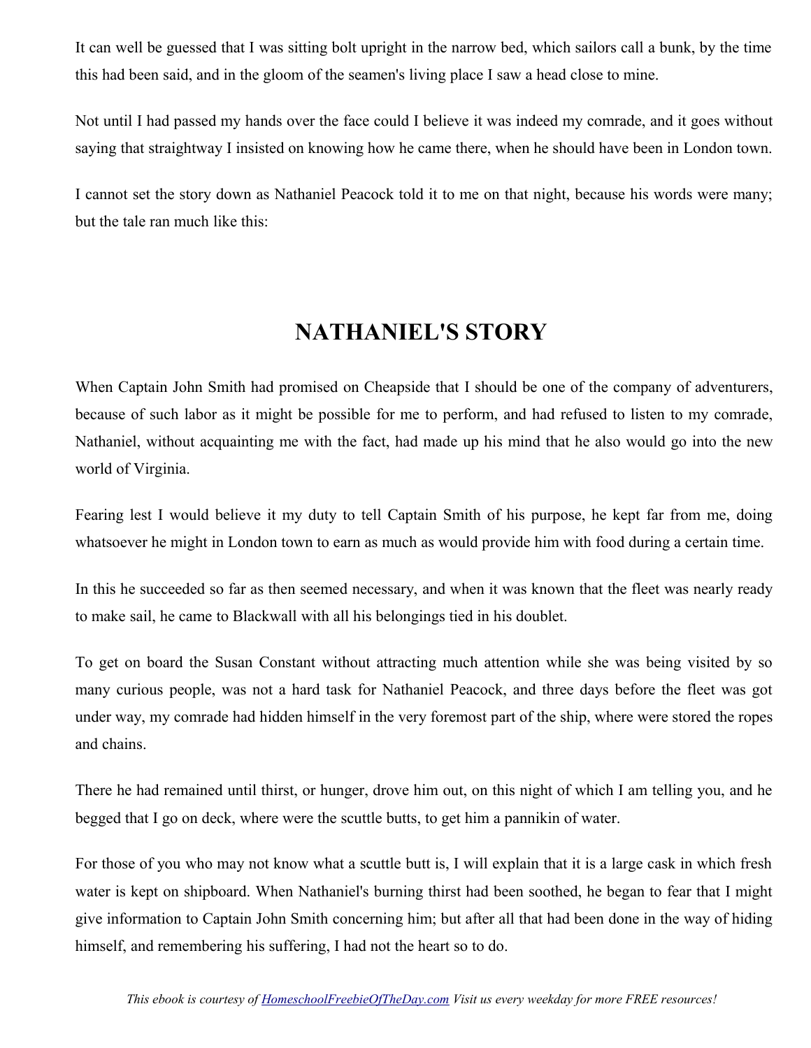It can well be guessed that I was sitting bolt upright in the narrow bed, which sailors call a bunk, by the time this had been said, and in the gloom of the seamen's living place I saw a head close to mine.

Not until I had passed my hands over the face could I believe it was indeed my comrade, and it goes without saying that straightway I insisted on knowing how he came there, when he should have been in London town.

I cannot set the story down as Nathaniel Peacock told it to me on that night, because his words were many; but the tale ran much like this:

## NATHANIEL'S STORY

When Captain John Smith had promised on Cheapside that I should be one of the company of adventurers, because of such labor as it might be possible for me to perform, and had refused to listen to my comrade, Nathaniel, without acquainting me with the fact, had made up his mind that he also would go into the new world of Virginia.

Fearing lest I would believe it my duty to tell Captain Smith of his purpose, he kept far from me, doing whatsoever he might in London town to earn as much as would provide him with food during a certain time.

In this he succeeded so far as then seemed necessary, and when it was known that the fleet was nearly ready to make sail, he came to Blackwall with all his belongings tied in his doublet.

To get on board the Susan Constant without attracting much attention while she was being visited by so many curious people, was not a hard task for Nathaniel Peacock, and three days before the fleet was got under way, my comrade had hidden himself in the very foremost part of the ship, where were stored the ropes and chains.

There he had remained until thirst, or hunger, drove him out, on this night of which I am telling you, and he begged that I go on deck, where were the scuttle butts, to get him a pannikin of water.

For those of you who may not know what a scuttle butt is, I will explain that it is a large cask in which fresh water is kept on shipboard. When Nathaniel's burning thirst had been soothed, he began to fear that I might give information to Captain John Smith concerning him; but after all that had been done in the way of hiding himself, and remembering his suffering, I had not the heart so to do.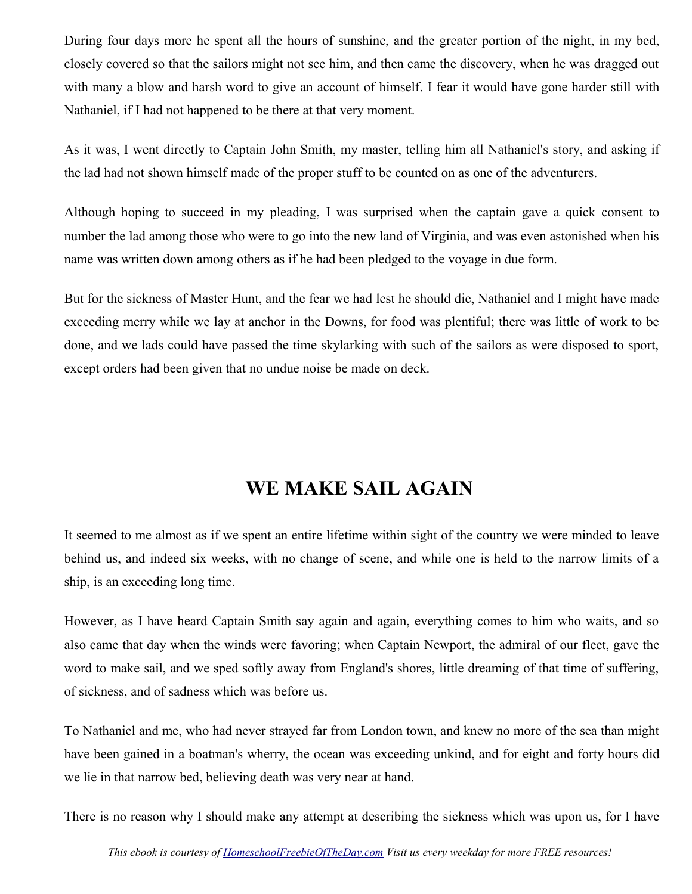During four days more he spent all the hours of sunshine, and the greater portion of the night, in my bed, closely covered so that the sailors might not see him, and then came the discovery, when he was dragged out with many a blow and harsh word to give an account of himself. I fear it would have gone harder still with Nathaniel, if I had not happened to be there at that very moment.

As it was, I went directly to Captain John Smith, my master, telling him all Nathaniel's story, and asking if the lad had not shown himself made of the proper stuff to be counted on as one of the adventurers.

Although hoping to succeed in my pleading, I was surprised when the captain gave a quick consent to number the lad among those who were to go into the new land of Virginia, and was even astonished when his name was written down among others as if he had been pledged to the voyage in due form.

But for the sickness of Master Hunt, and the fear we had lest he should die, Nathaniel and I might have made exceeding merry while we lay at anchor in the Downs, for food was plentiful; there was little of work to be done, and we lads could have passed the time skylarking with such of the sailors as were disposed to sport, except orders had been given that no undue noise be made on deck.

## WE MAKE SAIL AGAIN

It seemed to me almost as if we spent an entire lifetime within sight of the country we were minded to leave behind us, and indeed six weeks, with no change of scene, and while one is held to the narrow limits of a ship, is an exceeding long time.

However, as I have heard Captain Smith say again and again, everything comes to him who waits, and so also came that day when the winds were favoring; when Captain Newport, the admiral of our fleet, gave the word to make sail, and we sped softly away from England's shores, little dreaming of that time of suffering, of sickness, and of sadness which was before us.

To Nathaniel and me, who had never strayed far from London town, and knew no more of the sea than might have been gained in a boatman's wherry, the ocean was exceeding unkind, and for eight and forty hours did we lie in that narrow bed, believing death was very near at hand.

There is no reason why I should make any attempt at describing the sickness which was upon us, for I have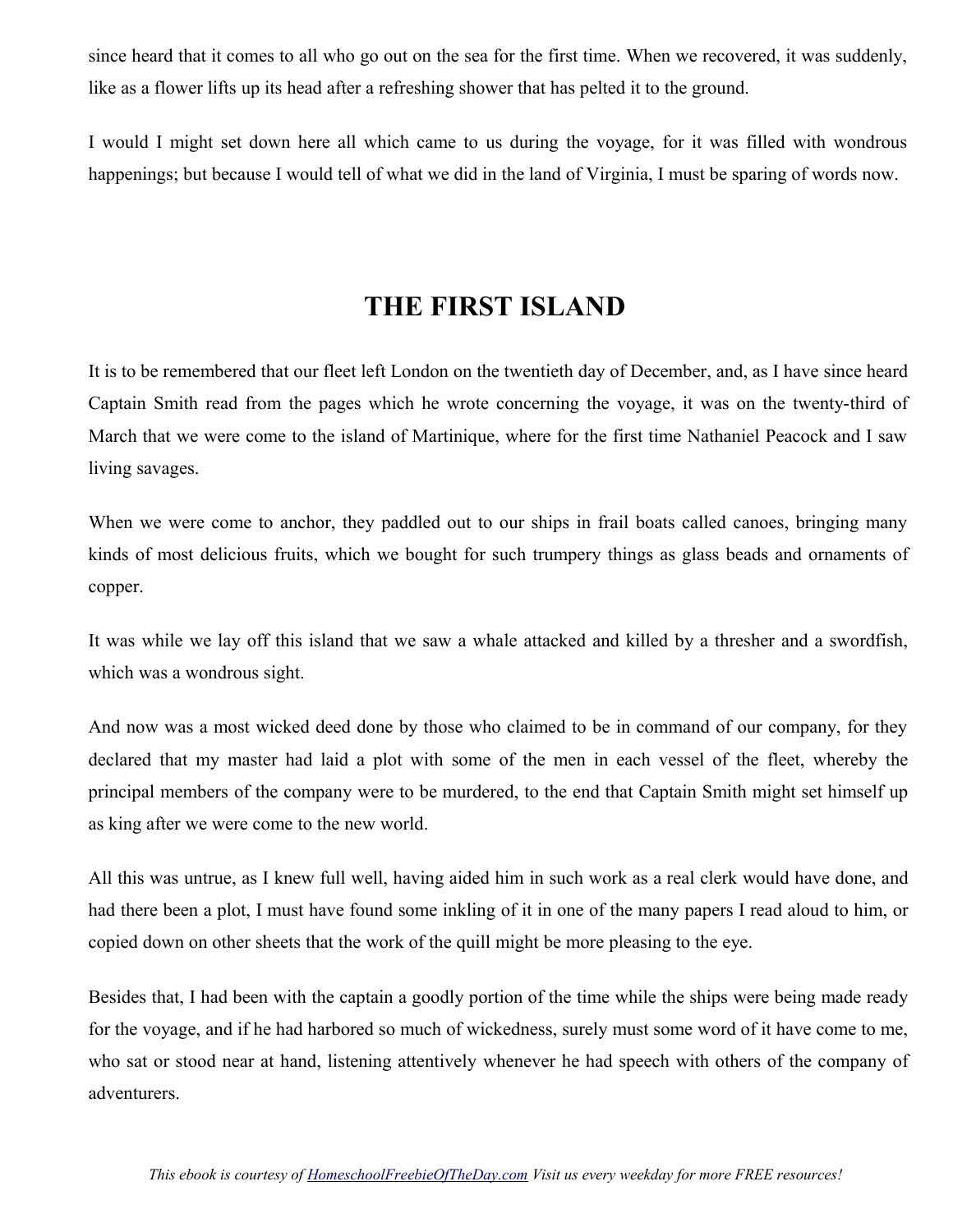since heard that it comes to all who go out on the sea for the first time. When we recovered, it was suddenly, like as a flower lifts up its head after a refreshing shower that has pelted it to the ground.

I would I might set down here all which came to us during the voyage, for it was filled with wondrous happenings; but because I would tell of what we did in the land of Virginia, I must be sparing of words now.

## THE FIRST ISLAND

It is to be remembered that our fleet left London on the twentieth day of December, and, as I have since heard Captain Smith read from the pages which he wrote concerning the voyage, it was on the twenty-third of March that we were come to the island of Martinique, where for the first time Nathaniel Peacock and I saw living savages.

When we were come to anchor, they paddled out to our ships in frail boats called canoes, bringing many kinds of most delicious fruits, which we bought for such trumpery things as glass beads and ornaments of copper.

It was while we lay off this island that we saw a whale attacked and killed by a thresher and a swordfish, which was a wondrous sight.

And now was a most wicked deed done by those who claimed to be in command of our company, for they declared that my master had laid a plot with some of the men in each vessel of the fleet, whereby the principal members of the company were to be murdered, to the end that Captain Smith might set himself up as king after we were come to the new world.

All this was untrue, as I knew full well, having aided him in such work as a real clerk would have done, and had there been a plot, I must have found some inkling of it in one of the many papers I read aloud to him, or copied down on other sheets that the work of the quill might be more pleasing to the eye.

Besides that, I had been with the captain a goodly portion of the time while the ships were being made ready for the voyage, and if he had harbored so much of wickedness, surely must some word of it have come to me, who sat or stood near at hand, listening attentively whenever he had speech with others of the company of adventurers.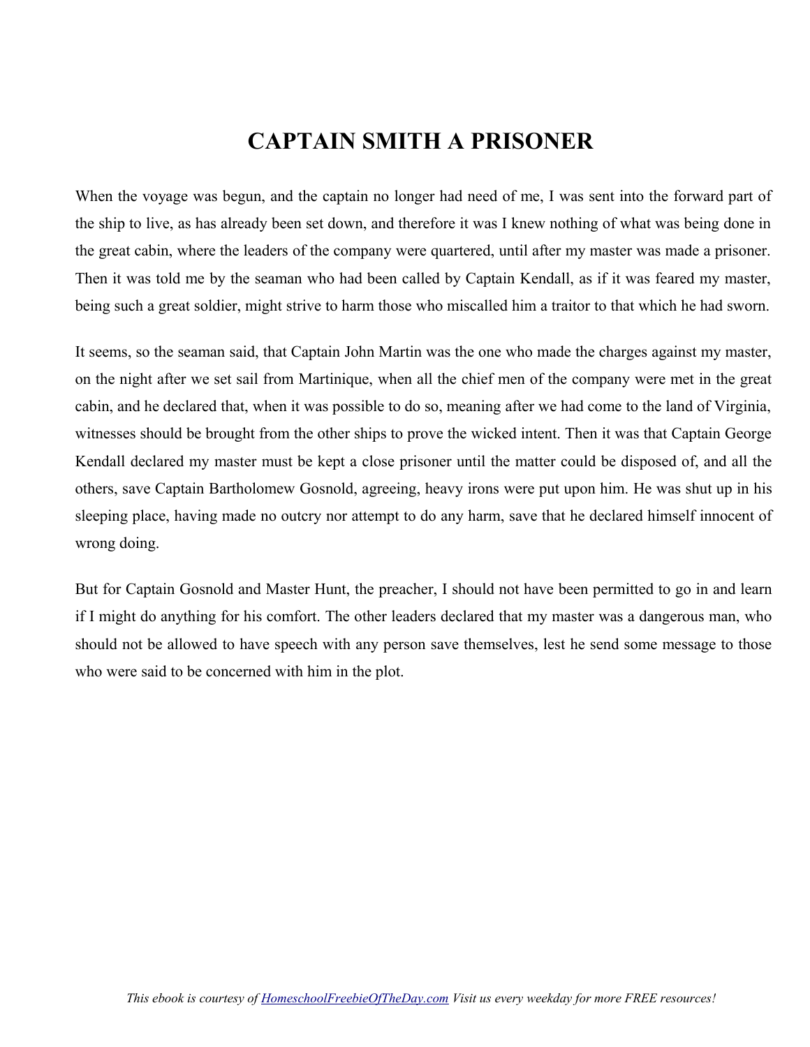# CAPTAIN SMITH A PRISONER

When the voyage was begun, and the captain no longer had need of me, I was sent into the forward part of the ship to live, as has already been set down, and therefore it was I knew nothing of what was being done in the great cabin, where the leaders of the company were quartered, until after my master was made a prisoner. Then it was told me by the seaman who had been called by Captain Kendall, as if it was feared my master, being such a great soldier, might strive to harm those who miscalled him a traitor to that which he had sworn.

It seems, so the seaman said, that Captain John Martin was the one who made the charges against my master, on the night after we set sail from Martinique, when all the chief men of the company were met in the great cabin, and he declared that, when it was possible to do so, meaning after we had come to the land of Virginia, witnesses should be brought from the other ships to prove the wicked intent. Then it was that Captain George Kendall declared my master must be kept a close prisoner until the matter could be disposed of, and all the others, save Captain Bartholomew Gosnold, agreeing, heavy irons were put upon him. He was shut up in his sleeping place, having made no outcry nor attempt to do any harm, save that he declared himself innocent of wrong doing.

But for Captain Gosnold and Master Hunt, the preacher, I should not have been permitted to go in and learn if I might do anything for his comfort. The other leaders declared that my master was a dangerous man, who should not be allowed to have speech with any person save themselves, lest he send some message to those who were said to be concerned with him in the plot.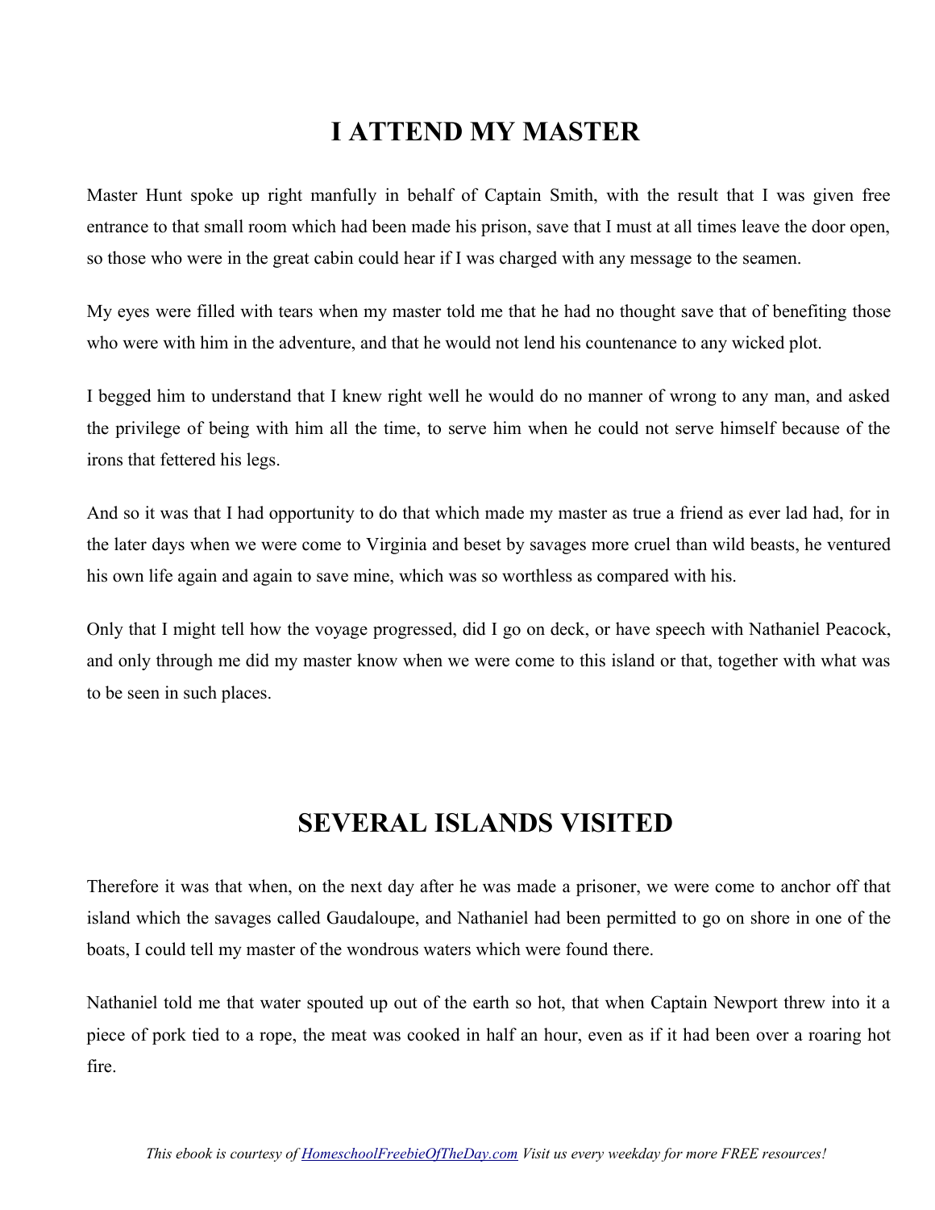## I ATTEND MY MASTER

Master Hunt spoke up right manfully in behalf of Captain Smith, with the result that I was given free entrance to that small room which had been made his prison, save that I must at all times leave the door open, so those who were in the great cabin could hear if I was charged with any message to the seamen.

My eyes were filled with tears when my master told me that he had no thought save that of benefiting those who were with him in the adventure, and that he would not lend his countenance to any wicked plot.

I begged him to understand that I knew right well he would do no manner of wrong to any man, and asked the privilege of being with him all the time, to serve him when he could not serve himself because of the irons that fettered his legs.

And so it was that I had opportunity to do that which made my master as true a friend as ever lad had, for in the later days when we were come to Virginia and beset by savages more cruel than wild beasts, he ventured his own life again and again to save mine, which was so worthless as compared with his.

Only that I might tell how the voyage progressed, did I go on deck, or have speech with Nathaniel Peacock, and only through me did my master know when we were come to this island or that, together with what was to be seen in such places.

## SEVERAL ISLANDS VISITED

Therefore it was that when, on the next day after he was made a prisoner, we were come to anchor off that island which the savages called Gaudaloupe, and Nathaniel had been permitted to go on shore in one of the boats, I could tell my master of the wondrous waters which were found there.

Nathaniel told me that water spouted up out of the earth so hot, that when Captain Newport threw into it a piece of pork tied to a rope, the meat was cooked in half an hour, even as if it had been over a roaring hot fire.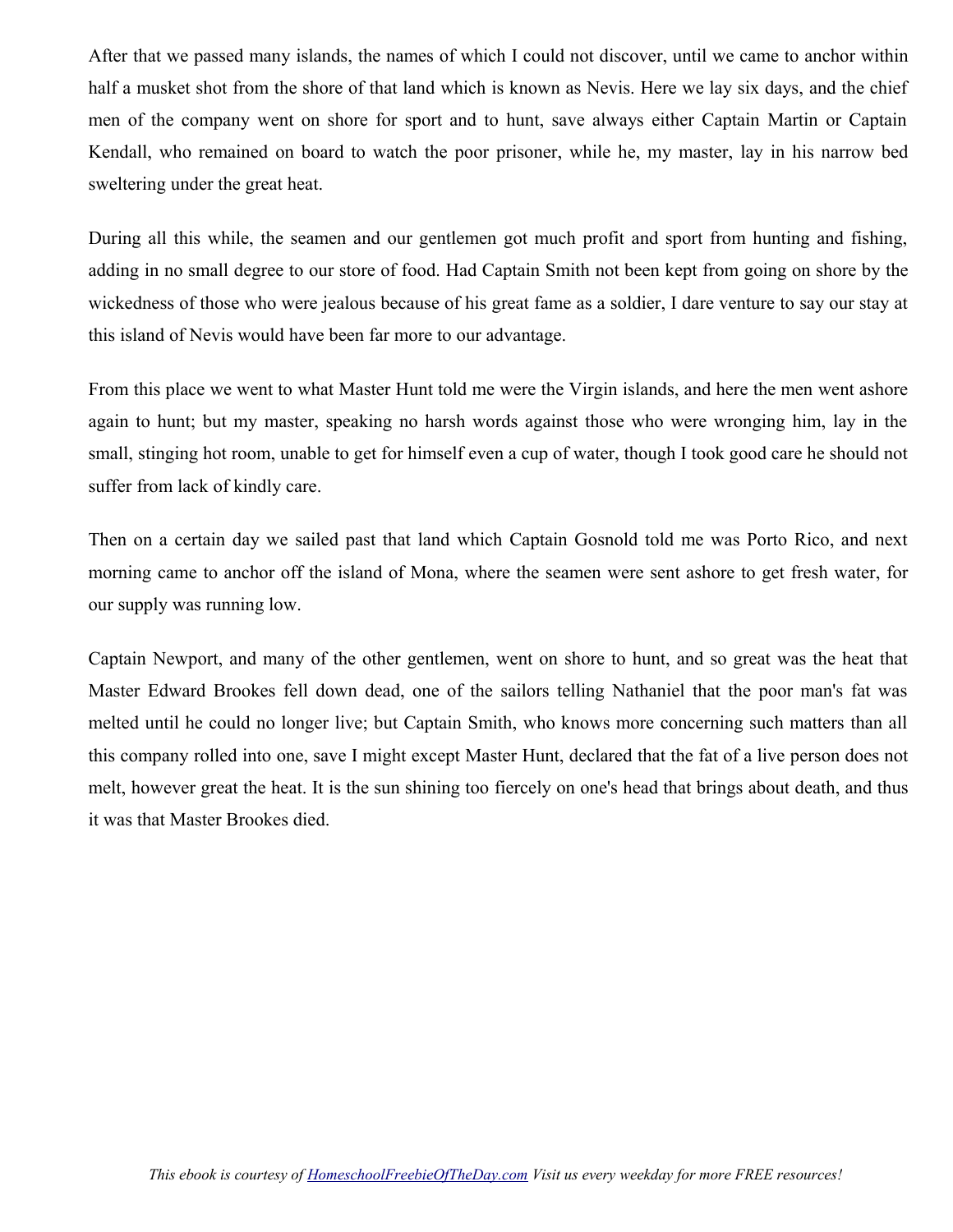After that we passed many islands, the names of which I could not discover, until we came to anchor within half a musket shot from the shore of that land which is known as Nevis. Here we lay six days, and the chief men of the company went on shore for sport and to hunt, save always either Captain Martin or Captain Kendall, who remained on board to watch the poor prisoner, while he, my master, lay in his narrow bed sweltering under the great heat.

During all this while, the seamen and our gentlemen got much profit and sport from hunting and fishing, adding in no small degree to our store of food. Had Captain Smith not been kept from going on shore by the wickedness of those who were jealous because of his great fame as a soldier, I dare venture to say our stay at this island of Nevis would have been far more to our advantage.

From this place we went to what Master Hunt told me were the Virgin islands, and here the men went ashore again to hunt; but my master, speaking no harsh words against those who were wronging him, lay in the small, stinging hot room, unable to get for himself even a cup of water, though I took good care he should not suffer from lack of kindly care.

Then on a certain day we sailed past that land which Captain Gosnold told me was Porto Rico, and next morning came to anchor off the island of Mona, where the seamen were sent ashore to get fresh water, for our supply was running low.

Captain Newport, and many of the other gentlemen, went on shore to hunt, and so great was the heat that Master Edward Brookes fell down dead, one of the sailors telling Nathaniel that the poor man's fat was melted until he could no longer live; but Captain Smith, who knows more concerning such matters than all this company rolled into one, save I might except Master Hunt, declared that the fat of a live person does not melt, however great the heat. It is the sun shining too fiercely on one's head that brings about death, and thus it was that Master Brookes died.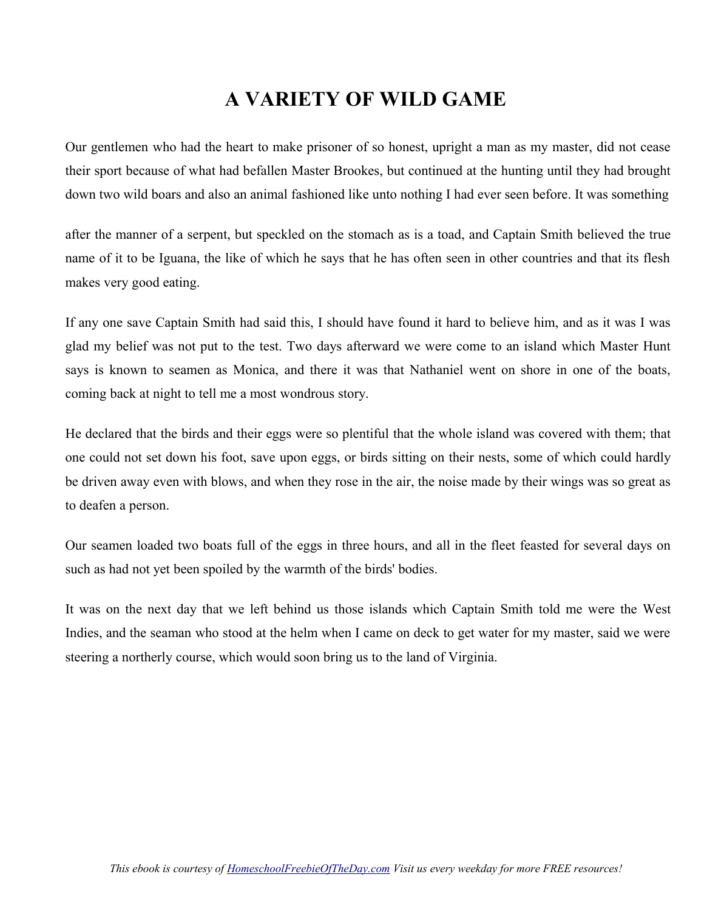# A VARIETY OF WILD GAME

Our gentlemen who had the heart to make prisoner of so honest, upright a man as my master, did not cease their sport because of what had befallen Master Brookes, but continued at the hunting until they had brought down two wild boars and also an animal fashioned like unto nothing I had ever seen before. It was something after the manner of a serpent, but speckled on the stomach as is a toad, and Captain Smith believed the true name of it to be Iguana, the like of which he says that he has often seen in other countries and that its flesh makes very good eating.

If any one save Captain Smith had said this, I should have found it hard to believe him, and as it was I was glad my belief was not put to the test. Two days afterward we were come to an island which Master Hunt says is known to seamen as Monica, and there it was that Nathaniel went on shore in one of the boats, coming back at night to tell me a most wondrous story.

He declared that the birds and their eggs were so plentiful that the whole island was covered with them; that one could not set down his foot, save upon eggs, or birds sitting on their nests, some of which could hardly be driven away even with blows, and when they rose in the air, the noise made by their wings was so great as to deafen a person.

Our seamen loaded two boats full of the eggs in three hours, and all in the fleet feasted for several days on such as had not yet been spoiled by the warmth of the birds' bodies.

It was on the next day that we left behind us those islands which Captain Smith told me were the West Indies, and the seaman who stood at the helm when I came on deck to get water for my master, said we were steering a northerly course, which would soon bring us to the land of Virginia.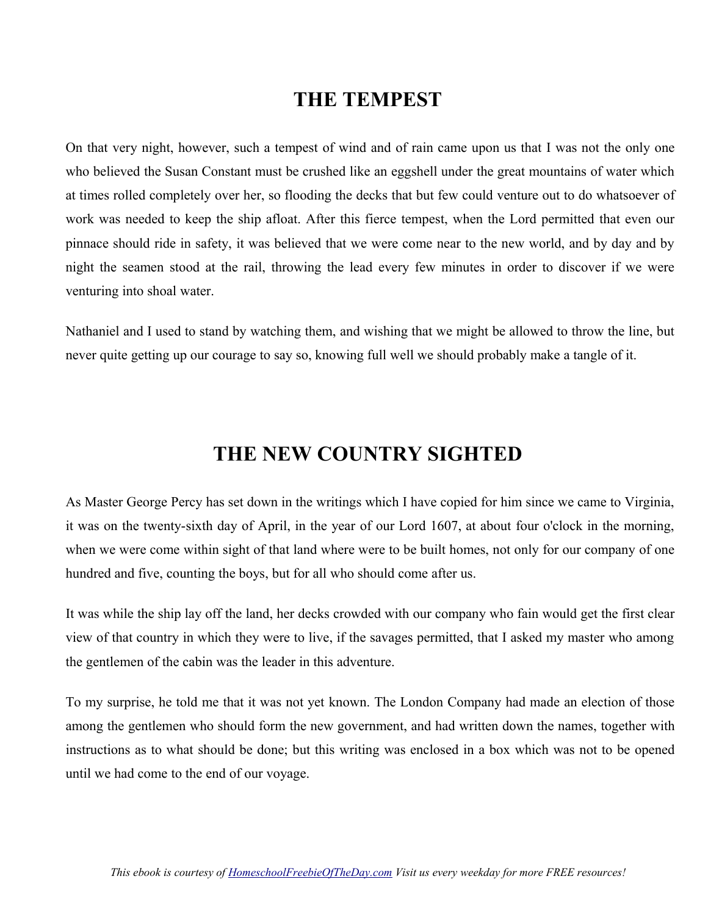## THE TEMPEST

On that very night, however, such a tempest of wind and of rain came upon us that I was not the only one who believed the Susan Constant must be crushed like an eggshell under the great mountains of water which at times rolled completely over her, so flooding the decks that but few could venture out to do whatsoever of work was needed to keep the ship afloat. After this fierce tempest, when the Lord permitted that even our pinnace should ride in safety, it was believed that we were come near to the new world, and by day and by night the seamen stood at the rail, throwing the lead every few minutes in order to discover if we were venturing into shoal water.

Nathaniel and I used to stand by watching them, and wishing that we might be allowed to throw the line, but never quite getting up our courage to say so, knowing full well we should probably make a tangle of it.

## THE NEW COUNTRY SIGHTED

As Master George Percy has set down in the writings which I have copied for him since we came to Virginia, it was on the twenty-sixth day of April, in the year of our Lord 1607, at about four o'clock in the morning, when we were come within sight of that land where were to be built homes, not only for our company of one hundred and five, counting the boys, but for all who should come after us.

It was while the ship lay off the land, her decks crowded with our company who fain would get the first clear view of that country in which they were to live, if the savages permitted, that I asked my master who among the gentlemen of the cabin was the leader in this adventure.

To my surprise, he told me that it was not yet known. The London Company had made an election of those among the gentlemen who should form the new government, and had written down the names, together with instructions as to what should be done; but this writing was enclosed in a box which was not to be opened until we had come to the end of our voyage.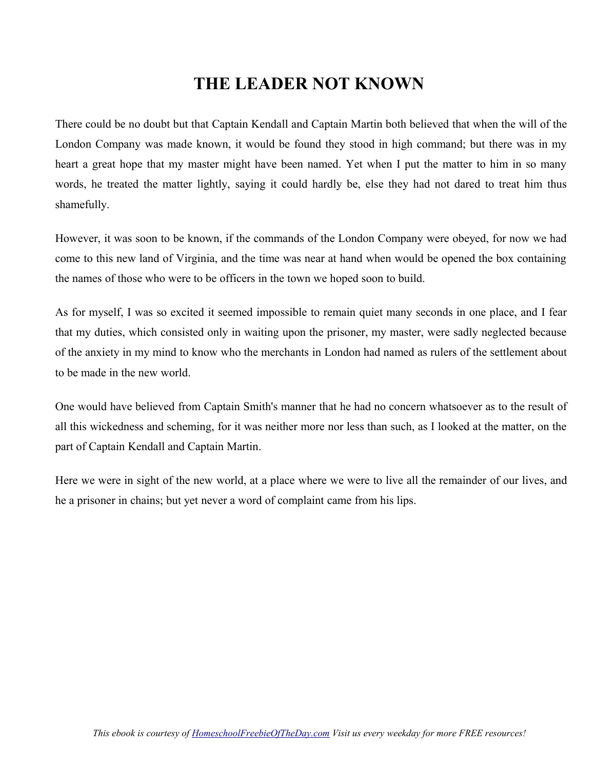# THE LEADER NOT KNOWN

There could be no doubt but that Captain Kendall and Captain Martin both believed that when the will of the London Company was made known, it would be found they stood in high command; but there was in my heart a great hope that my master might have been named. Yet when I put the matter to him in so many words, he treated the matter lightly, saying it could hardly be, else they had not dared to treat him thus shamefully.

However, it was soon to be known, if the commands of the London Company were obeyed, for now we had come to this new land of Virginia, and the time was near at hand when would be opened the box containing the names of those who were to be officers in the town we hoped soon to build.

As for myself, I was so excited it seemed impossible to remain quiet many seconds in one place, and I fear that my duties, which consisted only in waiting upon the prisoner, my master, were sadly neglected because of the anxiety in my mind to know who the merchants in London had named as rulers of the settlement about to be made in the new world.

One would have believed from Captain Smith's manner that he had no concern whatsoever as to the result of all this wickedness and scheming, for it was neither more nor less than such, as I looked at the matter, on the part of Captain Kendall and Captain Martin.

Here we were in sight of the new world, at a place where we were to live all the remainder of our lives, and he a prisoner in chains; but yet never a word of complaint came from his lips.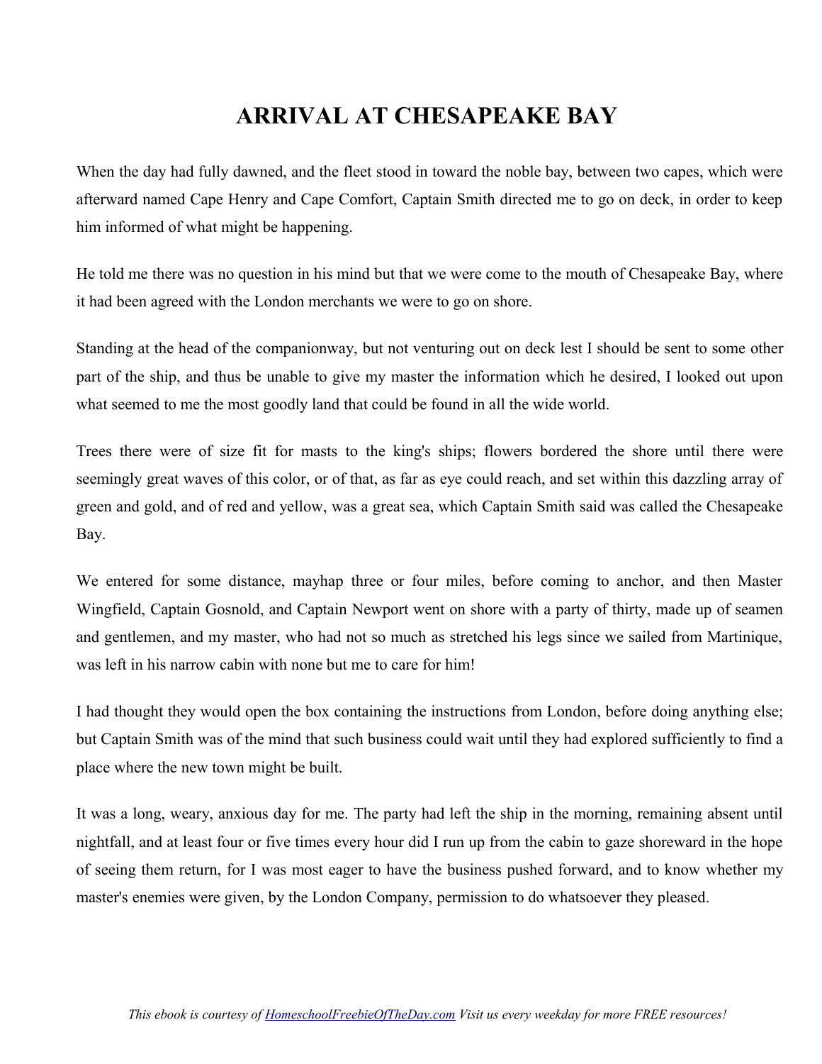# ARRIVAL AT CHESAPEAKE BAY

When the day had fully dawned, and the fleet stood in toward the noble bay, between two capes, which were afterward named Cape Henry and Cape Comfort, Captain Smith directed me to go on deck, in order to keep him informed of what might be happening.

He told me there was no question in his mind but that we were come to the mouth of Chesapeake Bay, where it had been agreed with the London merchants we were to go on shore.

Standing at the head of the companionway, but not venturing out on deck lest I should be sent to some other part of the ship, and thus be unable to give my master the information which he desired, I looked out upon what seemed to me the most goodly land that could be found in all the wide world.

Trees there were of size fit for masts to the king's ships; flowers bordered the shore until there were seemingly great waves of this color, or of that, as far as eye could reach, and set within this dazzling array of green and gold, and of red and yellow, was a great sea, which Captain Smith said was called the Chesapeake Bay.

We entered for some distance, mayhap three or four miles, before coming to anchor, and then Master Wingfield, Captain Gosnold, and Captain Newport went on shore with a party of thirty, made up of seamen and gentlemen, and my master, who had not so much as stretched his legs since we sailed from Martinique, was left in his narrow cabin with none but me to care for him!

I had thought they would open the box containing the instructions from London, before doing anything else; but Captain Smith was of the mind that such business could wait until they had explored sufficiently to find a place where the new town might be built.

It was a long, weary, anxious day for me. The party had left the ship in the morning, remaining absent until nightfall, and at least four or five times every hour did I run up from the cabin to gaze shoreward in the hope of seeing them return, for I was most eager to have the business pushed forward, and to know whether my master's enemies were given, by the London Company, permission to do whatsoever they pleased.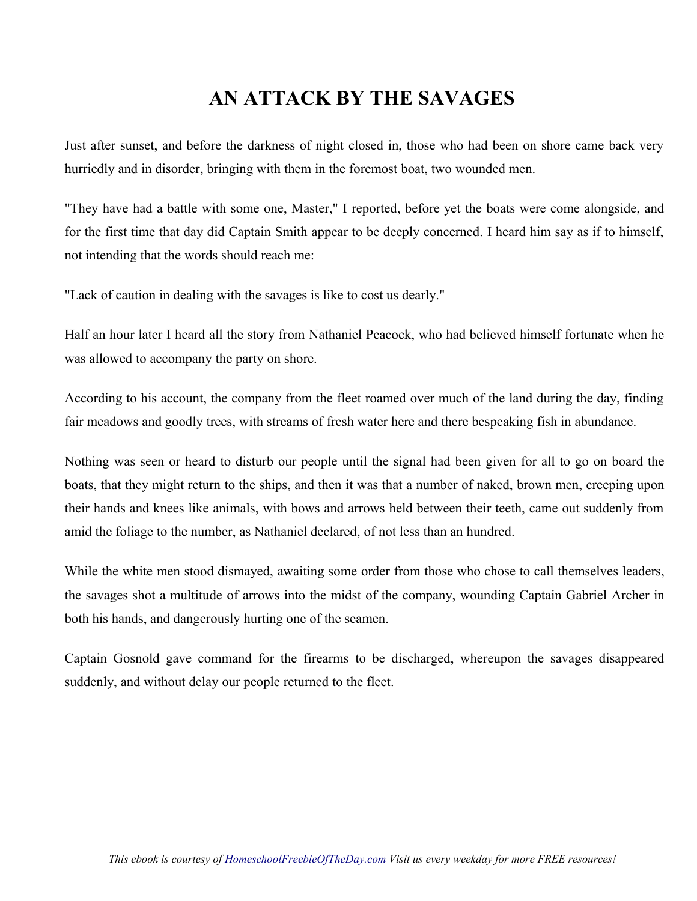# AN ATTACK BY THE SAVAGES

Just after sunset, and before the darkness of night closed in, those who had been on shore came back very hurriedly and in disorder, bringing with them in the foremost boat, two wounded men.

"They have had a battle with some one, Master," I reported, before yet the boats were come alongside, and for the first time that day did Captain Smith appear to be deeply concerned. I heard him say as if to himself, not intending that the words should reach me:

"Lack of caution in dealing with the savages is like to cost us dearly."

Half an hour later I heard all the story from Nathaniel Peacock, who had believed himself fortunate when he was allowed to accompany the party on shore.

According to his account, the company from the fleet roamed over much of the land during the day, finding fair meadows and goodly trees, with streams of fresh water here and there bespeaking fish in abundance.

Nothing was seen or heard to disturb our people until the signal had been given for all to go on board the boats, that they might return to the ships, and then it was that a number of naked, brown men, creeping upon their hands and knees like animals, with bows and arrows held between their teeth, came out suddenly from amid the foliage to the number, as Nathaniel declared, of not less than an hundred.

While the white men stood dismayed, awaiting some order from those who chose to call themselves leaders, the savages shot a multitude of arrows into the midst of the company, wounding Captain Gabriel Archer in both his hands, and dangerously hurting one of the seamen.

Captain Gosnold gave command for the firearms to be discharged, whereupon the savages disappeared suddenly, and without delay our people returned to the fleet.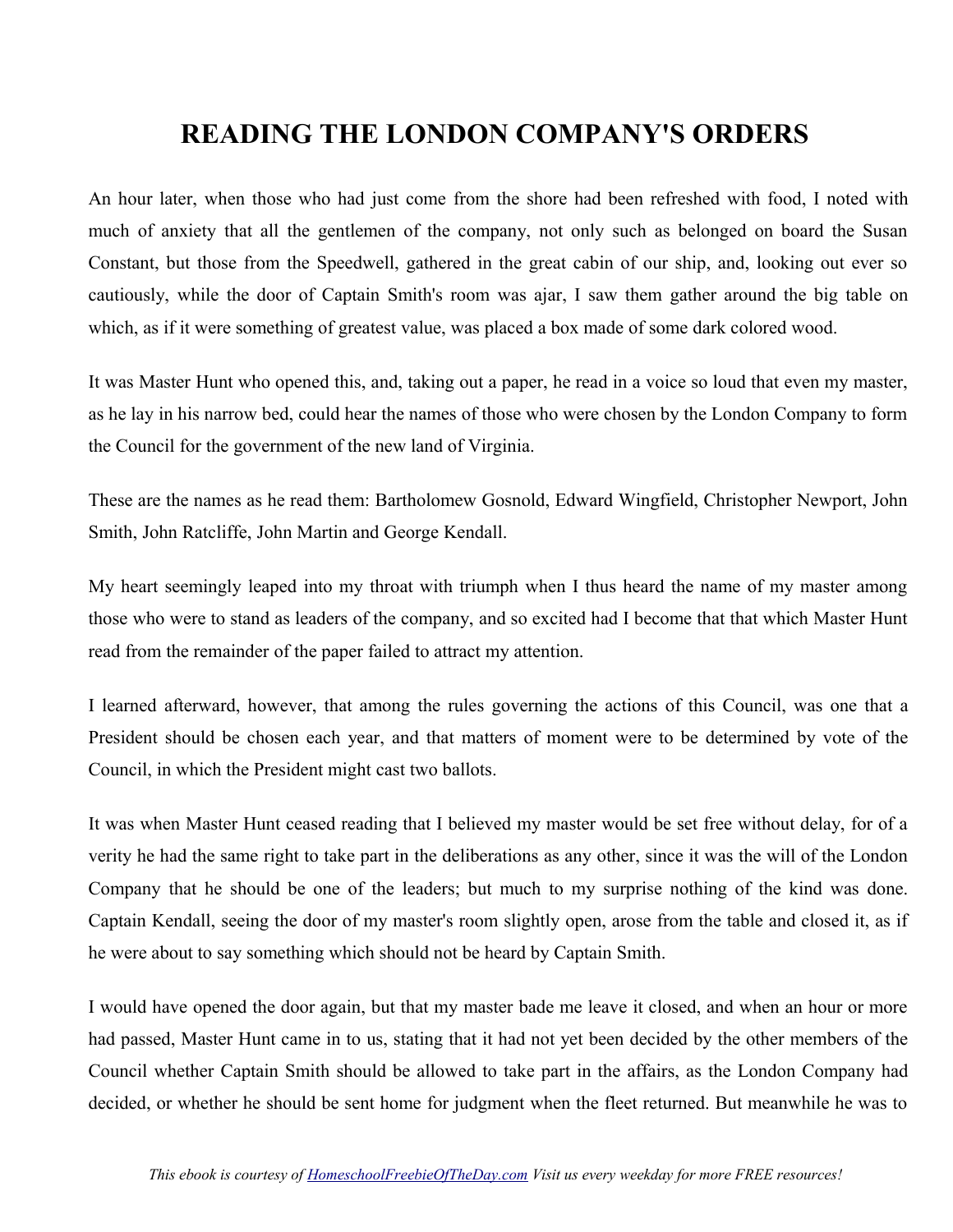# READING THE LONDON COMPANY'S ORDERS

An hour later, when those who had just come from the shore had been refreshed with food, I noted with much of anxiety that all the gentlemen of the company, not only such as belonged on board the Susan Constant, but those from the Speedwell, gathered in the great cabin of our ship, and, looking out ever so cautiously, while the door of Captain Smith's room was ajar, I saw them gather around the big table on which, as if it were something of greatest value, was placed a box made of some dark colored wood.

It was Master Hunt who opened this, and, taking out a paper, he read in a voice so loud that even my master, as he lay in his narrow bed, could hear the names of those who were chosen by the London Company to form the Council for the government of the new land of Virginia.

These are the names as he read them: Bartholomew Gosnold, Edward Wingfield, Christopher Newport, John Smith, John Ratcliffe, John Martin and George Kendall.

My heart seemingly leaped into my throat with triumph when I thus heard the name of my master among those who were to stand as leaders of the company, and so excited had I become that that which Master Hunt read from the remainder of the paper failed to attract my attention.

I learned afterward, however, that among the rules governing the actions of this Council, was one that a President should be chosen each year, and that matters of moment were to be determined by vote of the Council, in which the President might cast two ballots.

It was when Master Hunt ceased reading that I believed my master would be set free without delay, for of a verity he had the same right to take part in the deliberations as any other, since it was the will of the London Company that he should be one of the leaders; but much to my surprise nothing of the kind was done. Captain Kendall, seeing the door of my master's room slightly open, arose from the table and closed it, as if he were about to say something which should not be heard by Captain Smith.

I would have opened the door again, but that my master bade me leave it closed, and when an hour or more had passed, Master Hunt came in to us, stating that it had not yet been decided by the other members of the Council whether Captain Smith should be allowed to take part in the affairs, as the London Company had decided, or whether he should be sent home for judgment when the fleet returned. But meanwhile he was to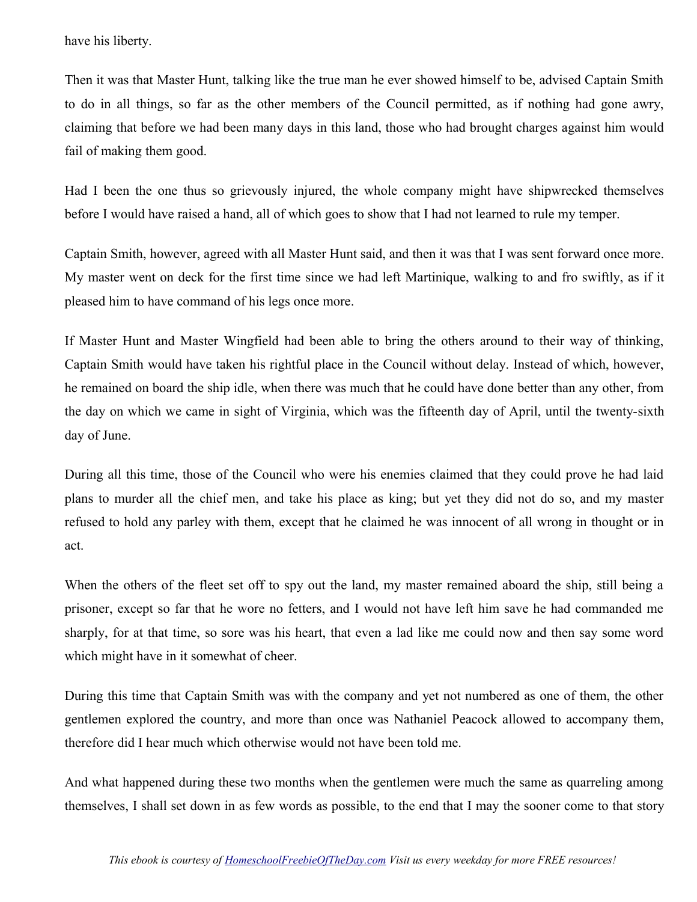have his liberty.

Then it was that Master Hunt, talking like the true man he ever showed himself to be, advised Captain Smith to do in all things, so far as the other members of the Council permitted, as if nothing had gone awry, claiming that before we had been many days in this land, those who had brought charges against him would fail of making them good.

Had I been the one thus so grievously injured, the whole company might have shipwrecked themselves before I would have raised a hand, all of which goes to show that I had not learned to rule my temper.

Captain Smith, however, agreed with all Master Hunt said, and then it was that I was sent forward once more. My master went on deck for the first time since we had left Martinique, walking to and fro swiftly, as if it pleased him to have command of his legs once more.

If Master Hunt and Master Wingfield had been able to bring the others around to their way of thinking, Captain Smith would have taken his rightful place in the Council without delay. Instead of which, however, he remained on board the ship idle, when there was much that he could have done better than any other, from the day on which we came in sight of Virginia, which was the fifteenth day of April, until the twenty-sixth day of June.

During all this time, those of the Council who were his enemies claimed that they could prove he had laid plans to murder all the chief men, and take his place as king; but yet they did not do so, and my master refused to hold any parley with them, except that he claimed he was innocent of all wrong in thought or in act.

When the others of the fleet set off to spy out the land, my master remained aboard the ship, still being a prisoner, except so far that he wore no fetters, and I would not have left him save he had commanded me sharply, for at that time, so sore was his heart, that even a lad like me could now and then say some word which might have in it somewhat of cheer.

During this time that Captain Smith was with the company and yet not numbered as one of them, the other gentlemen explored the country, and more than once was Nathaniel Peacock allowed to accompany them, therefore did I hear much which otherwise would not have been told me.

And what happened during these two months when the gentlemen were much the same as quarreling among themselves, I shall set down in as few words as possible, to the end that I may the sooner come to that story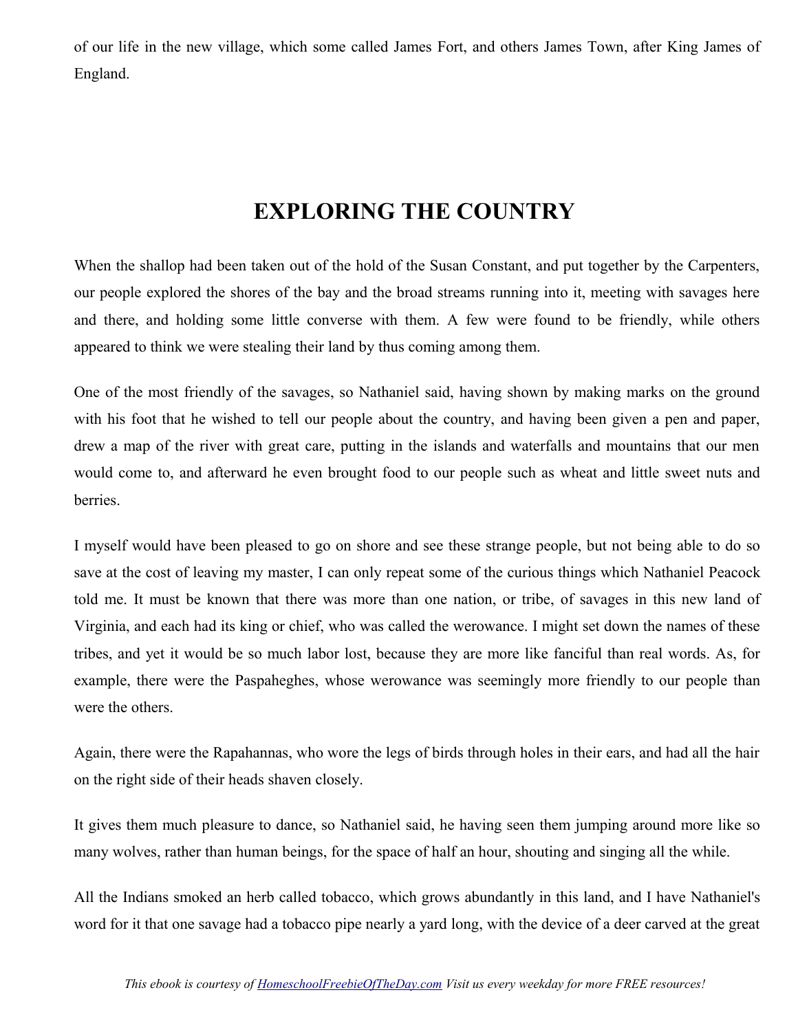of our life in the new village, which some called James Fort, and others James Town, after King James of England.

## EXPLORING THE COUNTRY

When the shallop had been taken out of the hold of the Susan Constant, and put together by the Carpenters, our people explored the shores of the bay and the broad streams running into it, meeting with savages here and there, and holding some little converse with them. A few were found to be friendly, while others appeared to think we were stealing their land by thus coming among them.

One of the most friendly of the savages, so Nathaniel said, having shown by making marks on the ground with his foot that he wished to tell our people about the country, and having been given a pen and paper, drew a map of the river with great care, putting in the islands and waterfalls and mountains that our men would come to, and afterward he even brought food to our people such as wheat and little sweet nuts and berries.

I myself would have been pleased to go on shore and see these strange people, but not being able to do so save at the cost of leaving my master, I can only repeat some of the curious things which Nathaniel Peacock told me. It must be known that there was more than one nation, or tribe, of savages in this new land of Virginia, and each had its king or chief, who was called the werowance. I might set down the names of these tribes, and yet it would be so much labor lost, because they are more like fanciful than real words. As, for example, there were the Paspaheghes, whose werowance was seemingly more friendly to our people than were the others.

Again, there were the Rapahannas, who wore the legs of birds through holes in their ears, and had all the hair on the right side of their heads shaven closely.

It gives them much pleasure to dance, so Nathaniel said, he having seen them jumping around more like so many wolves, rather than human beings, for the space of half an hour, shouting and singing all the while.

All the Indians smoked an herb called tobacco, which grows abundantly in this land, and I have Nathaniel's word for it that one savage had a tobacco pipe nearly a yard long, with the device of a deer carved at the great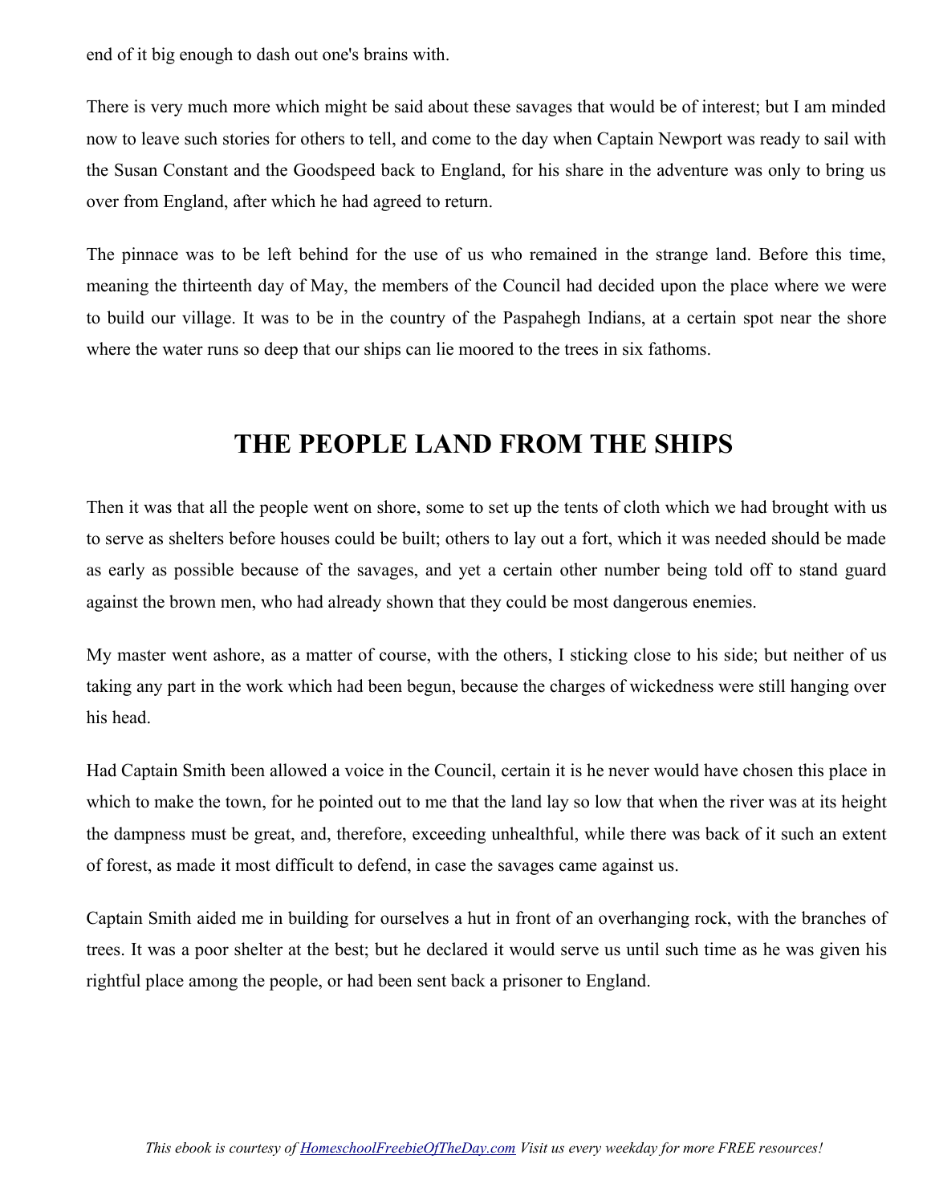end of it big enough to dash out one's brains with.

There is very much more which might be said about these savages that would be of interest; but I am minded now to leave such stories for others to tell, and come to the day when Captain Newport was ready to sail with the Susan Constant and the Goodspeed back to England, for his share in the adventure was only to bring us over from England, after which he had agreed to return.

The pinnace was to be left behind for the use of us who remained in the strange land. Before this time, meaning the thirteenth day of May, the members of the Council had decided upon the place where we were to build our village. It was to be in the country of the Paspahegh Indians, at a certain spot near the shore where the water runs so deep that our ships can lie moored to the trees in six fathoms.

## THE PEOPLE LAND FROM THE SHIPS

Then it was that all the people went on shore, some to set up the tents of cloth which we had brought with us to serve as shelters before houses could be built; others to lay out a fort, which it was needed should be made as early as possible because of the savages, and yet a certain other number being told off to stand guard against the brown men, who had already shown that they could be most dangerous enemies.

My master went ashore, as a matter of course, with the others, I sticking close to his side; but neither of us taking any part in the work which had been begun, because the charges of wickedness were still hanging over his head.

Had Captain Smith been allowed a voice in the Council, certain it is he never would have chosen this place in which to make the town, for he pointed out to me that the land lay so low that when the river was at its height the dampness must be great, and, therefore, exceeding unhealthful, while there was back of it such an extent of forest, as made it most difficult to defend, in case the savages came against us.

Captain Smith aided me in building for ourselves a hut in front of an overhanging rock, with the branches of trees. It was a poor shelter at the best; but he declared it would serve us until such time as he was given his rightful place among the people, or had been sent back a prisoner to England.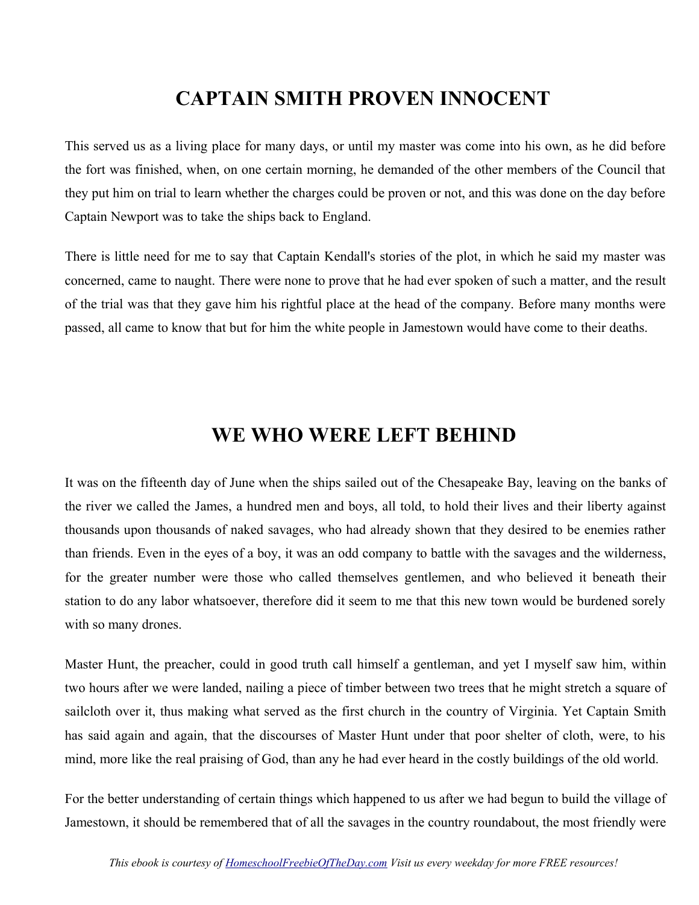## CAPTAIN SMITH PROVEN INNOCENT

This served us as a living place for many days, or until my master was come into his own, as he did before the fort was finished, when, on one certain morning, he demanded of the other members of the Council that they put him on trial to learn whether the charges could be proven or not, and this was done on the day before Captain Newport was to take the ships back to England.

There is little need for me to say that Captain Kendall's stories of the plot, in which he said my master was concerned, came to naught. There were none to prove that he had ever spoken of such a matter, and the result of the trial was that they gave him his rightful place at the head of the company. Before many months were passed, all came to know that but for him the white people in Jamestown would have come to their deaths.

## WE WHO WERE LEFT BEHIND

It was on the fifteenth day of June when the ships sailed out of the Chesapeake Bay, leaving on the banks of the river we called the James, a hundred men and boys, all told, to hold their lives and their liberty against thousands upon thousands of naked savages, who had already shown that they desired to be enemies rather than friends. Even in the eyes of a boy, it was an odd company to battle with the savages and the wilderness, for the greater number were those who called themselves gentlemen, and who believed it beneath their station to do any labor whatsoever, therefore did it seem to me that this new town would be burdened sorely with so many drones.

Master Hunt, the preacher, could in good truth call himself a gentleman, and yet I myself saw him, within two hours after we were landed, nailing a piece of timber between two trees that he might stretch a square of sailcloth over it, thus making what served as the first church in the country of Virginia. Yet Captain Smith has said again and again, that the discourses of Master Hunt under that poor shelter of cloth, were, to his mind, more like the real praising of God, than any he had ever heard in the costly buildings of the old world.

For the better understanding of certain things which happened to us after we had begun to build the village of Jamestown, it should be remembered that of all the savages in the country roundabout, the most friendly were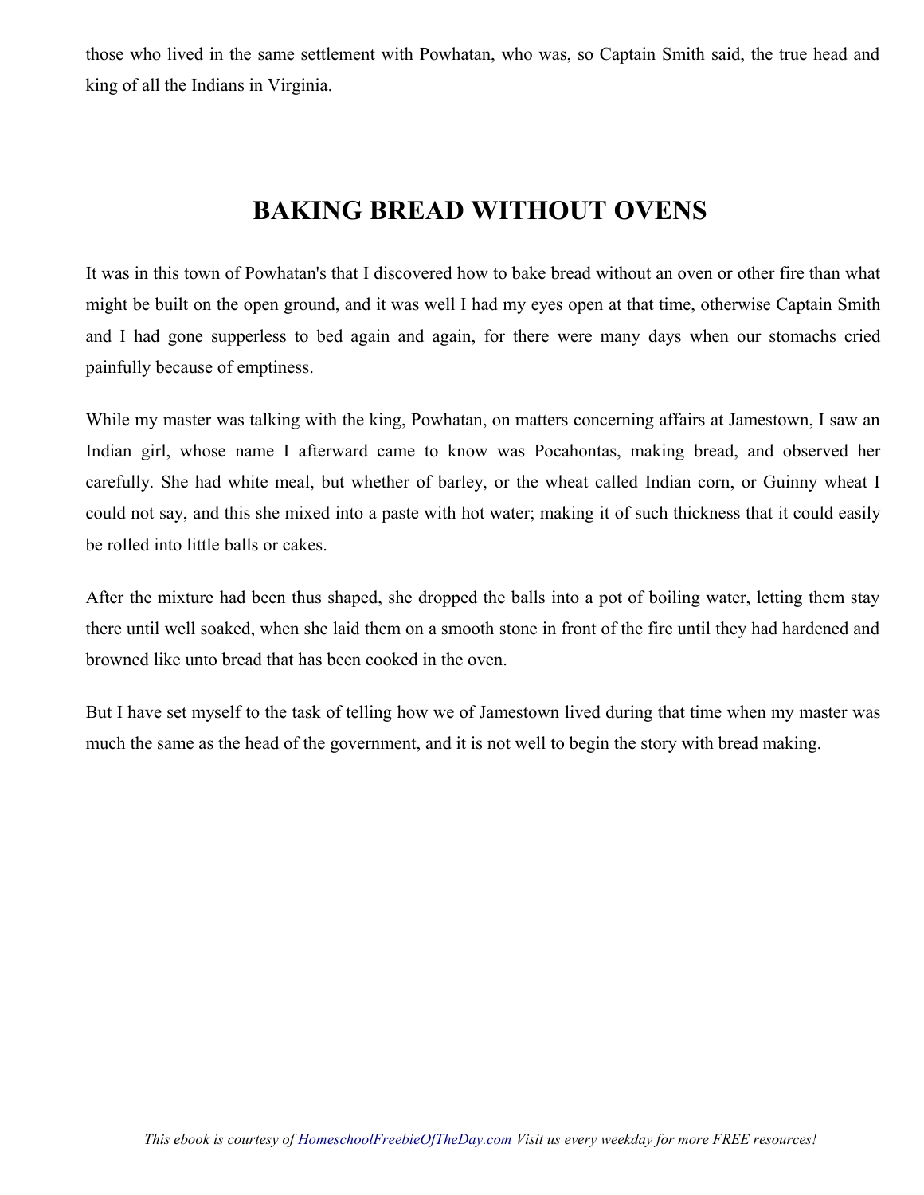those who lived in the same settlement with Powhatan, who was, so Captain Smith said, the true head and king of all the Indians in Virginia.

## BAKING BREAD WITHOUT OVENS

It was in this town of Powhatan's that I discovered how to bake bread without an oven or other fire than what might be built on the open ground, and it was well I had my eyes open at that time, otherwise Captain Smith and I had gone supperless to bed again and again, for there were many days when our stomachs cried painfully because of emptiness.

While my master was talking with the king, Powhatan, on matters concerning affairs at Jamestown, I saw an Indian girl, whose name I afterward came to know was Pocahontas, making bread, and observed her carefully. She had white meal, but whether of barley, or the wheat called Indian corn, or Guinny wheat I could not say, and this she mixed into a paste with hot water; making it of such thickness that it could easily be rolled into little balls or cakes.

After the mixture had been thus shaped, she dropped the balls into a pot of boiling water, letting them stay there until well soaked, when she laid them on a smooth stone in front of the fire until they had hardened and browned like unto bread that has been cooked in the oven.

But I have set myself to the task of telling how we of Jamestown lived during that time when my master was much the same as the head of the government, and it is not well to begin the story with bread making.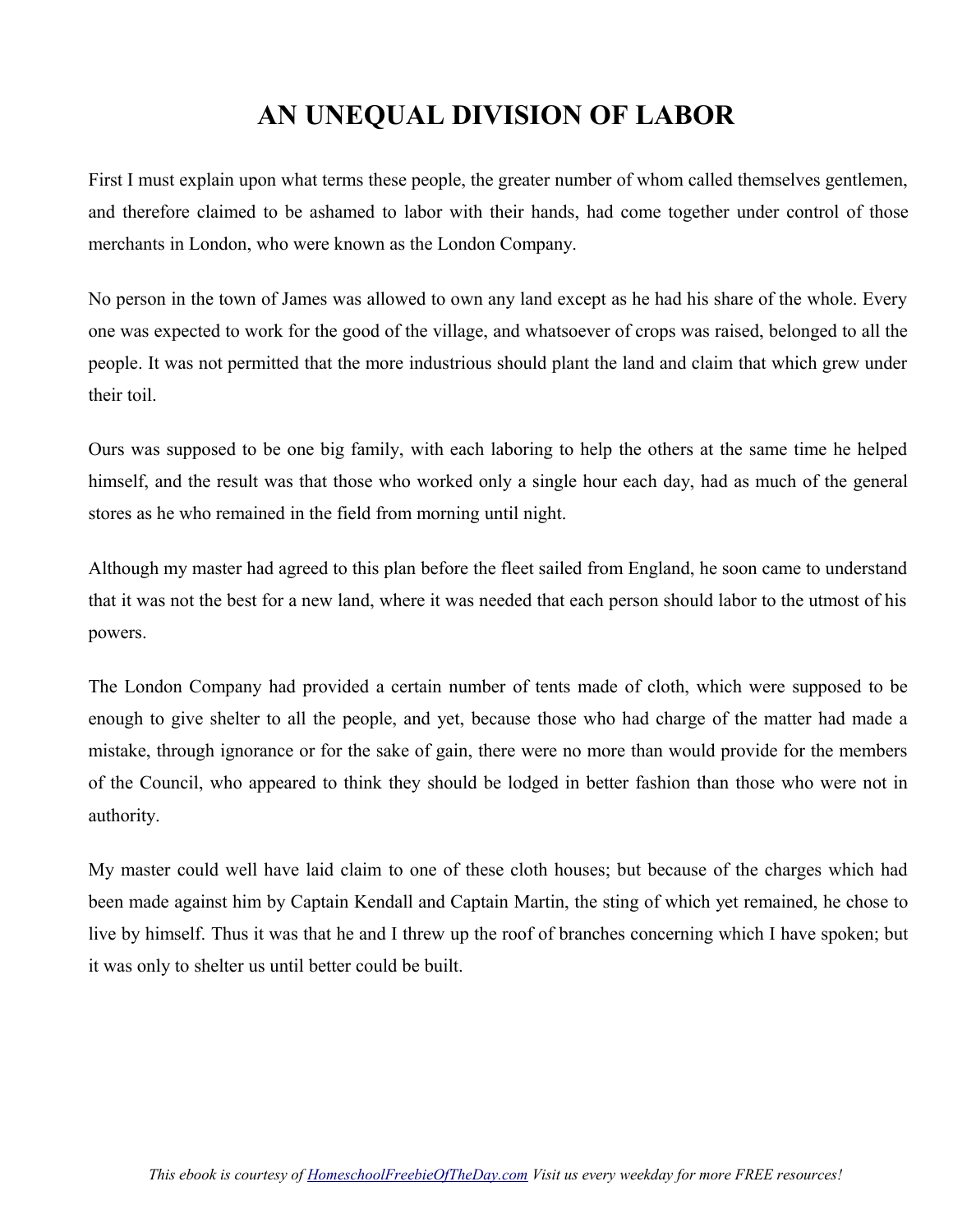# AN UNEQUAL DIVISION OF LABOR

First I must explain upon what terms these people, the greater number of whom called themselves gentlemen, and therefore claimed to be ashamed to labor with their hands, had come together under control of those merchants in London, who were known as the London Company.

No person in the town of James was allowed to own any land except as he had his share of the whole. Every one was expected to work for the good of the village, and whatsoever of crops was raised, belonged to all the people. It was not permitted that the more industrious should plant the land and claim that which grew under their toil.

Ours was supposed to be one big family, with each laboring to help the others at the same time he helped himself, and the result was that those who worked only a single hour each day, had as much of the general stores as he who remained in the field from morning until night.

Although my master had agreed to this plan before the fleet sailed from England, he soon came to understand that it was not the best for a new land, where it was needed that each person should labor to the utmost of his powers.

The London Company had provided a certain number of tents made of cloth, which were supposed to be enough to give shelter to all the people, and yet, because those who had charge of the matter had made a mistake, through ignorance or for the sake of gain, there were no more than would provide for the members of the Council, who appeared to think they should be lodged in better fashion than those who were not in authority.

My master could well have laid claim to one of these cloth houses; but because of the charges which had been made against him by Captain Kendall and Captain Martin, the sting of which yet remained, he chose to live by himself. Thus it was that he and I threw up the roof of branches concerning which I have spoken; but it was only to shelter us until better could be built.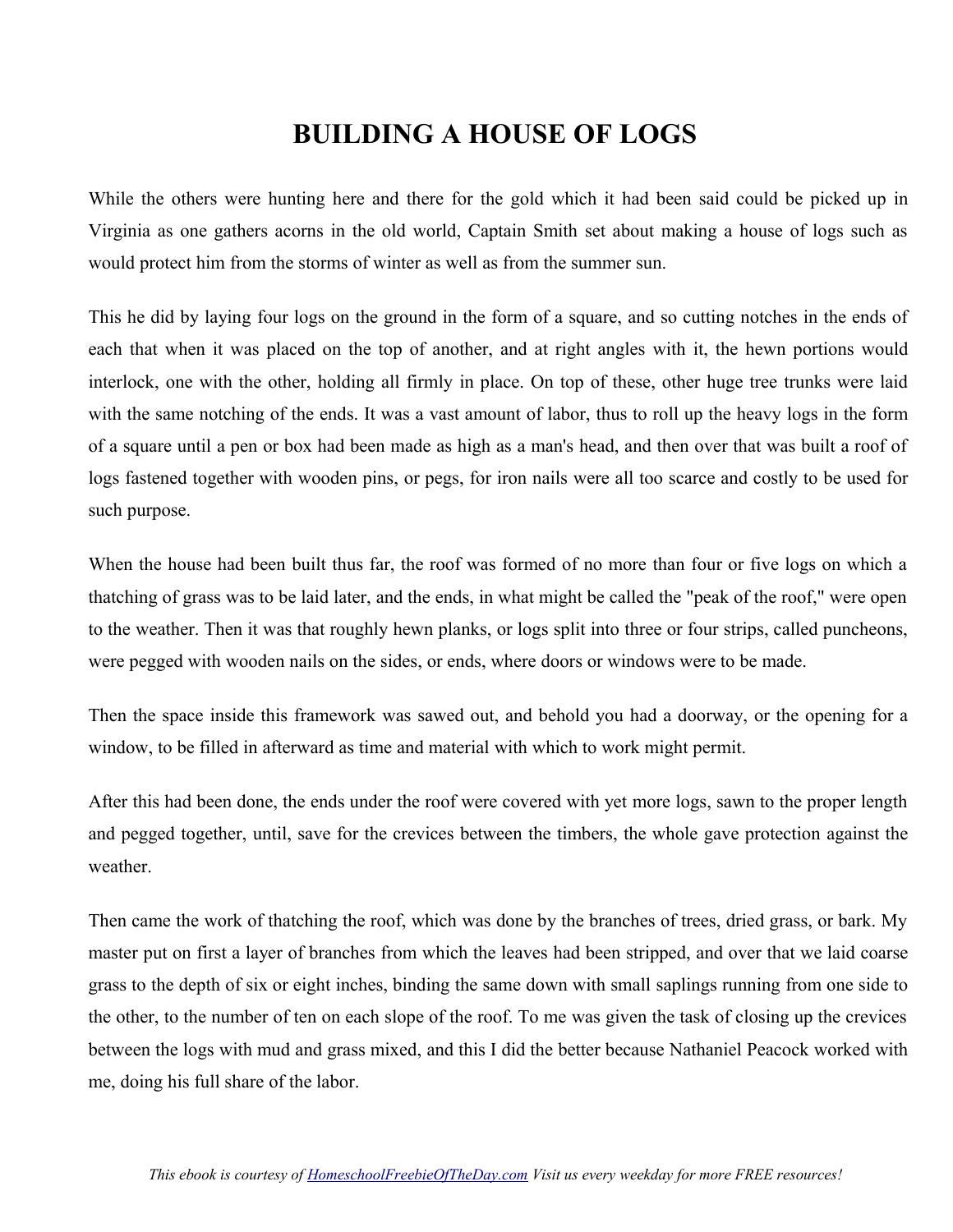# BUILDING A HOUSE OF LOGS

While the others were hunting here and there for the gold which it had been said could be picked up in Virginia as one gathers acorns in the old world, Captain Smith set about making a house of logs such as would protect him from the storms of winter as well as from the summer sun.

This he did by laying four logs on the ground in the form of a square, and so cutting notches in the ends of each that when it was placed on the top of another, and at right angles with it, the hewn portions would interlock, one with the other, holding all firmly in place. On top of these, other huge tree trunks were laid with the same notching of the ends. It was a vast amount of labor, thus to roll up the heavy logs in the form of a square until a pen or box had been made as high as a man's head, and then over that was built a roof of logs fastened together with wooden pins, or pegs, for iron nails were all too scarce and costly to be used for such purpose.

When the house had been built thus far, the roof was formed of no more than four or five logs on which a thatching of grass was to be laid later, and the ends, in what might be called the "peak of the roof," were open to the weather. Then it was that roughly hewn planks, or logs split into three or four strips, called puncheons, were pegged with wooden nails on the sides, or ends, where doors or windows were to be made.

Then the space inside this framework was sawed out, and behold you had a doorway, or the opening for a window, to be filled in afterward as time and material with which to work might permit.

After this had been done, the ends under the roof were covered with yet more logs, sawn to the proper length and pegged together, until, save for the crevices between the timbers, the whole gave protection against the weather.

Then came the work of thatching the roof, which was done by the branches of trees, dried grass, or bark. My master put on first a layer of branches from which the leaves had been stripped, and over that we laid coarse grass to the depth of six or eight inches, binding the same down with small saplings running from one side to the other, to the number of ten on each slope of the roof. To me was given the task of closing up the crevices between the logs with mud and grass mixed, and this I did the better because Nathaniel Peacock worked with me, doing his full share of the labor.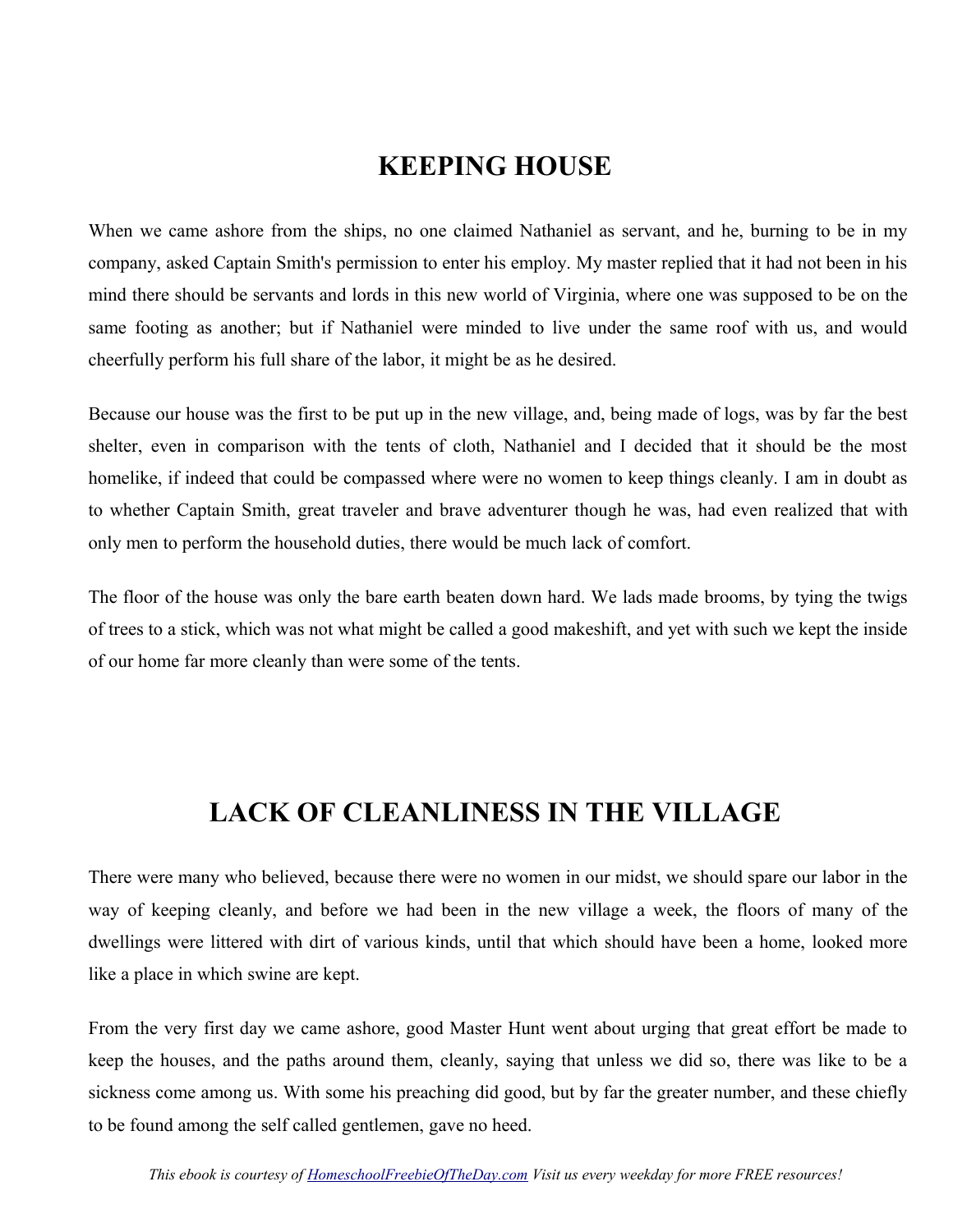## KEEPING HOUSE

When we came ashore from the ships, no one claimed Nathaniel as servant, and he, burning to be in my company, asked Captain Smith's permission to enter his employ. My master replied that it had not been in his mind there should be servants and lords in this new world of Virginia, where one was supposed to be on the same footing as another; but if Nathaniel were minded to live under the same roof with us, and would cheerfully perform his full share of the labor, it might be as he desired.

Because our house was the first to be put up in the new village, and, being made of logs, was by far the best shelter, even in comparison with the tents of cloth, Nathaniel and I decided that it should be the most homelike, if indeed that could be compassed where were no women to keep things cleanly. I am in doubt as to whether Captain Smith, great traveler and brave adventurer though he was, had even realized that with only men to perform the household duties, there would be much lack of comfort.

The floor of the house was only the bare earth beaten down hard. We lads made brooms, by tying the twigs of trees to a stick, which was not what might be called a good makeshift, and yet with such we kept the inside of our home far more cleanly than were some of the tents.

## LACK OF CLEANLINESS IN THE VILLAGE

There were many who believed, because there were no women in our midst, we should spare our labor in the way of keeping cleanly, and before we had been in the new village a week, the floors of many of the dwellings were littered with dirt of various kinds, until that which should have been a home, looked more like a place in which swine are kept.

From the very first day we came ashore, good Master Hunt went about urging that great effort be made to keep the houses, and the paths around them, cleanly, saying that unless we did so, there was like to be a sickness come among us. With some his preaching did good, but by far the greater number, and these chiefly to be found among the self called gentlemen, gave no heed.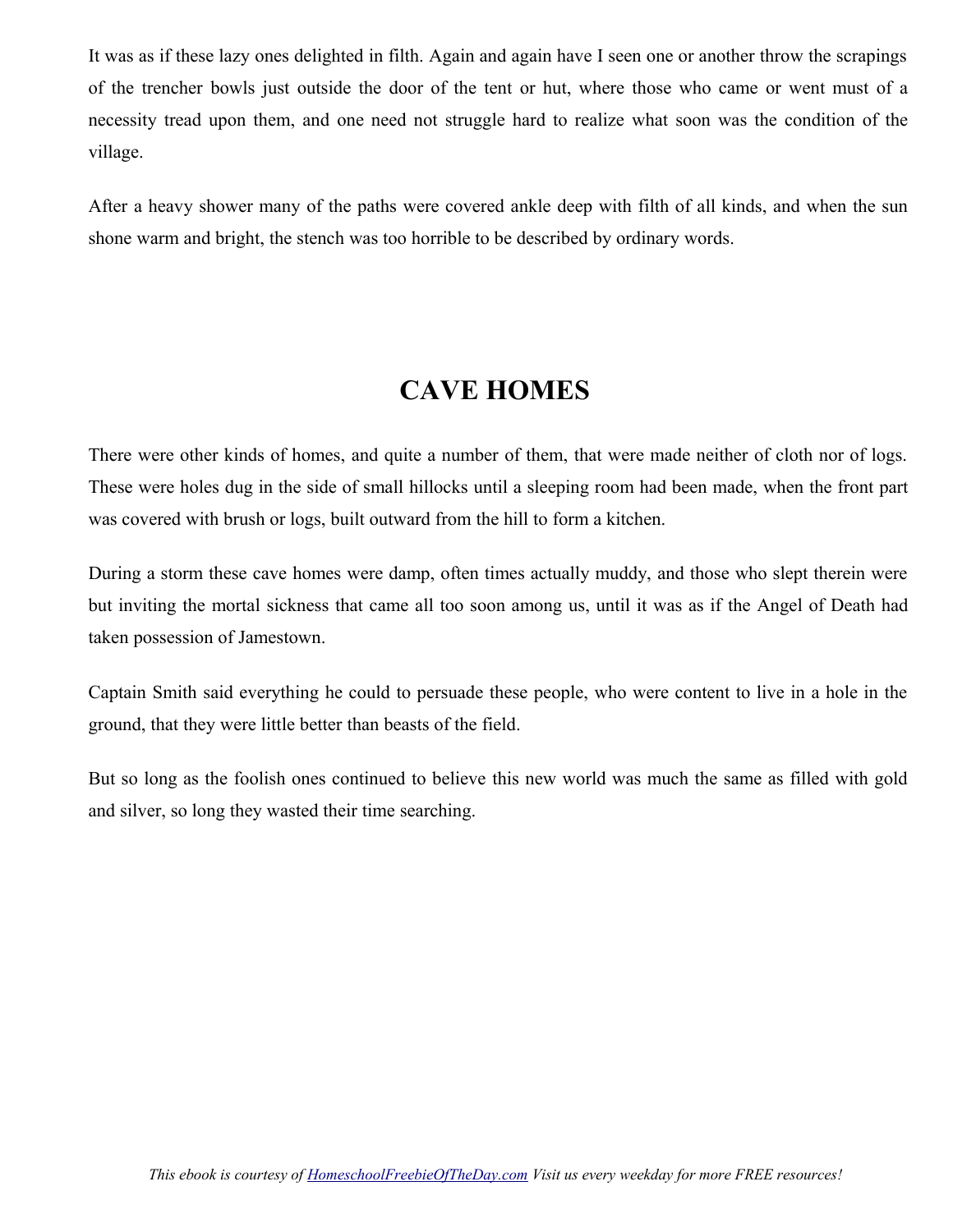It was as if these lazy ones delighted in filth. Again and again have I seen one or another throw the scrapings of the trencher bowls just outside the door of the tent or hut, where those who came or went must of a necessity tread upon them, and one need not struggle hard to realize what soon was the condition of the village.

After a heavy shower many of the paths were covered ankle deep with filth of all kinds, and when the sun shone warm and bright, the stench was too horrible to be described by ordinary words.

## CAVE HOMES

There were other kinds of homes, and quite a number of them, that were made neither of cloth nor of logs. These were holes dug in the side of small hillocks until a sleeping room had been made, when the front part was covered with brush or logs, built outward from the hill to form a kitchen.

During a storm these cave homes were damp, often times actually muddy, and those who slept therein were but inviting the mortal sickness that came all too soon among us, until it was as if the Angel of Death had taken possession of Jamestown.

Captain Smith said everything he could to persuade these people, who were content to live in a hole in the ground, that they were little better than beasts of the field.

But so long as the foolish ones continued to believe this new world was much the same as filled with gold and silver, so long they wasted their time searching.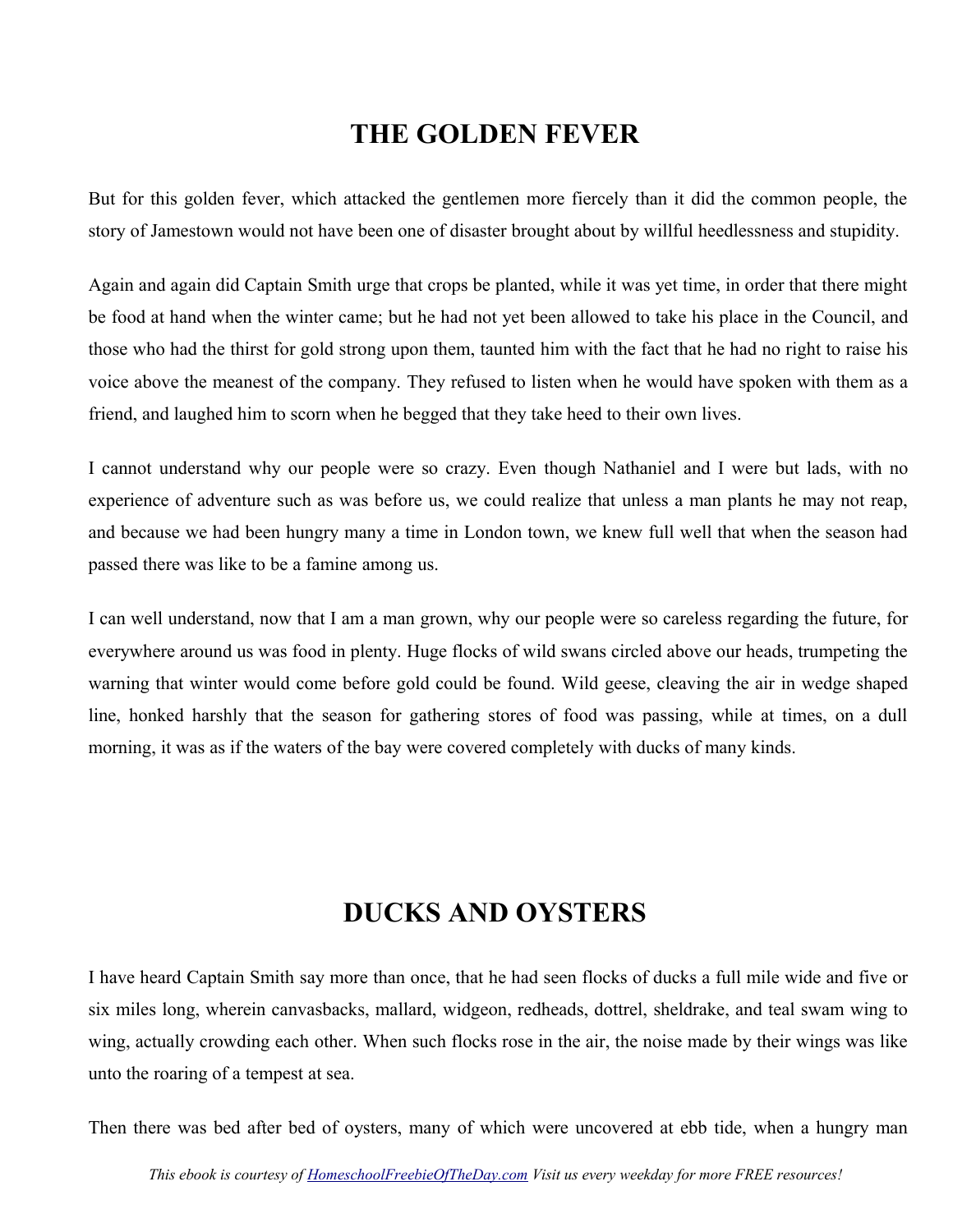# THE GOLDEN FEVER

But for this golden fever, which attacked the gentlemen more fiercely than it did the common people, the story of Jamestown would not have been one of disaster brought about by willful heedlessness and stupidity.

Again and again did Captain Smith urge that crops be planted, while it was yet time, in order that there might be food at hand when the winter came; but he had not yet been allowed to take his place in the Council, and those who had the thirst for gold strong upon them, taunted him with the fact that he had no right to raise his voice above the meanest of the company. They refused to listen when he would have spoken with them as a friend, and laughed him to scorn when he begged that they take heed to their own lives.

I cannot understand why our people were so crazy. Even though Nathaniel and I were but lads, with no experience of adventure such as was before us, we could realize that unless a man plants he may not reap, and because we had been hungry many a time in London town, we knew full well that when the season had passed there was like to be a famine among us.

I can well understand, now that I am a man grown, why our people were so careless regarding the future, for everywhere around us was food in plenty. Huge flocks of wild swans circled above our heads, trumpeting the warning that winter would come before gold could be found. Wild geese, cleaving the air in wedge shaped line, honked harshly that the season for gathering stores of food was passing, while at times, on a dull morning, it was as if the waters of the bay were covered completely with ducks of many kinds.

# DUCKS AND OYSTERS

I have heard Captain Smith say more than once, that he had seen flocks of ducks a full mile wide and five or six miles long, wherein canvasbacks, mallard, widgeon, redheads, dottrel, sheldrake, and teal swam wing to wing, actually crowding each other. When such flocks rose in the air, the noise made by their wings was like unto the roaring of a tempest at sea.

Then there was bed after bed of oysters, many of which were uncovered at ebb tide, when a hungry man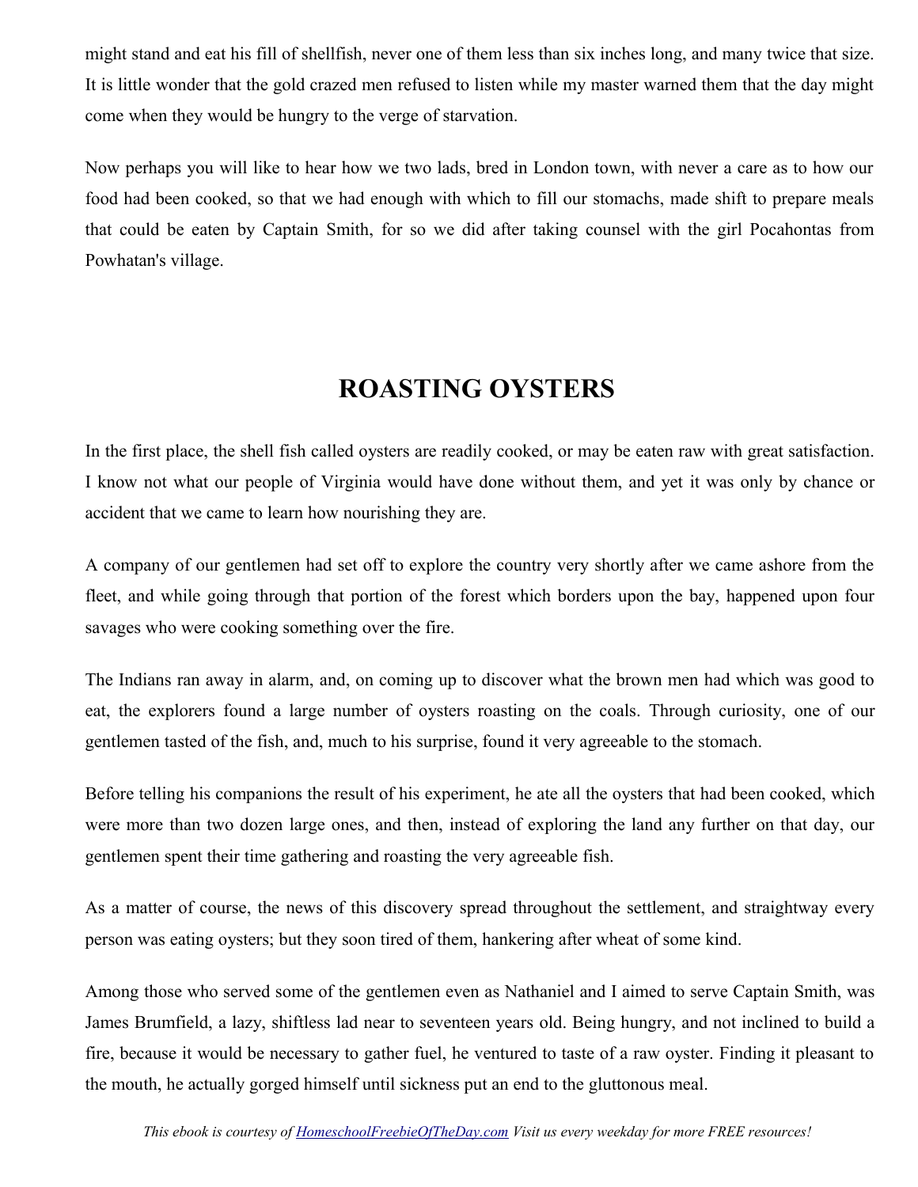might stand and eat his fill of shellfish, never one of them less than six inches long, and many twice that size. It is little wonder that the gold crazed men refused to listen while my master warned them that the day might come when they would be hungry to the verge of starvation.

Now perhaps you will like to hear how we two lads, bred in London town, with never a care as to how our food had been cooked, so that we had enough with which to fill our stomachs, made shift to prepare meals that could be eaten by Captain Smith, for so we did after taking counsel with the girl Pocahontas from Powhatan's village.

## ROASTING OYSTERS

In the first place, the shell fish called oysters are readily cooked, or may be eaten raw with great satisfaction. I know not what our people of Virginia would have done without them, and yet it was only by chance or accident that we came to learn how nourishing they are.

A company of our gentlemen had set off to explore the country very shortly after we came ashore from the fleet, and while going through that portion of the forest which borders upon the bay, happened upon four savages who were cooking something over the fire.

The Indians ran away in alarm, and, on coming up to discover what the brown men had which was good to eat, the explorers found a large number of oysters roasting on the coals. Through curiosity, one of our gentlemen tasted of the fish, and, much to his surprise, found it very agreeable to the stomach.

Before telling his companions the result of his experiment, he ate all the oysters that had been cooked, which were more than two dozen large ones, and then, instead of exploring the land any further on that day, our gentlemen spent their time gathering and roasting the very agreeable fish.

As a matter of course, the news of this discovery spread throughout the settlement, and straightway every person was eating oysters; but they soon tired of them, hankering after wheat of some kind.

Among those who served some of the gentlemen even as Nathaniel and I aimed to serve Captain Smith, was James Brumfield, a lazy, shiftless lad near to seventeen years old. Being hungry, and not inclined to build a fire, because it would be necessary to gather fuel, he ventured to taste of a raw oyster. Finding it pleasant to the mouth, he actually gorged himself until sickness put an end to the gluttonous meal.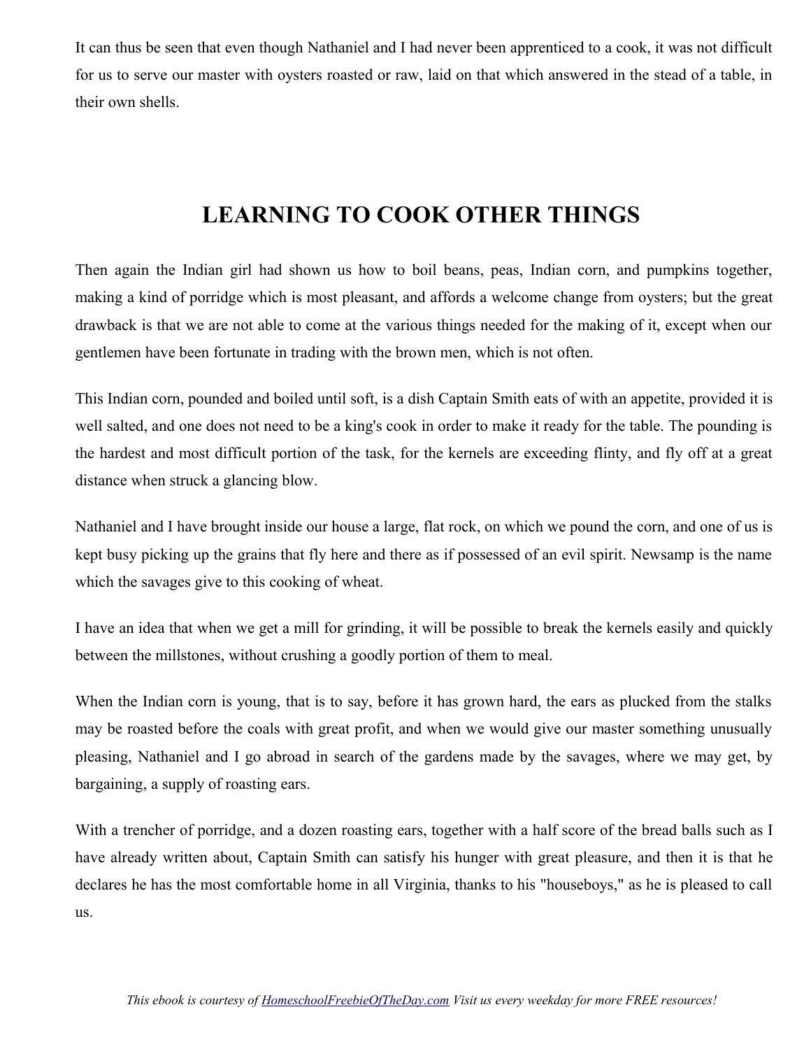It can thus be seen that even though Nathaniel and I had never been apprenticed to a cook, it was not difficult for us to serve our master with oysters roasted or raw, laid on that which answered in the stead of a table, in their own shells.

## LEARNING TO COOK OTHER THINGS

Then again the Indian girl had shown us how to boil beans, peas, Indian corn, and pumpkins together, making a kind of porridge which is most pleasant, and affords a welcome change from oysters; but the great drawback is that we are not able to come at the various things needed for the making of it, except when our gentlemen have been fortunate in trading with the brown men, which is not often.

This Indian corn, pounded and boiled until soft, is a dish Captain Smith eats of with an appetite, provided it is well salted, and one does not need to be a king's cook in order to make it ready for the table. The pounding is the hardest and most difficult portion of the task, for the kernels are exceeding flinty, and fly off at a great distance when struck a glancing blow.

Nathaniel and I have brought inside our house a large, flat rock, on which we pound the corn, and one of us is kept busy picking up the grains that fly here and there as if possessed of an evil spirit. Newsamp is the name which the savages give to this cooking of wheat.

I have an idea that when we get a mill for grinding, it will be possible to break the kernels easily and quickly between the millstones, without crushing a goodly portion of them to meal.

When the Indian corn is young, that is to say, before it has grown hard, the ears as plucked from the stalks may be roasted before the coals with great profit, and when we would give our master something unusually pleasing, Nathaniel and I go abroad in search of the gardens made by the savages, where we may get, by bargaining, a supply of roasting ears.

With a trencher of porridge, and a dozen roasting ears, together with a half score of the bread balls such as I have already written about, Captain Smith can satisfy his hunger with great pleasure, and then it is that he declares he has the most comfortable home in all Virginia, thanks to his "houseboys," as he is pleased to call us.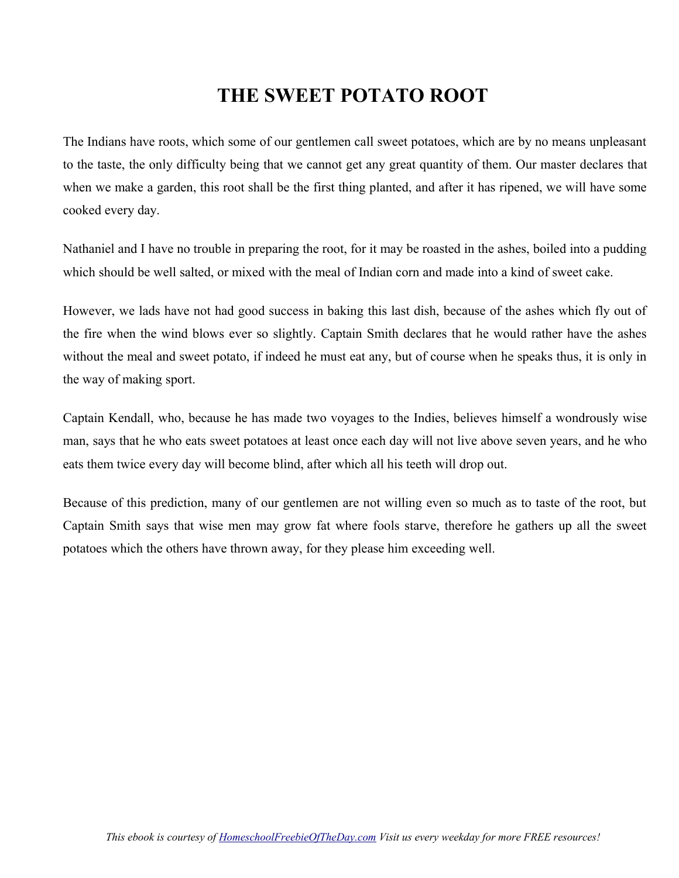# THE SWEET POTATO ROOT

The Indians have roots, which some of our gentlemen call sweet potatoes, which are by no means unpleasant to the taste, the only difficulty being that we cannot get any great quantity of them. Our master declares that when we make a garden, this root shall be the first thing planted, and after it has ripened, we will have some cooked every day.

Nathaniel and I have no trouble in preparing the root, for it may be roasted in the ashes, boiled into a pudding which should be well salted, or mixed with the meal of Indian corn and made into a kind of sweet cake.

However, we lads have not had good success in baking this last dish, because of the ashes which fly out of the fire when the wind blows ever so slightly. Captain Smith declares that he would rather have the ashes without the meal and sweet potato, if indeed he must eat any, but of course when he speaks thus, it is only in the way of making sport.

Captain Kendall, who, because he has made two voyages to the Indies, believes himself a wondrously wise man, says that he who eats sweet potatoes at least once each day will not live above seven years, and he who eats them twice every day will become blind, after which all his teeth will drop out.

Because of this prediction, many of our gentlemen are not willing even so much as to taste of the root, but Captain Smith says that wise men may grow fat where fools starve, therefore he gathers up all the sweet potatoes which the others have thrown away, for they please him exceeding well.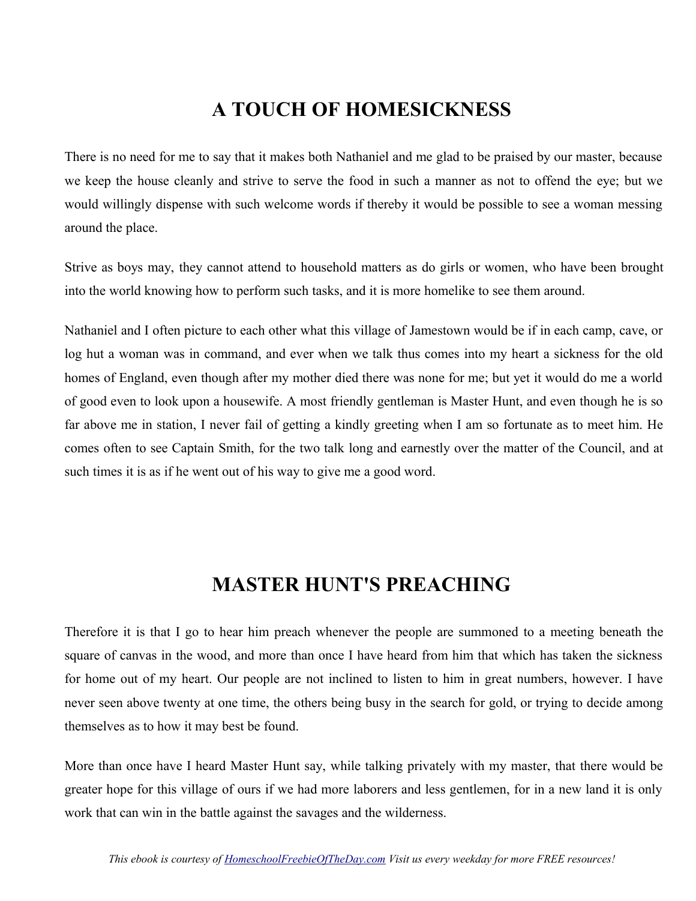## A TOUCH OF HOMESICKNESS

There is no need for me to say that it makes both Nathaniel and me glad to be praised by our master, because we keep the house cleanly and strive to serve the food in such a manner as not to offend the eye; but we would willingly dispense with such welcome words if thereby it would be possible to see a woman messing around the place.

Strive as boys may, they cannot attend to household matters as do girls or women, who have been brought into the world knowing how to perform such tasks, and it is more homelike to see them around.

Nathaniel and I often picture to each other what this village of Jamestown would be if in each camp, cave, or log hut a woman was in command, and ever when we talk thus comes into my heart a sickness for the old homes of England, even though after my mother died there was none for me; but yet it would do me a world of good even to look upon a housewife. A most friendly gentleman is Master Hunt, and even though he is so far above me in station, I never fail of getting a kindly greeting when I am so fortunate as to meet him. He comes often to see Captain Smith, for the two talk long and earnestly over the matter of the Council, and at such times it is as if he went out of his way to give me a good word.

## MASTER HUNT'S PREACHING

Therefore it is that I go to hear him preach whenever the people are summoned to a meeting beneath the square of canvas in the wood, and more than once I have heard from him that which has taken the sickness for home out of my heart. Our people are not inclined to listen to him in great numbers, however. I have never seen above twenty at one time, the others being busy in the search for gold, or trying to decide among themselves as to how it may best be found.

More than once have I heard Master Hunt say, while talking privately with my master, that there would be greater hope for this village of ours if we had more laborers and less gentlemen, for in a new land it is only work that can win in the battle against the savages and the wilderness.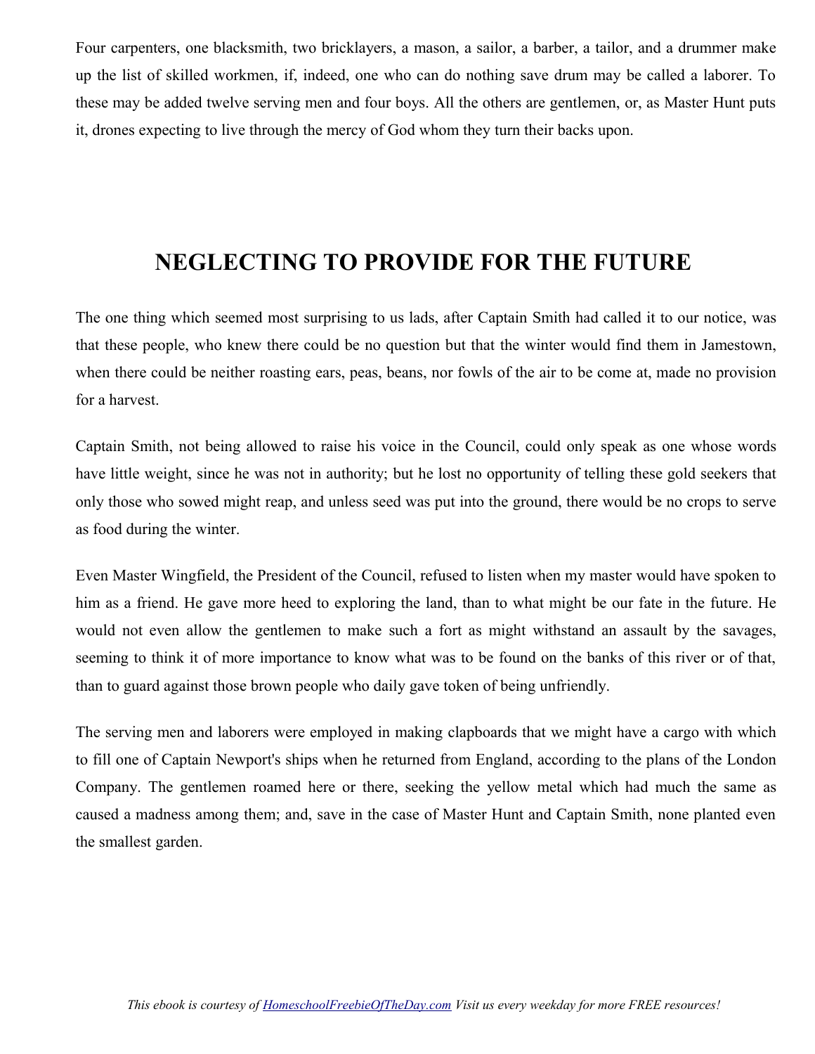Four carpenters, one blacksmith, two bricklayers, a mason, a sailor, a barber, a tailor, and a drummer make up the list of skilled workmen, if, indeed, one who can do nothing save drum may be called a laborer. To these may be added twelve serving men and four boys. All the others are gentlemen, or, as Master Hunt puts it, drones expecting to live through the mercy of God whom they turn their backs upon.

## NEGLECTING TO PROVIDE FOR THE FUTURE

The one thing which seemed most surprising to us lads, after Captain Smith had called it to our notice, was that these people, who knew there could be no question but that the winter would find them in Jamestown, when there could be neither roasting ears, peas, beans, nor fowls of the air to be come at, made no provision for a harvest.

Captain Smith, not being allowed to raise his voice in the Council, could only speak as one whose words have little weight, since he was not in authority; but he lost no opportunity of telling these gold seekers that only those who sowed might reap, and unless seed was put into the ground, there would be no crops to serve as food during the winter.

Even Master Wingfield, the President of the Council, refused to listen when my master would have spoken to him as a friend. He gave more heed to exploring the land, than to what might be our fate in the future. He would not even allow the gentlemen to make such a fort as might withstand an assault by the savages, seeming to think it of more importance to know what was to be found on the banks of this river or of that, than to guard against those brown people who daily gave token of being unfriendly.

The serving men and laborers were employed in making clapboards that we might have a cargo with which to fill one of Captain Newport's ships when he returned from England, according to the plans of the London Company. The gentlemen roamed here or there, seeking the yellow metal which had much the same as caused a madness among them; and, save in the case of Master Hunt and Captain Smith, none planted even the smallest garden.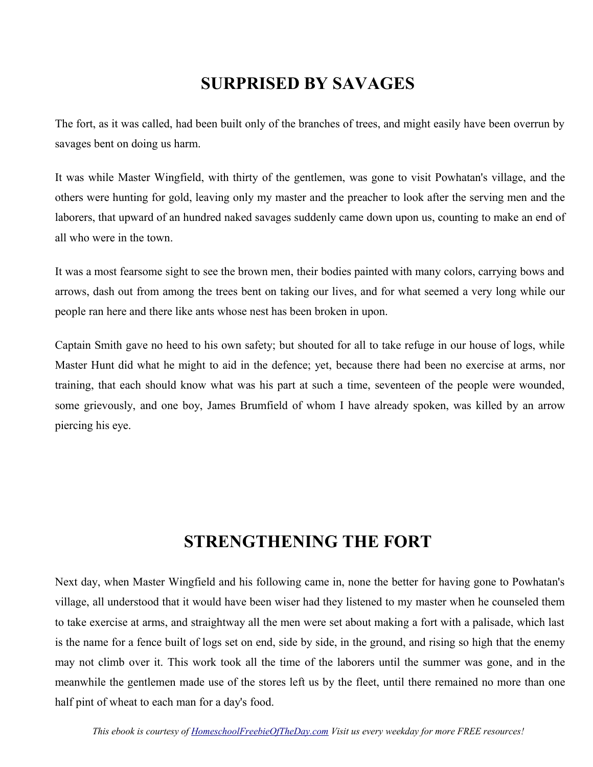## SURPRISED BY SAVAGES

The fort, as it was called, had been built only of the branches of trees, and might easily have been overrun by savages bent on doing us harm.

It was while Master Wingfield, with thirty of the gentlemen, was gone to visit Powhatan's village, and the others were hunting for gold, leaving only my master and the preacher to look after the serving men and the laborers, that upward of an hundred naked savages suddenly came down upon us, counting to make an end of all who were in the town.

It was a most fearsome sight to see the brown men, their bodies painted with many colors, carrying bows and arrows, dash out from among the trees bent on taking our lives, and for what seemed a very long while our people ran here and there like ants whose nest has been broken in upon.

Captain Smith gave no heed to his own safety; but shouted for all to take refuge in our house of logs, while Master Hunt did what he might to aid in the defence; yet, because there had been no exercise at arms, nor training, that each should know what was his part at such a time, seventeen of the people were wounded, some grievously, and one boy, James Brumfield of whom I have already spoken, was killed by an arrow piercing his eye.

## STRENGTHENING THE FORT

Next day, when Master Wingfield and his following came in, none the better for having gone to Powhatan's village, all understood that it would have been wiser had they listened to my master when he counseled them to take exercise at arms, and straightway all the men were set about making a fort with a palisade, which last is the name for a fence built of logs set on end, side by side, in the ground, and rising so high that the enemy may not climb over it. This work took all the time of the laborers until the summer was gone, and in the meanwhile the gentlemen made use of the stores left us by the fleet, until there remained no more than one half pint of wheat to each man for a day's food.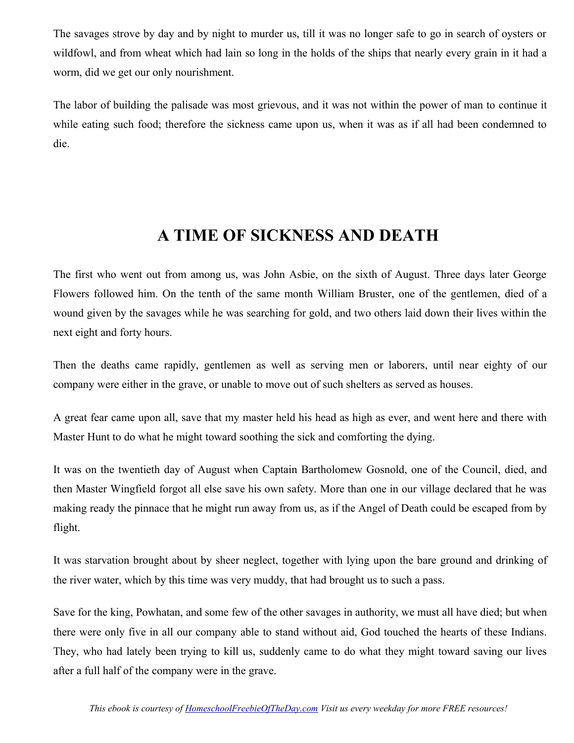The savages strove by day and by night to murder us, till it was no longer safe to go in search of oysters or wildfowl, and from wheat which had lain so long in the holds of the ships that nearly every grain in it had a worm, did we get our only nourishment.

The labor of building the palisade was most grievous, and it was not within the power of man to continue it while eating such food; therefore the sickness came upon us, when it was as if all had been condemned to die.

## A TIME OF SICKNESS AND DEATH

The first who went out from among us, was John Asbie, on the sixth of August. Three days later George Flowers followed him. On the tenth of the same month William Bruster, one of the gentlemen, died of a wound given by the savages while he was searching for gold, and two others laid down their lives within the next eight and forty hours.

Then the deaths came rapidly, gentlemen as well as serving men or laborers, until near eighty of our company were either in the grave, or unable to move out of such shelters as served as houses.

A great fear came upon all, save that my master held his head as high as ever, and went here and there with Master Hunt to do what he might toward soothing the sick and comforting the dying.

It was on the twentieth day of August when Captain Bartholomew Gosnold, one of the Council, died, and then Master Wingfield forgot all else save his own safety. More than one in our village declared that he was making ready the pinnace that he might run away from us, as if the Angel of Death could be escaped from by flight.

It was starvation brought about by sheer neglect, together with lying upon the bare ground and drinking of the river water, which by this time was very muddy, that had brought us to such a pass.

Save for the king, Powhatan, and some few of the other savages in authority, we must all have died; but when there were only five in all our company able to stand without aid, God touched the hearts of these Indians. They, who had lately been trying to kill us, suddenly came to do what they might toward saving our lives after a full half of the company were in the grave.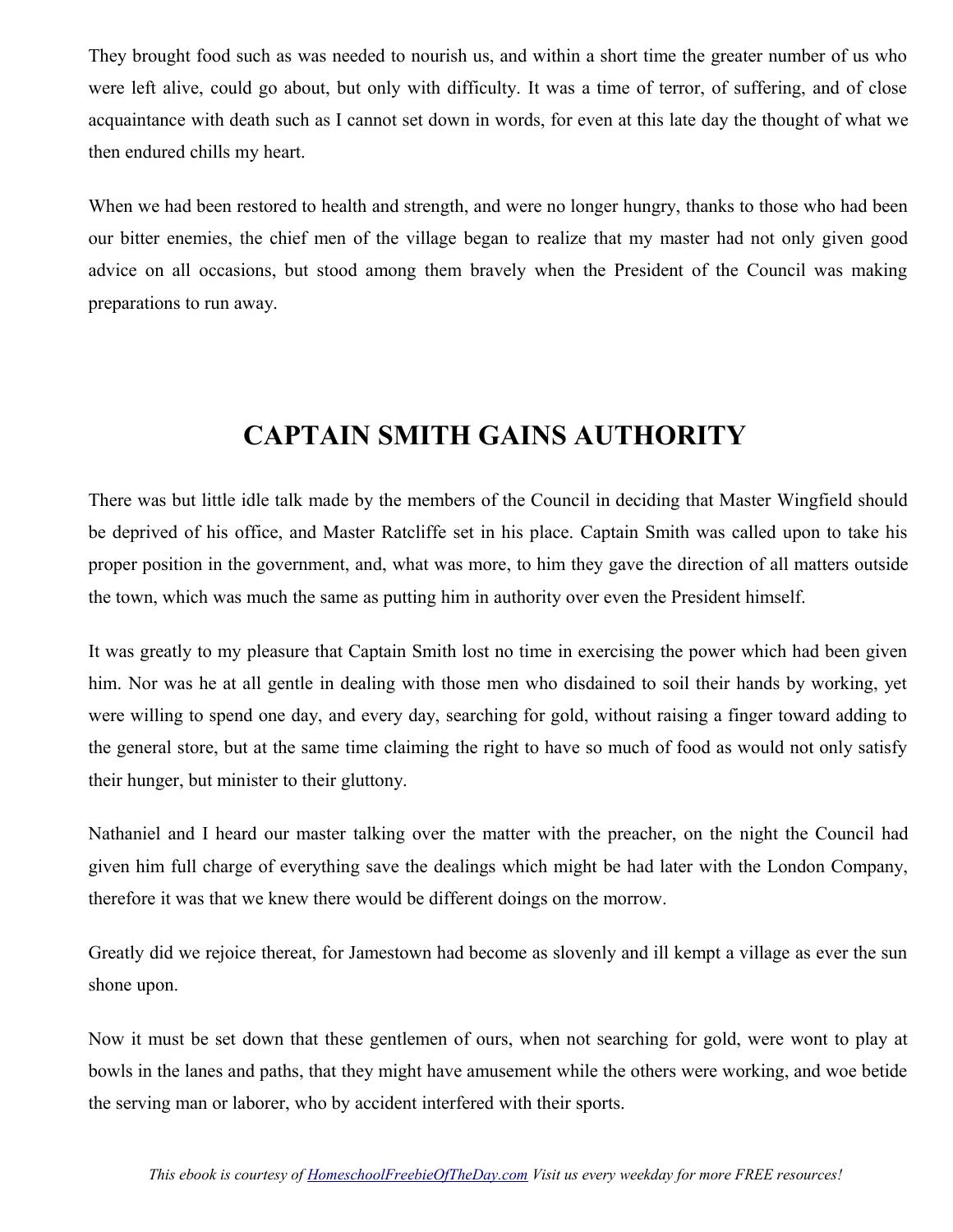They brought food such as was needed to nourish us, and within a short time the greater number of us who were left alive, could go about, but only with difficulty. It was a time of terror, of suffering, and of close acquaintance with death such as I cannot set down in words, for even at this late day the thought of what we then endured chills my heart.

When we had been restored to health and strength, and were no longer hungry, thanks to those who had been our bitter enemies, the chief men of the village began to realize that my master had not only given good advice on all occasions, but stood among them bravely when the President of the Council was making preparations to run away.

## CAPTAIN SMITH GAINS AUTHORITY

There was but little idle talk made by the members of the Council in deciding that Master Wingfield should be deprived of his office, and Master Ratcliffe set in his place. Captain Smith was called upon to take his proper position in the government, and, what was more, to him they gave the direction of all matters outside the town, which was much the same as putting him in authority over even the President himself.

It was greatly to my pleasure that Captain Smith lost no time in exercising the power which had been given him. Nor was he at all gentle in dealing with those men who disdained to soil their hands by working, yet were willing to spend one day, and every day, searching for gold, without raising a finger toward adding to the general store, but at the same time claiming the right to have so much of food as would not only satisfy their hunger, but minister to their gluttony.

Nathaniel and I heard our master talking over the matter with the preacher, on the night the Council had given him full charge of everything save the dealings which might be had later with the London Company, therefore it was that we knew there would be different doings on the morrow.

Greatly did we rejoice thereat, for Jamestown had become as slovenly and ill kempt a village as ever the sun shone upon.

Now it must be set down that these gentlemen of ours, when not searching for gold, were wont to play at bowls in the lanes and paths, that they might have amusement while the others were working, and woe betide the serving man or laborer, who by accident interfered with their sports.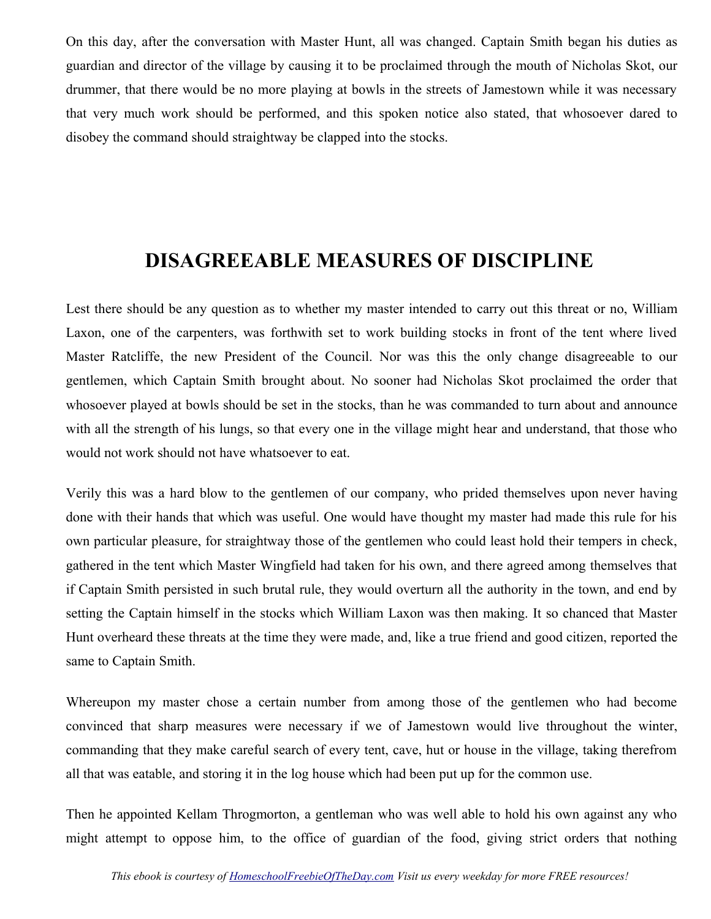On this day, after the conversation with Master Hunt, all was changed. Captain Smith began his duties as guardian and director of the village by causing it to be proclaimed through the mouth of Nicholas Skot, our drummer, that there would be no more playing at bowls in the streets of Jamestown while it was necessary that very much work should be performed, and this spoken notice also stated, that whosoever dared to disobey the command should straightway be clapped into the stocks.

## DISAGREEABLE MEASURES OF DISCIPLINE

Lest there should be any question as to whether my master intended to carry out this threat or no, William Laxon, one of the carpenters, was forthwith set to work building stocks in front of the tent where lived Master Ratcliffe, the new President of the Council. Nor was this the only change disagreeable to our gentlemen, which Captain Smith brought about. No sooner had Nicholas Skot proclaimed the order that whosoever played at bowls should be set in the stocks, than he was commanded to turn about and announce with all the strength of his lungs, so that every one in the village might hear and understand, that those who would not work should not have whatsoever to eat.

Verily this was a hard blow to the gentlemen of our company, who prided themselves upon never having done with their hands that which was useful. One would have thought my master had made this rule for his own particular pleasure, for straightway those of the gentlemen who could least hold their tempers in check, gathered in the tent which Master Wingfield had taken for his own, and there agreed among themselves that if Captain Smith persisted in such brutal rule, they would overturn all the authority in the town, and end by setting the Captain himself in the stocks which William Laxon was then making. It so chanced that Master Hunt overheard these threats at the time they were made, and, like a true friend and good citizen, reported the same to Captain Smith.

Whereupon my master chose a certain number from among those of the gentlemen who had become convinced that sharp measures were necessary if we of Jamestown would live throughout the winter, commanding that they make careful search of every tent, cave, hut or house in the village, taking therefrom all that was eatable, and storing it in the log house which had been put up for the common use.

Then he appointed Kellam Throgmorton, a gentleman who was well able to hold his own against any who might attempt to oppose him, to the office of guardian of the food, giving strict orders that nothing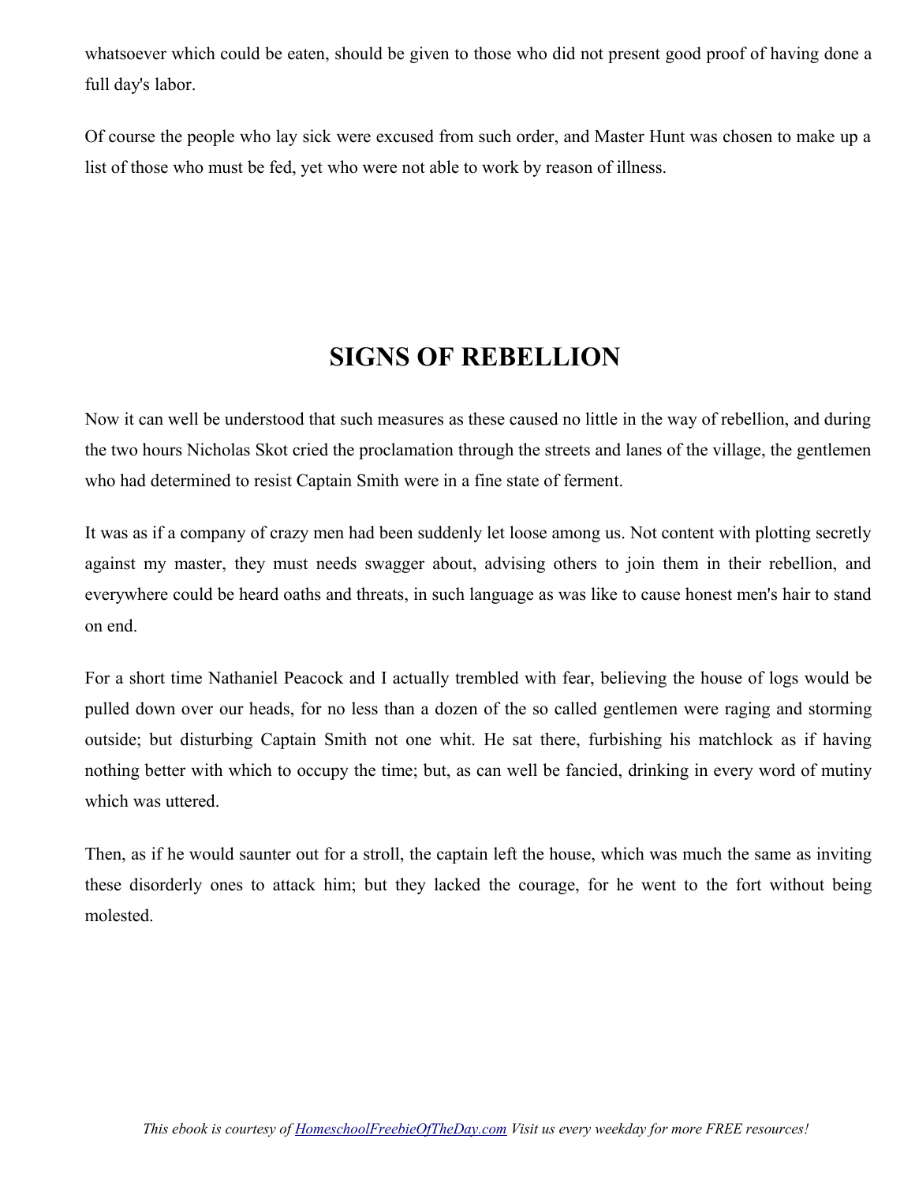whatsoever which could be eaten, should be given to those who did not present good proof of having done a full day's labor.

Of course the people who lay sick were excused from such order, and Master Hunt was chosen to make up a list of those who must be fed, yet who were not able to work by reason of illness.

## SIGNS OF REBELLION

Now it can well be understood that such measures as these caused no little in the way of rebellion, and during the two hours Nicholas Skot cried the proclamation through the streets and lanes of the village, the gentlemen who had determined to resist Captain Smith were in a fine state of ferment.

It was as if a company of crazy men had been suddenly let loose among us. Not content with plotting secretly against my master, they must needs swagger about, advising others to join them in their rebellion, and everywhere could be heard oaths and threats, in such language as was like to cause honest men's hair to stand on end.

For a short time Nathaniel Peacock and I actually trembled with fear, believing the house of logs would be pulled down over our heads, for no less than a dozen of the so called gentlemen were raging and storming outside; but disturbing Captain Smith not one whit. He sat there, furbishing his matchlock as if having nothing better with which to occupy the time; but, as can well be fancied, drinking in every word of mutiny which was uttered.

Then, as if he would saunter out for a stroll, the captain left the house, which was much the same as inviting these disorderly ones to attack him; but they lacked the courage, for he went to the fort without being molested.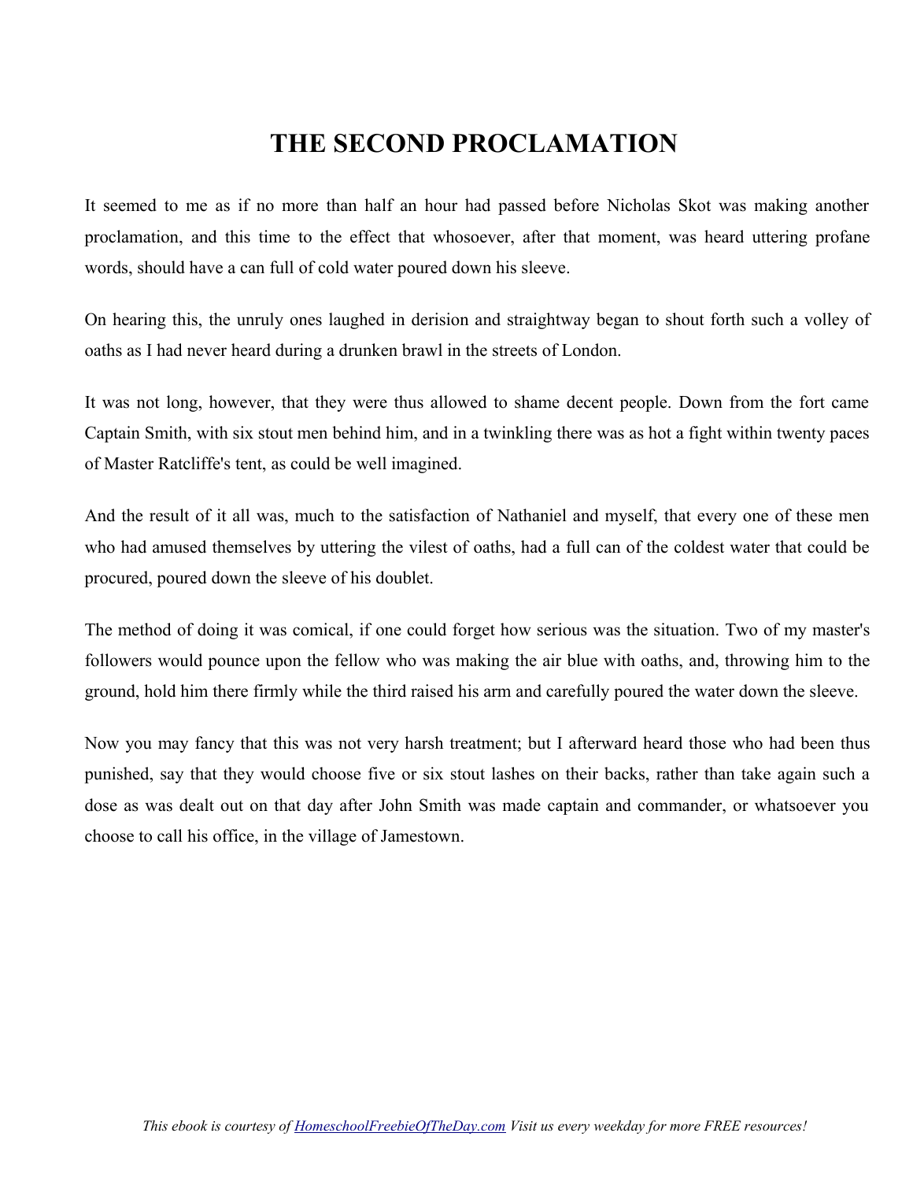# THE SECOND PROCLAMATION

It seemed to me as if no more than half an hour had passed before Nicholas Skot was making another proclamation, and this time to the effect that whosoever, after that moment, was heard uttering profane words, should have a can full of cold water poured down his sleeve.

On hearing this, the unruly ones laughed in derision and straightway began to shout forth such a volley of oaths as I had never heard during a drunken brawl in the streets of London.

It was not long, however, that they were thus allowed to shame decent people. Down from the fort came Captain Smith, with six stout men behind him, and in a twinkling there was as hot a fight within twenty paces of Master Ratcliffe's tent, as could be well imagined.

And the result of it all was, much to the satisfaction of Nathaniel and myself, that every one of these men who had amused themselves by uttering the vilest of oaths, had a full can of the coldest water that could be procured, poured down the sleeve of his doublet.

The method of doing it was comical, if one could forget how serious was the situation. Two of my master's followers would pounce upon the fellow who was making the air blue with oaths, and, throwing him to the ground, hold him there firmly while the third raised his arm and carefully poured the water down the sleeve.

Now you may fancy that this was not very harsh treatment; but I afterward heard those who had been thus punished, say that they would choose five or six stout lashes on their backs, rather than take again such a dose as was dealt out on that day after John Smith was made captain and commander, or whatsoever you choose to call his office, in the village of Jamestown.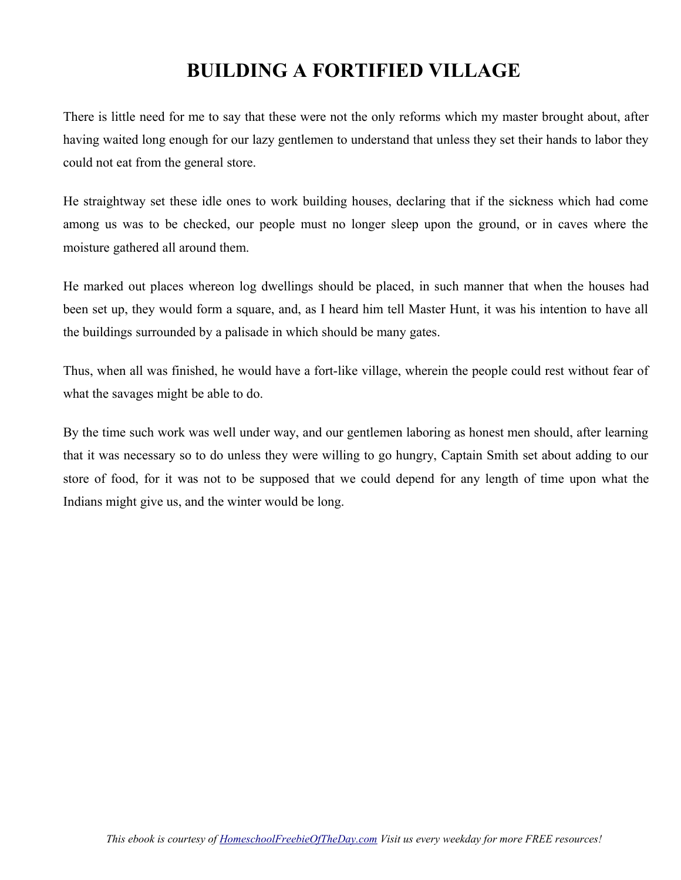# BUILDING A FORTIFIED VILLAGE

There is little need for me to say that these were not the only reforms which my master brought about, after having waited long enough for our lazy gentlemen to understand that unless they set their hands to labor they could not eat from the general store.

He straightway set these idle ones to work building houses, declaring that if the sickness which had come among us was to be checked, our people must no longer sleep upon the ground, or in caves where the moisture gathered all around them.

He marked out places whereon log dwellings should be placed, in such manner that when the houses had been set up, they would form a square, and, as I heard him tell Master Hunt, it was his intention to have all the buildings surrounded by a palisade in which should be many gates.

Thus, when all was finished, he would have a fort-like village, wherein the people could rest without fear of what the savages might be able to do.

By the time such work was well under way, and our gentlemen laboring as honest men should, after learning that it was necessary so to do unless they were willing to go hungry, Captain Smith set about adding to our store of food, for it was not to be supposed that we could depend for any length of time upon what the Indians might give us, and the winter would be long.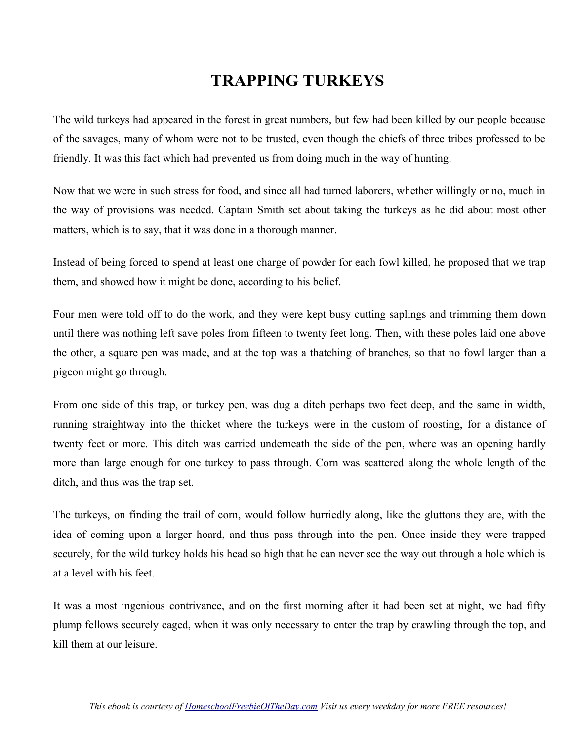# TRAPPING TURKEYS

The wild turkeys had appeared in the forest in great numbers, but few had been killed by our people because of the savages, many of whom were not to be trusted, even though the chiefs of three tribes professed to be friendly. It was this fact which had prevented us from doing much in the way of hunting.

Now that we were in such stress for food, and since all had turned laborers, whether willingly or no, much in the way of provisions was needed. Captain Smith set about taking the turkeys as he did about most other matters, which is to say, that it was done in a thorough manner.

Instead of being forced to spend at least one charge of powder for each fowl killed, he proposed that we trap them, and showed how it might be done, according to his belief.

Four men were told off to do the work, and they were kept busy cutting saplings and trimming them down until there was nothing left save poles from fifteen to twenty feet long. Then, with these poles laid one above the other, a square pen was made, and at the top was a thatching of branches, so that no fowl larger than a pigeon might go through.

From one side of this trap, or turkey pen, was dug a ditch perhaps two feet deep, and the same in width, running straightway into the thicket where the turkeys were in the custom of roosting, for a distance of twenty feet or more. This ditch was carried underneath the side of the pen, where was an opening hardly more than large enough for one turkey to pass through. Corn was scattered along the whole length of the ditch, and thus was the trap set.

The turkeys, on finding the trail of corn, would follow hurriedly along, like the gluttons they are, with the idea of coming upon a larger hoard, and thus pass through into the pen. Once inside they were trapped securely, for the wild turkey holds his head so high that he can never see the way out through a hole which is at a level with his feet.

It was a most ingenious contrivance, and on the first morning after it had been set at night, we had fifty plump fellows securely caged, when it was only necessary to enter the trap by crawling through the top, and kill them at our leisure.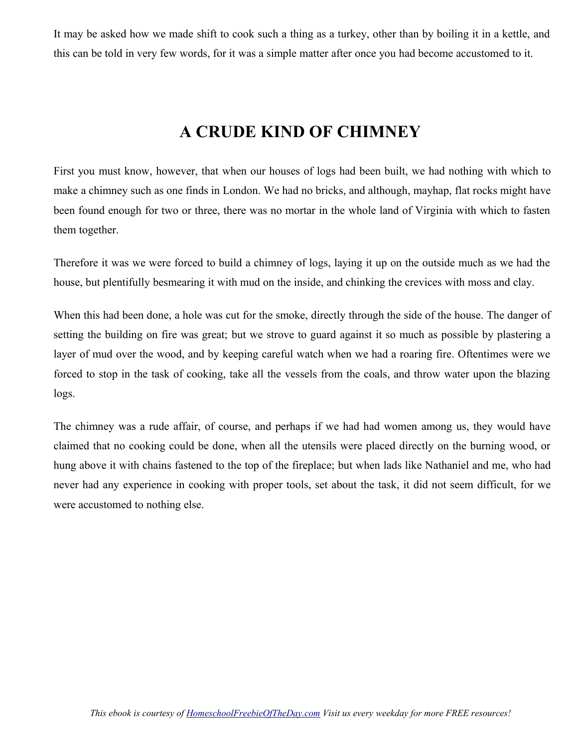It may be asked how we made shift to cook such a thing as a turkey, other than by boiling it in a kettle, and this can be told in very few words, for it was a simple matter after once you had become accustomed to it.

## A CRUDE KIND OF CHIMNEY

First you must know, however, that when our houses of logs had been built, we had nothing with which to make a chimney such as one finds in London. We had no bricks, and although, mayhap, flat rocks might have been found enough for two or three, there was no mortar in the whole land of Virginia with which to fasten them together.

Therefore it was we were forced to build a chimney of logs, laying it up on the outside much as we had the house, but plentifully besmearing it with mud on the inside, and chinking the crevices with moss and clay.

When this had been done, a hole was cut for the smoke, directly through the side of the house. The danger of setting the building on fire was great; but we strove to guard against it so much as possible by plastering a layer of mud over the wood, and by keeping careful watch when we had a roaring fire. Oftentimes were we forced to stop in the task of cooking, take all the vessels from the coals, and throw water upon the blazing logs.

The chimney was a rude affair, of course, and perhaps if we had had women among us, they would have claimed that no cooking could be done, when all the utensils were placed directly on the burning wood, or hung above it with chains fastened to the top of the fireplace; but when lads like Nathaniel and me, who had never had any experience in cooking with proper tools, set about the task, it did not seem difficult, for we were accustomed to nothing else.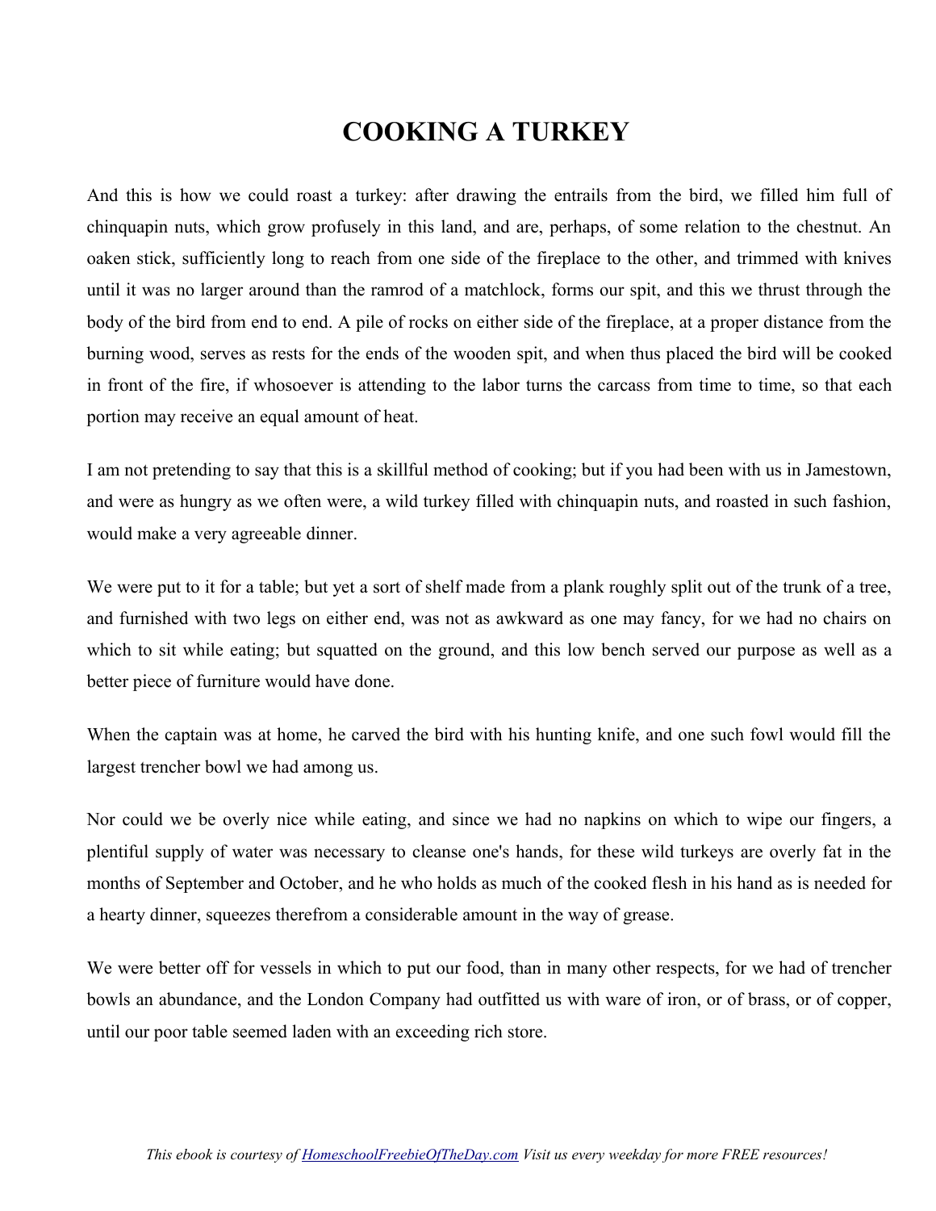# COOKING A TURKEY

And this is how we could roast a turkey: after drawing the entrails from the bird, we filled him full of chinquapin nuts, which grow profusely in this land, and are, perhaps, of some relation to the chestnut. An oaken stick, sufficiently long to reach from one side of the fireplace to the other, and trimmed with knives until it was no larger around than the ramrod of a matchlock, forms our spit, and this we thrust through the body of the bird from end to end. A pile of rocks on either side of the fireplace, at a proper distance from the burning wood, serves as rests for the ends of the wooden spit, and when thus placed the bird will be cooked in front of the fire, if whosoever is attending to the labor turns the carcass from time to time, so that each portion may receive an equal amount of heat.

I am not pretending to say that this is a skillful method of cooking; but if you had been with us in Jamestown, and were as hungry as we often were, a wild turkey filled with chinquapin nuts, and roasted in such fashion, would make a very agreeable dinner.

We were put to it for a table; but yet a sort of shelf made from a plank roughly split out of the trunk of a tree, and furnished with two legs on either end, was not as awkward as one may fancy, for we had no chairs on which to sit while eating; but squatted on the ground, and this low bench served our purpose as well as a better piece of furniture would have done.

When the captain was at home, he carved the bird with his hunting knife, and one such fowl would fill the largest trencher bowl we had among us.

Nor could we be overly nice while eating, and since we had no napkins on which to wipe our fingers, a plentiful supply of water was necessary to cleanse one's hands, for these wild turkeys are overly fat in the months of September and October, and he who holds as much of the cooked flesh in his hand as is needed for a hearty dinner, squeezes therefrom a considerable amount in the way of grease.

We were better off for vessels in which to put our food, than in many other respects, for we had of trencher bowls an abundance, and the London Company had outfitted us with ware of iron, or of brass, or of copper, until our poor table seemed laden with an exceeding rich store.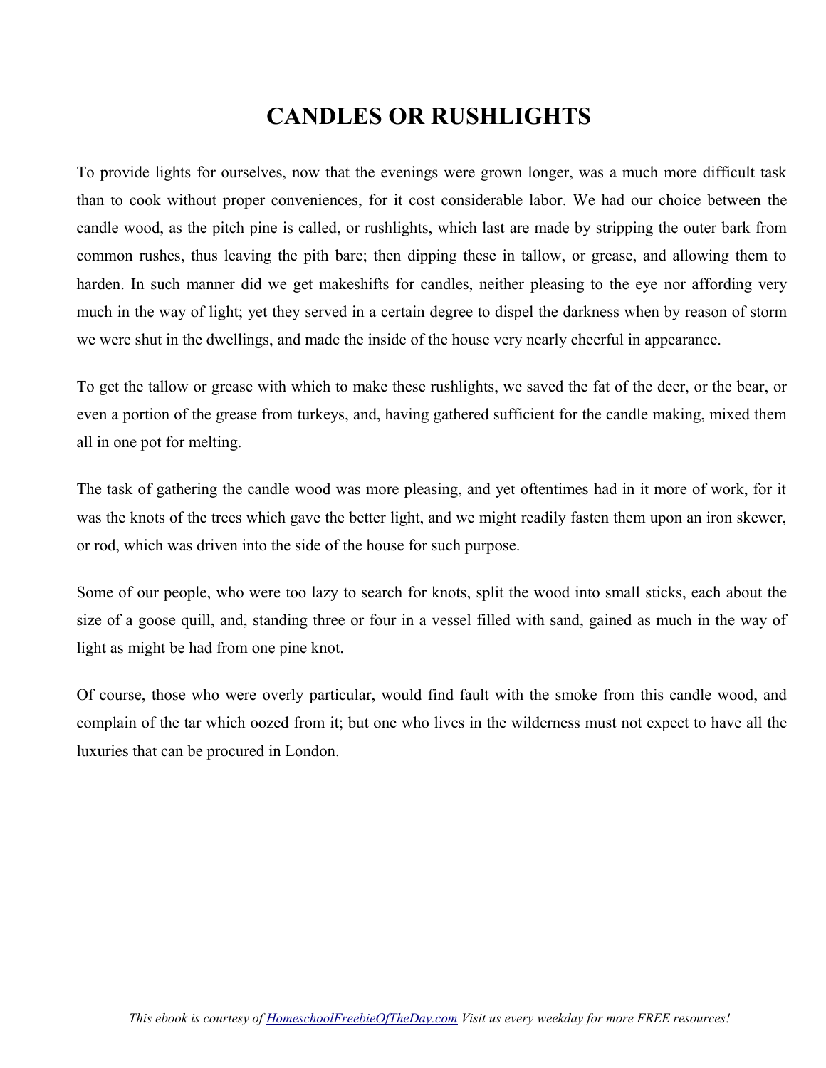# CANDLES OR RUSHLIGHTS

To provide lights for ourselves, now that the evenings were grown longer, was a much more difficult task than to cook without proper conveniences, for it cost considerable labor. We had our choice between the candle wood, as the pitch pine is called, or rushlights, which last are made by stripping the outer bark from common rushes, thus leaving the pith bare; then dipping these in tallow, or grease, and allowing them to harden. In such manner did we get makeshifts for candles, neither pleasing to the eye nor affording very much in the way of light; yet they served in a certain degree to dispel the darkness when by reason of storm we were shut in the dwellings, and made the inside of the house very nearly cheerful in appearance.

To get the tallow or grease with which to make these rushlights, we saved the fat of the deer, or the bear, or even a portion of the grease from turkeys, and, having gathered sufficient for the candle making, mixed them all in one pot for melting.

The task of gathering the candle wood was more pleasing, and yet oftentimes had in it more of work, for it was the knots of the trees which gave the better light, and we might readily fasten them upon an iron skewer, or rod, which was driven into the side of the house for such purpose.

Some of our people, who were too lazy to search for knots, split the wood into small sticks, each about the size of a goose quill, and, standing three or four in a vessel filled with sand, gained as much in the way of light as might be had from one pine knot.

Of course, those who were overly particular, would find fault with the smoke from this candle wood, and complain of the tar which oozed from it; but one who lives in the wilderness must not expect to have all the luxuries that can be procured in London.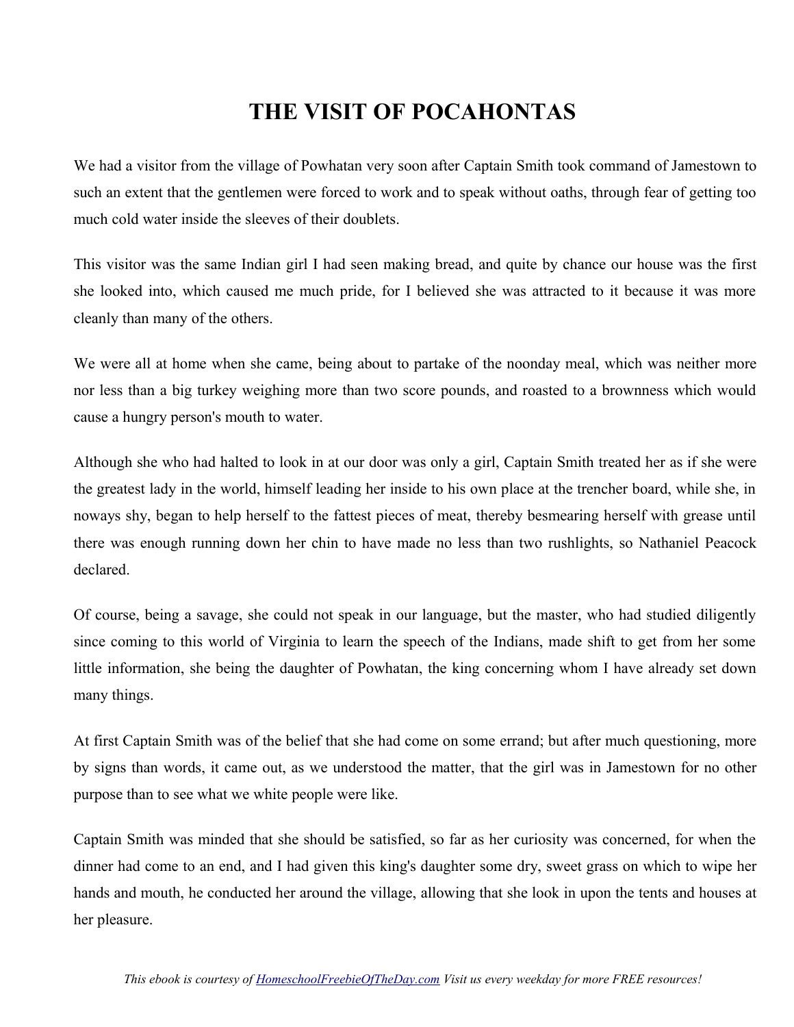# THE VISIT OF POCAHONTAS

We had a visitor from the village of Powhatan very soon after Captain Smith took command of Jamestown to such an extent that the gentlemen were forced to work and to speak without oaths, through fear of getting too much cold water inside the sleeves of their doublets.

This visitor was the same Indian girl I had seen making bread, and quite by chance our house was the first she looked into, which caused me much pride, for I believed she was attracted to it because it was more cleanly than many of the others.

We were all at home when she came, being about to partake of the noonday meal, which was neither more nor less than a big turkey weighing more than two score pounds, and roasted to a brownness which would cause a hungry person's mouth to water.

Although she who had halted to look in at our door was only a girl, Captain Smith treated her as if she were the greatest lady in the world, himself leading her inside to his own place at the trencher board, while she, in noways shy, began to help herself to the fattest pieces of meat, thereby besmearing herself with grease until there was enough running down her chin to have made no less than two rushlights, so Nathaniel Peacock declared.

Of course, being a savage, she could not speak in our language, but the master, who had studied diligently since coming to this world of Virginia to learn the speech of the Indians, made shift to get from her some little information, she being the daughter of Powhatan, the king concerning whom I have already set down many things.

At first Captain Smith was of the belief that she had come on some errand; but after much questioning, more by signs than words, it came out, as we understood the matter, that the girl was in Jamestown for no other purpose than to see what we white people were like.

Captain Smith was minded that she should be satisfied, so far as her curiosity was concerned, for when the dinner had come to an end, and I had given this king's daughter some dry, sweet grass on which to wipe her hands and mouth, he conducted her around the village, allowing that she look in upon the tents and houses at her pleasure.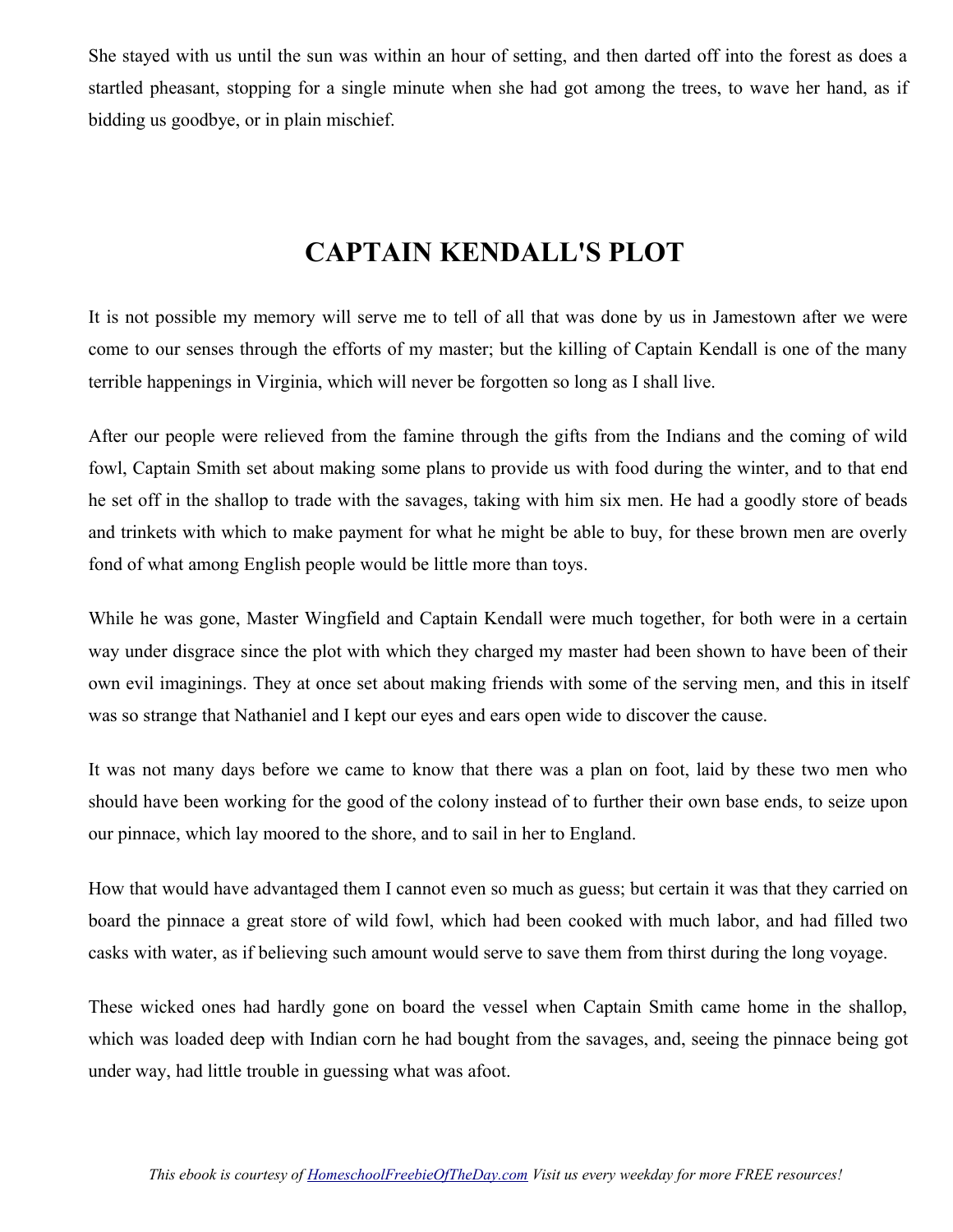She stayed with us until the sun was within an hour of setting, and then darted off into the forest as does a startled pheasant, stopping for a single minute when she had got among the trees, to wave her hand, as if bidding us goodbye, or in plain mischief.

## CAPTAIN KENDALL'S PLOT

It is not possible my memory will serve me to tell of all that was done by us in Jamestown after we were come to our senses through the efforts of my master; but the killing of Captain Kendall is one of the many terrible happenings in Virginia, which will never be forgotten so long as I shall live.

After our people were relieved from the famine through the gifts from the Indians and the coming of wild fowl, Captain Smith set about making some plans to provide us with food during the winter, and to that end he set off in the shallop to trade with the savages, taking with him six men. He had a goodly store of beads and trinkets with which to make payment for what he might be able to buy, for these brown men are overly fond of what among English people would be little more than toys.

While he was gone, Master Wingfield and Captain Kendall were much together, for both were in a certain way under disgrace since the plot with which they charged my master had been shown to have been of their own evil imaginings. They at once set about making friends with some of the serving men, and this in itself was so strange that Nathaniel and I kept our eyes and ears open wide to discover the cause.

It was not many days before we came to know that there was a plan on foot, laid by these two men who should have been working for the good of the colony instead of to further their own base ends, to seize upon our pinnace, which lay moored to the shore, and to sail in her to England.

How that would have advantaged them I cannot even so much as guess; but certain it was that they carried on board the pinnace a great store of wild fowl, which had been cooked with much labor, and had filled two casks with water, as if believing such amount would serve to save them from thirst during the long voyage.

These wicked ones had hardly gone on board the vessel when Captain Smith came home in the shallop, which was loaded deep with Indian corn he had bought from the savages, and, seeing the pinnace being got under way, had little trouble in guessing what was afoot.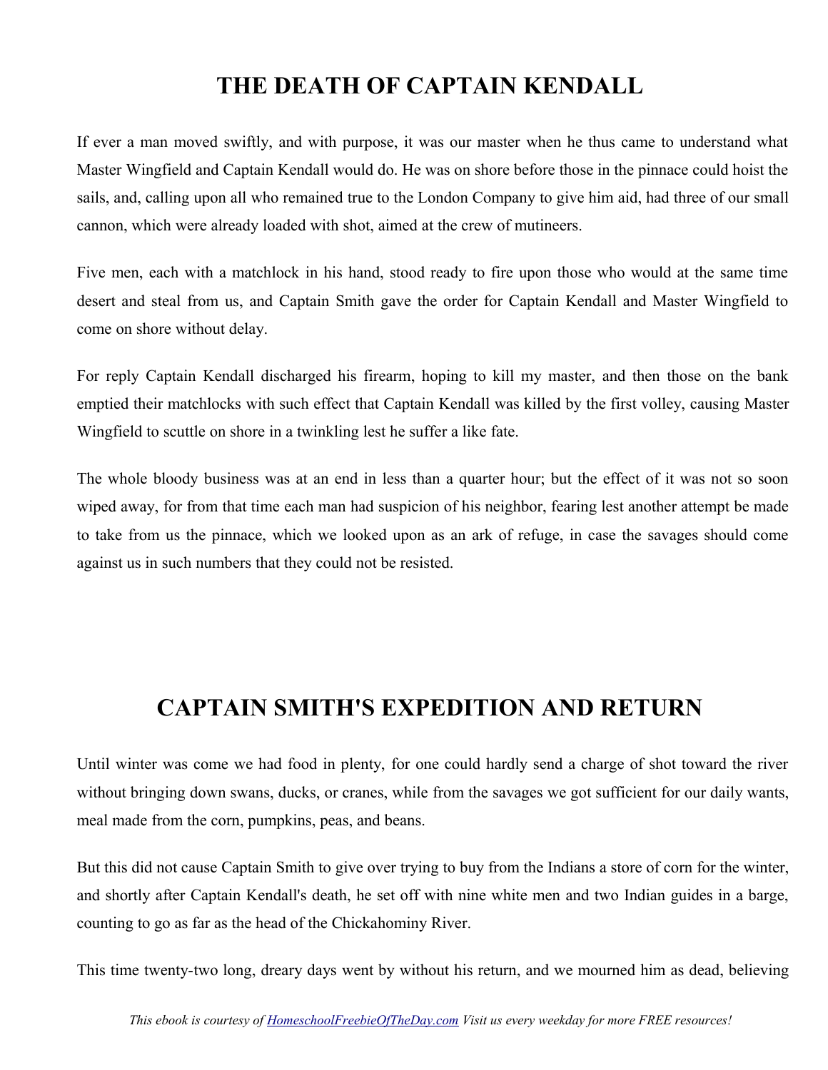# THE DEATH OF CAPTAIN KENDALL

If ever a man moved swiftly, and with purpose, it was our master when he thus came to understand what Master Wingfield and Captain Kendall would do. He was on shore before those in the pinnace could hoist the sails, and, calling upon all who remained true to the London Company to give him aid, had three of our small cannon, which were already loaded with shot, aimed at the crew of mutineers.

Five men, each with a matchlock in his hand, stood ready to fire upon those who would at the same time desert and steal from us, and Captain Smith gave the order for Captain Kendall and Master Wingfield to come on shore without delay.

For reply Captain Kendall discharged his firearm, hoping to kill my master, and then those on the bank emptied their matchlocks with such effect that Captain Kendall was killed by the first volley, causing Master Wingfield to scuttle on shore in a twinkling lest he suffer a like fate.

The whole bloody business was at an end in less than a quarter hour; but the effect of it was not so soon wiped away, for from that time each man had suspicion of his neighbor, fearing lest another attempt be made to take from us the pinnace, which we looked upon as an ark of refuge, in case the savages should come against us in such numbers that they could not be resisted.

# CAPTAIN SMITH'S EXPEDITION AND RETURN

Until winter was come we had food in plenty, for one could hardly send a charge of shot toward the river without bringing down swans, ducks, or cranes, while from the savages we got sufficient for our daily wants, meal made from the corn, pumpkins, peas, and beans.

But this did not cause Captain Smith to give over trying to buy from the Indians a store of corn for the winter, and shortly after Captain Kendall's death, he set off with nine white men and two Indian guides in a barge, counting to go as far as the head of the Chickahominy River.

This time twenty-two long, dreary days went by without his return, and we mourned him as dead, believing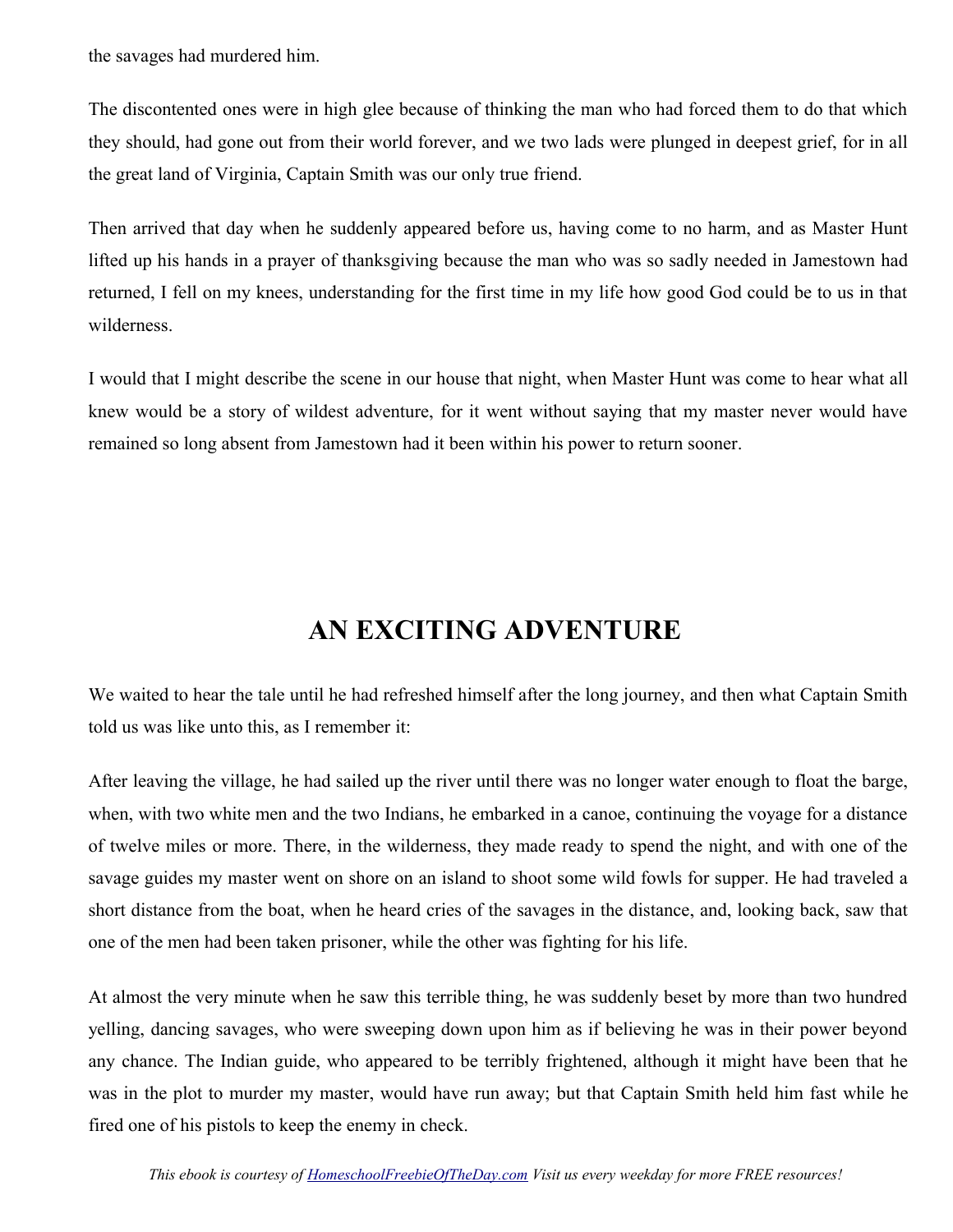the savages had murdered him.

The discontented ones were in high glee because of thinking the man who had forced them to do that which they should, had gone out from their world forever, and we two lads were plunged in deepest grief, for in all the great land of Virginia, Captain Smith was our only true friend.

Then arrived that day when he suddenly appeared before us, having come to no harm, and as Master Hunt lifted up his hands in a prayer of thanksgiving because the man who was so sadly needed in Jamestown had returned, I fell on my knees, understanding for the first time in my life how good God could be to us in that wilderness.

I would that I might describe the scene in our house that night, when Master Hunt was come to hear what all knew would be a story of wildest adventure, for it went without saying that my master never would have remained so long absent from Jamestown had it been within his power to return sooner.

## AN EXCITING ADVENTURE

We waited to hear the tale until he had refreshed himself after the long journey, and then what Captain Smith told us was like unto this, as I remember it:

After leaving the village, he had sailed up the river until there was no longer water enough to float the barge, when, with two white men and the two Indians, he embarked in a canoe, continuing the voyage for a distance of twelve miles or more. There, in the wilderness, they made ready to spend the night, and with one of the savage guides my master went on shore on an island to shoot some wild fowls for supper. He had traveled a short distance from the boat, when he heard cries of the savages in the distance, and, looking back, saw that one of the men had been taken prisoner, while the other was fighting for his life.

At almost the very minute when he saw this terrible thing, he was suddenly beset by more than two hundred yelling, dancing savages, who were sweeping down upon him as if believing he was in their power beyond any chance. The Indian guide, who appeared to be terribly frightened, although it might have been that he was in the plot to murder my master, would have run away; but that Captain Smith held him fast while he fired one of his pistols to keep the enemy in check.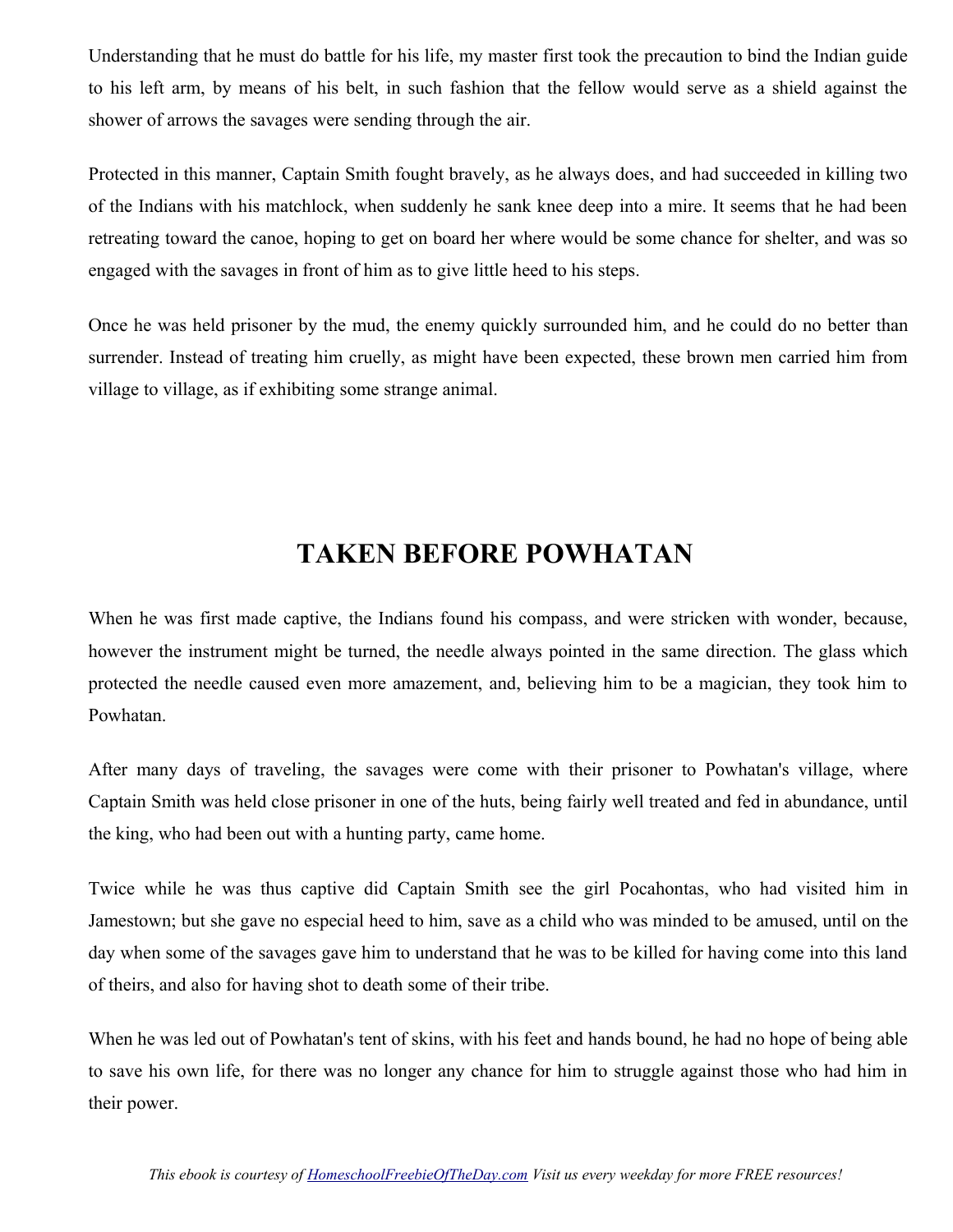Understanding that he must do battle for his life, my master first took the precaution to bind the Indian guide to his left arm, by means of his belt, in such fashion that the fellow would serve as a shield against the shower of arrows the savages were sending through the air.

Protected in this manner, Captain Smith fought bravely, as he always does, and had succeeded in killing two of the Indians with his matchlock, when suddenly he sank knee deep into a mire. It seems that he had been retreating toward the canoe, hoping to get on board her where would be some chance for shelter, and was so engaged with the savages in front of him as to give little heed to his steps.

Once he was held prisoner by the mud, the enemy quickly surrounded him, and he could do no better than surrender. Instead of treating him cruelly, as might have been expected, these brown men carried him from village to village, as if exhibiting some strange animal.

## TAKEN BEFORE POWHATAN

When he was first made captive, the Indians found his compass, and were stricken with wonder, because, however the instrument might be turned, the needle always pointed in the same direction. The glass which protected the needle caused even more amazement, and, believing him to be a magician, they took him to Powhatan.

After many days of traveling, the savages were come with their prisoner to Powhatan's village, where Captain Smith was held close prisoner in one of the huts, being fairly well treated and fed in abundance, until the king, who had been out with a hunting party, came home.

Twice while he was thus captive did Captain Smith see the girl Pocahontas, who had visited him in Jamestown; but she gave no especial heed to him, save as a child who was minded to be amused, until on the day when some of the savages gave him to understand that he was to be killed for having come into this land of theirs, and also for having shot to death some of their tribe.

When he was led out of Powhatan's tent of skins, with his feet and hands bound, he had no hope of being able to save his own life, for there was no longer any chance for him to struggle against those who had him in their power.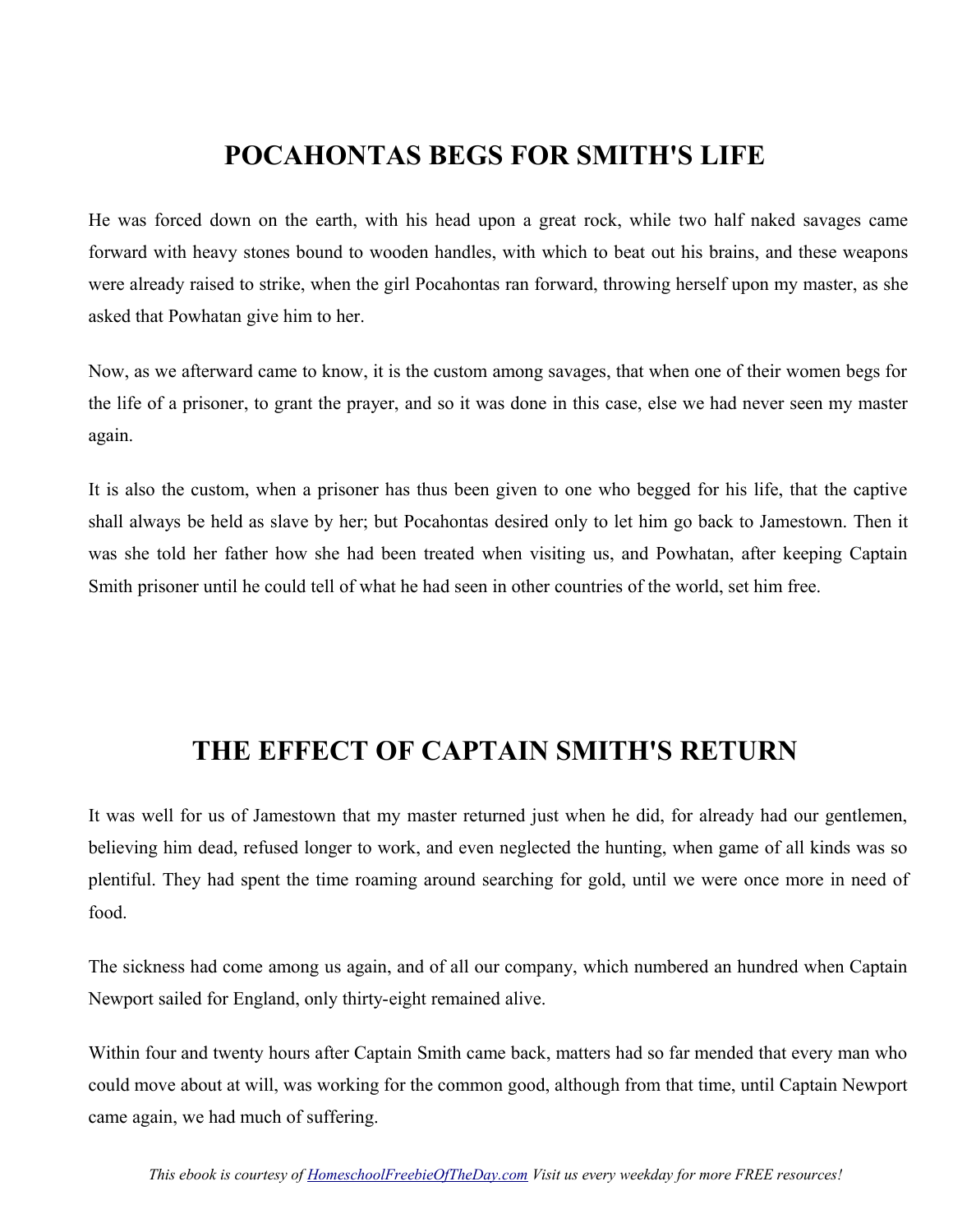## POCAHONTAS BEGS FOR SMITH'S LIFE

He was forced down on the earth, with his head upon a great rock, while two half naked savages came forward with heavy stones bound to wooden handles, with which to beat out his brains, and these weapons were already raised to strike, when the girl Pocahontas ran forward, throwing herself upon my master, as she asked that Powhatan give him to her.

Now, as we afterward came to know, it is the custom among savages, that when one of their women begs for the life of a prisoner, to grant the prayer, and so it was done in this case, else we had never seen my master again.

It is also the custom, when a prisoner has thus been given to one who begged for his life, that the captive shall always be held as slave by her; but Pocahontas desired only to let him go back to Jamestown. Then it was she told her father how she had been treated when visiting us, and Powhatan, after keeping Captain Smith prisoner until he could tell of what he had seen in other countries of the world, set him free.

## THE EFFECT OF CAPTAIN SMITH'S RETURN

It was well for us of Jamestown that my master returned just when he did, for already had our gentlemen, believing him dead, refused longer to work, and even neglected the hunting, when game of all kinds was so plentiful. They had spent the time roaming around searching for gold, until we were once more in need of food.

The sickness had come among us again, and of all our company, which numbered an hundred when Captain Newport sailed for England, only thirty-eight remained alive.

Within four and twenty hours after Captain Smith came back, matters had so far mended that every man who could move about at will, was working for the common good, although from that time, until Captain Newport came again, we had much of suffering.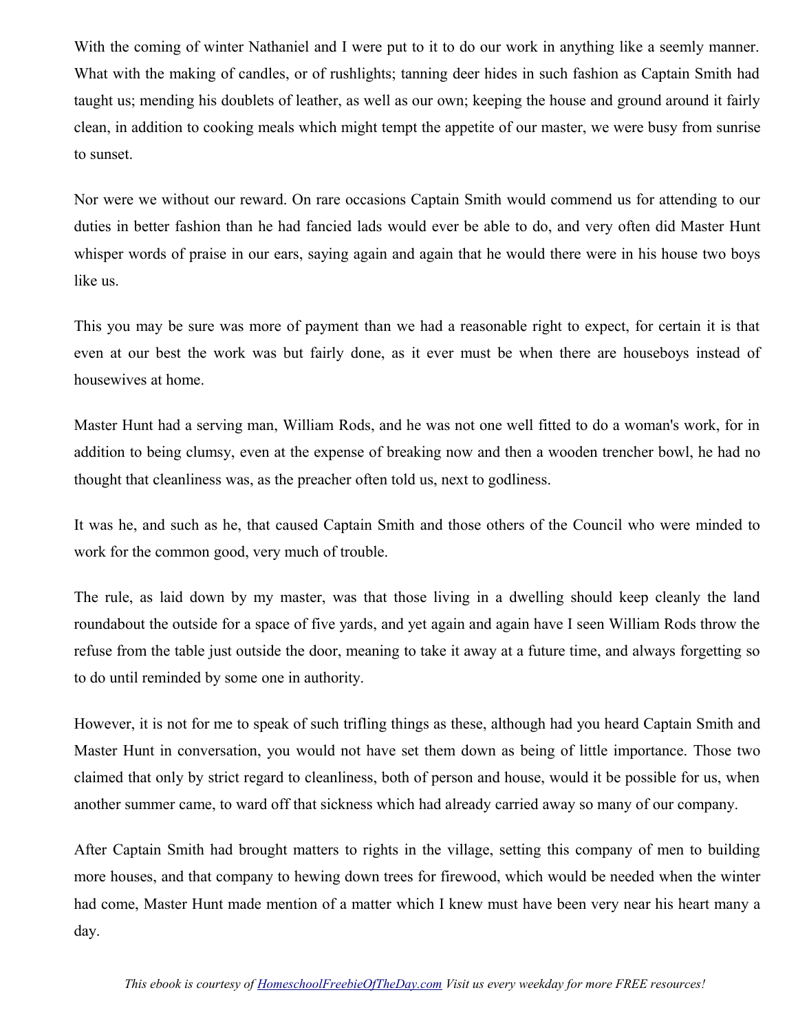With the coming of winter Nathaniel and I were put to it to do our work in anything like a seemly manner. What with the making of candles, or of rushlights; tanning deer hides in such fashion as Captain Smith had taught us; mending his doublets of leather, as well as our own; keeping the house and ground around it fairly clean, in addition to cooking meals which might tempt the appetite of our master, we were busy from sunrise to sunset.

Nor were we without our reward. On rare occasions Captain Smith would commend us for attending to our duties in better fashion than he had fancied lads would ever be able to do, and very often did Master Hunt whisper words of praise in our ears, saying again and again that he would there were in his house two boys like us.

This you may be sure was more of payment than we had a reasonable right to expect, for certain it is that even at our best the work was but fairly done, as it ever must be when there are houseboys instead of housewives at home.

Master Hunt had a serving man, William Rods, and he was not one well fitted to do a woman's work, for in addition to being clumsy, even at the expense of breaking now and then a wooden trencher bowl, he had no thought that cleanliness was, as the preacher often told us, next to godliness.

It was he, and such as he, that caused Captain Smith and those others of the Council who were minded to work for the common good, very much of trouble.

The rule, as laid down by my master, was that those living in a dwelling should keep cleanly the land roundabout the outside for a space of five yards, and yet again and again have I seen William Rods throw the refuse from the table just outside the door, meaning to take it away at a future time, and always forgetting so to do until reminded by some one in authority.

However, it is not for me to speak of such trifling things as these, although had you heard Captain Smith and Master Hunt in conversation, you would not have set them down as being of little importance. Those two claimed that only by strict regard to cleanliness, both of person and house, would it be possible for us, when another summer came, to ward off that sickness which had already carried away so many of our company.

After Captain Smith had brought matters to rights in the village, setting this company of men to building more houses, and that company to hewing down trees for firewood, which would be needed when the winter had come, Master Hunt made mention of a matter which I knew must have been very near his heart many a day.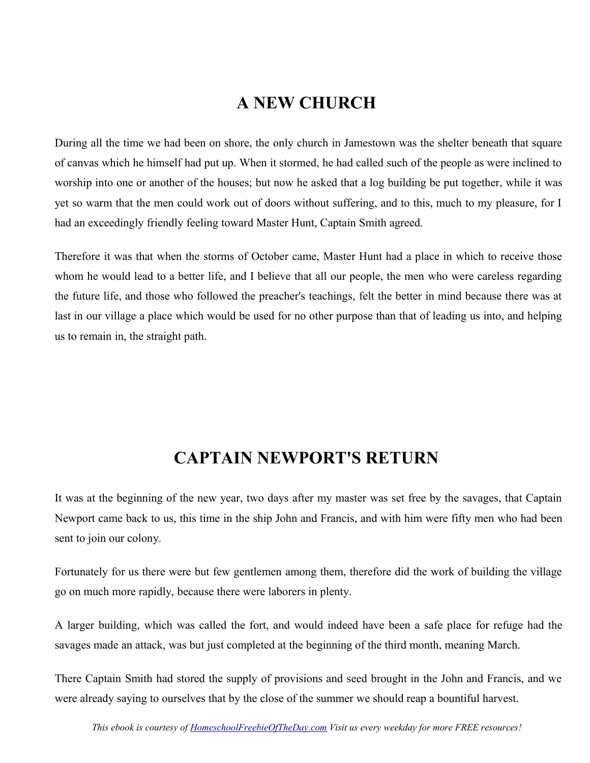## A NEW CHURCH

During all the time we had been on shore, the only church in Jamestown was the shelter beneath that square of canvas which he himself had put up. When it stormed, he had called such of the people as were inclined to worship into one or another of the houses; but now he asked that a log building be put together, while it was yet so warm that the men could work out of doors without suffering, and to this, much to my pleasure, for I had an exceedingly friendly feeling toward Master Hunt, Captain Smith agreed.

Therefore it was that when the storms of October came, Master Hunt had a place in which to receive those whom he would lead to a better life, and I believe that all our people, the men who were careless regarding the future life, and those who followed the preacher's teachings, felt the better in mind because there was at last in our village a place which would be used for no other purpose than that of leading us into, and helping us to remain in, the straight path.

## CAPTAIN NEWPORT'S RETURN

It was at the beginning of the new year, two days after my master was set free by the savages, that Captain Newport came back to us, this time in the ship John and Francis, and with him were fifty men who had been sent to join our colony.

Fortunately for us there were but few gentlemen among them, therefore did the work of building the village go on much more rapidly, because there were laborers in plenty.

A larger building, which was called the fort, and would indeed have been a safe place for refuge had the savages made an attack, was but just completed at the beginning of the third month, meaning March.

There Captain Smith had stored the supply of provisions and seed brought in the John and Francis, and we were already saying to ourselves that by the close of the summer we should reap a bountiful harvest.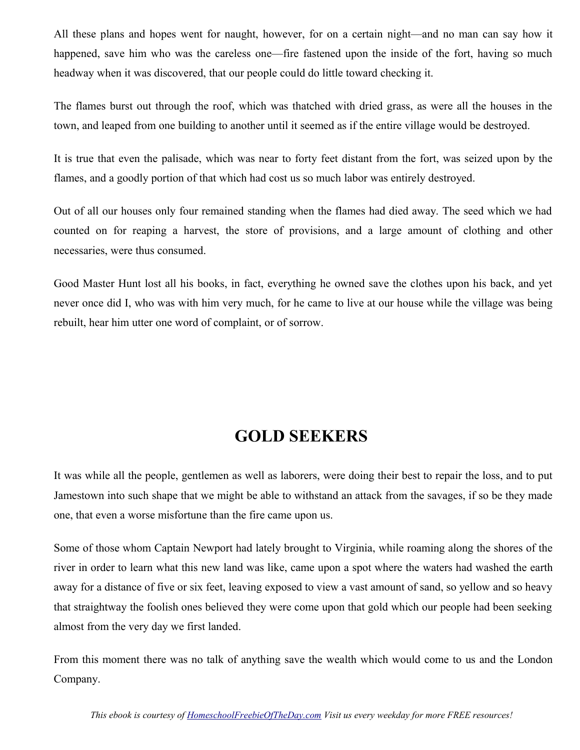All these plans and hopes went for naught, however, for on a certain night—and no man can say how it happened, save him who was the careless one—fire fastened upon the inside of the fort, having so much headway when it was discovered, that our people could do little toward checking it.

The flames burst out through the roof, which was thatched with dried grass, as were all the houses in the town, and leaped from one building to another until it seemed as if the entire village would be destroyed.

It is true that even the palisade, which was near to forty feet distant from the fort, was seized upon by the flames, and a goodly portion of that which had cost us so much labor was entirely destroyed.

Out of all our houses only four remained standing when the flames had died away. The seed which we had counted on for reaping a harvest, the store of provisions, and a large amount of clothing and other necessaries, were thus consumed.

Good Master Hunt lost all his books, in fact, everything he owned save the clothes upon his back, and yet never once did I, who was with him very much, for he came to live at our house while the village was being rebuilt, hear him utter one word of complaint, or of sorrow.

## GOLD SEEKERS

It was while all the people, gentlemen as well as laborers, were doing their best to repair the loss, and to put Jamestown into such shape that we might be able to withstand an attack from the savages, if so be they made one, that even a worse misfortune than the fire came upon us.

Some of those whom Captain Newport had lately brought to Virginia, while roaming along the shores of the river in order to learn what this new land was like, came upon a spot where the waters had washed the earth away for a distance of five or six feet, leaving exposed to view a vast amount of sand, so yellow and so heavy that straightway the foolish ones believed they were come upon that gold which our people had been seeking almost from the very day we first landed.

From this moment there was no talk of anything save the wealth which would come to us and the London Company.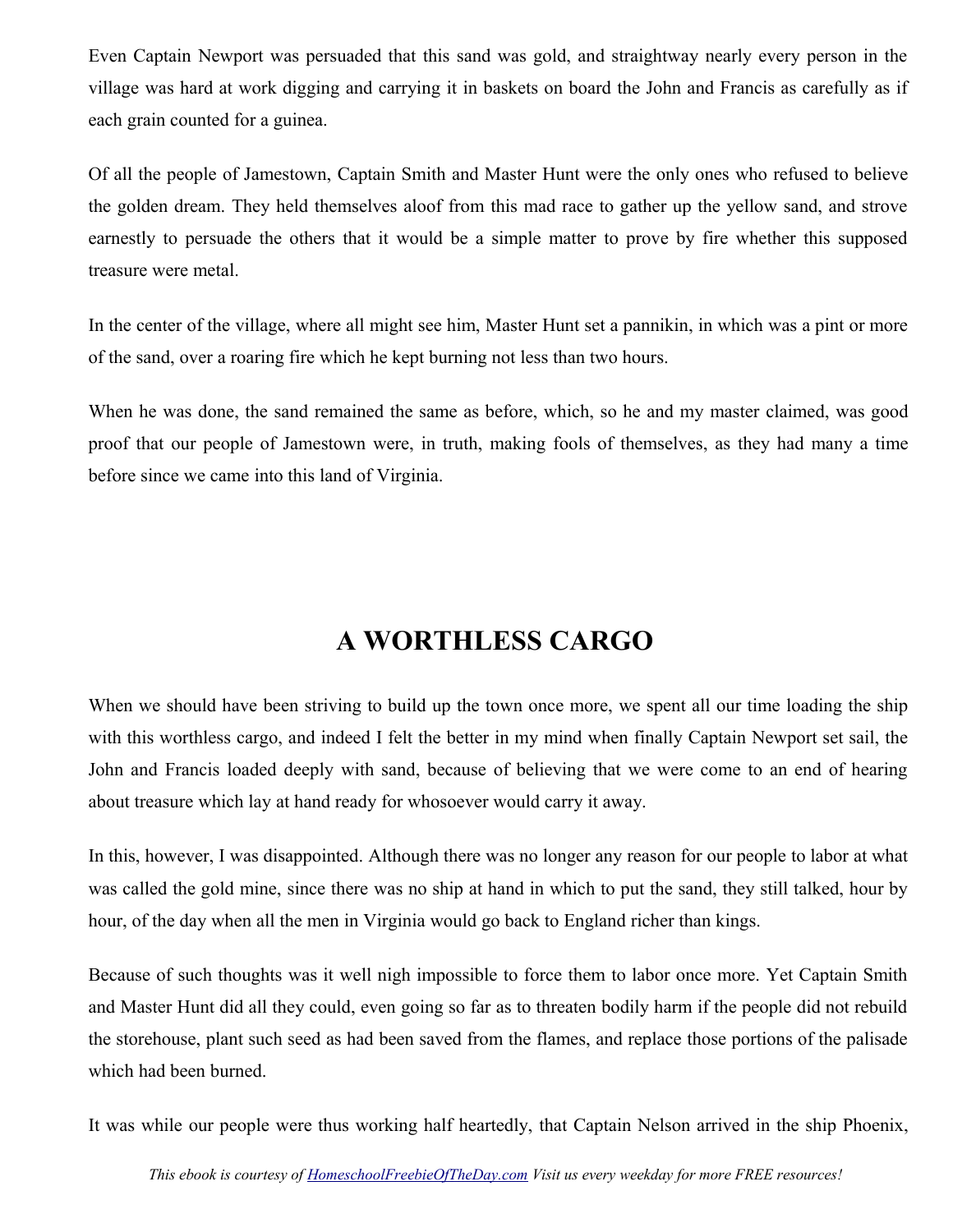Even Captain Newport was persuaded that this sand was gold, and straightway nearly every person in the village was hard at work digging and carrying it in baskets on board the John and Francis as carefully as if each grain counted for a guinea.

Of all the people of Jamestown, Captain Smith and Master Hunt were the only ones who refused to believe the golden dream. They held themselves aloof from this mad race to gather up the yellow sand, and strove earnestly to persuade the others that it would be a simple matter to prove by fire whether this supposed treasure were metal.

In the center of the village, where all might see him, Master Hunt set a pannikin, in which was a pint or more of the sand, over a roaring fire which he kept burning not less than two hours.

When he was done, the sand remained the same as before, which, so he and my master claimed, was good proof that our people of Jamestown were, in truth, making fools of themselves, as they had many a time before since we came into this land of Virginia.

## A WORTHLESS CARGO

When we should have been striving to build up the town once more, we spent all our time loading the ship with this worthless cargo, and indeed I felt the better in my mind when finally Captain Newport set sail, the John and Francis loaded deeply with sand, because of believing that we were come to an end of hearing about treasure which lay at hand ready for whosoever would carry it away.

In this, however, I was disappointed. Although there was no longer any reason for our people to labor at what was called the gold mine, since there was no ship at hand in which to put the sand, they still talked, hour by hour, of the day when all the men in Virginia would go back to England richer than kings.

Because of such thoughts was it well nigh impossible to force them to labor once more. Yet Captain Smith and Master Hunt did all they could, even going so far as to threaten bodily harm if the people did not rebuild the storehouse, plant such seed as had been saved from the flames, and replace those portions of the palisade which had been burned.

It was while our people were thus working half heartedly, that Captain Nelson arrived in the ship Phoenix,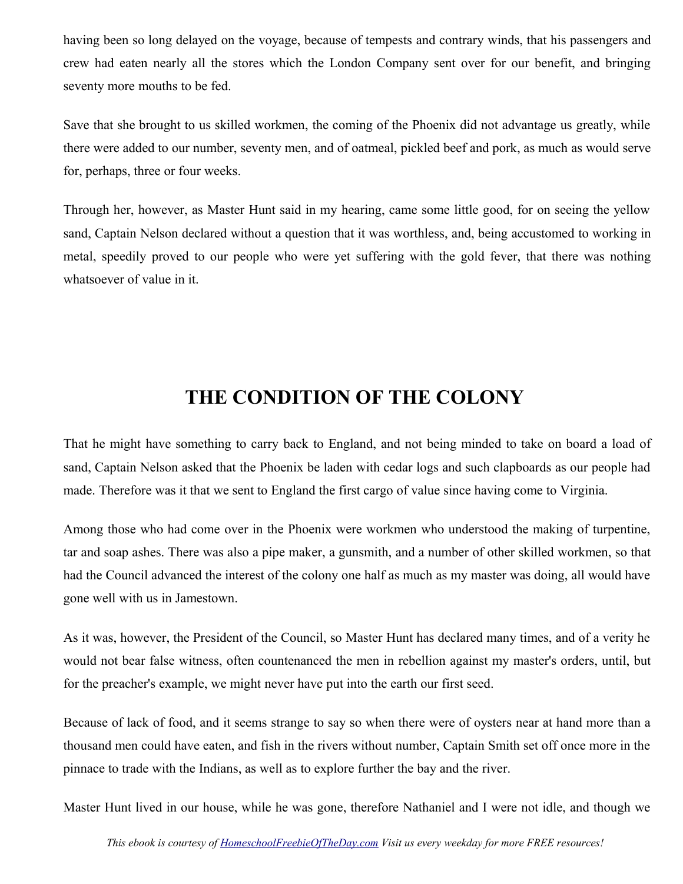having been so long delayed on the voyage, because of tempests and contrary winds, that his passengers and crew had eaten nearly all the stores which the London Company sent over for our benefit, and bringing seventy more mouths to be fed.

Save that she brought to us skilled workmen, the coming of the Phoenix did not advantage us greatly, while there were added to our number, seventy men, and of oatmeal, pickled beef and pork, as much as would serve for, perhaps, three or four weeks.

Through her, however, as Master Hunt said in my hearing, came some little good, for on seeing the yellow sand, Captain Nelson declared without a question that it was worthless, and, being accustomed to working in metal, speedily proved to our people who were yet suffering with the gold fever, that there was nothing whatsoever of value in it.

# THE CONDITION OF THE COLONY

That he might have something to carry back to England, and not being minded to take on board a load of sand, Captain Nelson asked that the Phoenix be laden with cedar logs and such clapboards as our people had made. Therefore was it that we sent to England the first cargo of value since having come to Virginia.

Among those who had come over in the Phoenix were workmen who understood the making of turpentine, tar and soap ashes. There was also a pipe maker, a gunsmith, and a number of other skilled workmen, so that had the Council advanced the interest of the colony one half as much as my master was doing, all would have gone well with us in Jamestown.

As it was, however, the President of the Council, so Master Hunt has declared many times, and of a verity he would not bear false witness, often countenanced the men in rebellion against my master's orders, until, but for the preacher's example, we might never have put into the earth our first seed.

Because of lack of food, and it seems strange to say so when there were of oysters near at hand more than a thousand men could have eaten, and fish in the rivers without number, Captain Smith set off once more in the pinnace to trade with the Indians, as well as to explore further the bay and the river.

Master Hunt lived in our house, while he was gone, therefore Nathaniel and I were not idle, and though we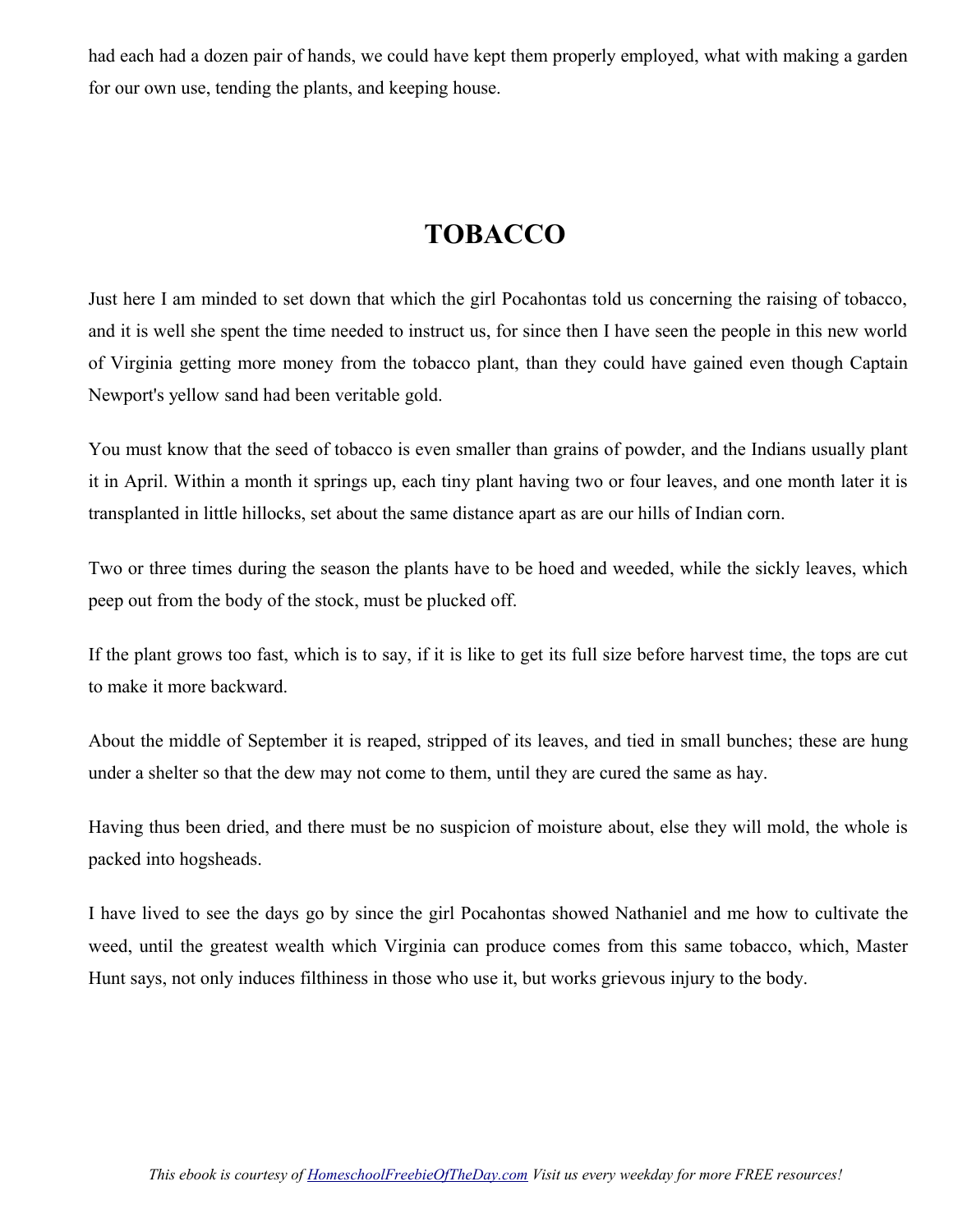had each had a dozen pair of hands, we could have kept them properly employed, what with making a garden for our own use, tending the plants, and keeping house.

## TOBACCO

Just here I am minded to set down that which the girl Pocahontas told us concerning the raising of tobacco, and it is well she spent the time needed to instruct us, for since then I have seen the people in this new world of Virginia getting more money from the tobacco plant, than they could have gained even though Captain Newport's yellow sand had been veritable gold.

You must know that the seed of tobacco is even smaller than grains of powder, and the Indians usually plant it in April. Within a month it springs up, each tiny plant having two or four leaves, and one month later it is transplanted in little hillocks, set about the same distance apart as are our hills of Indian corn.

Two or three times during the season the plants have to be hoed and weeded, while the sickly leaves, which peep out from the body of the stock, must be plucked off.

If the plant grows too fast, which is to say, if it is like to get its full size before harvest time, the tops are cut to make it more backward.

About the middle of September it is reaped, stripped of its leaves, and tied in small bunches; these are hung under a shelter so that the dew may not come to them, until they are cured the same as hay.

Having thus been dried, and there must be no suspicion of moisture about, else they will mold, the whole is packed into hogsheads.

I have lived to see the days go by since the girl Pocahontas showed Nathaniel and me how to cultivate the weed, until the greatest wealth which Virginia can produce comes from this same tobacco, which, Master Hunt says, not only induces filthiness in those who use it, but works grievous injury to the body.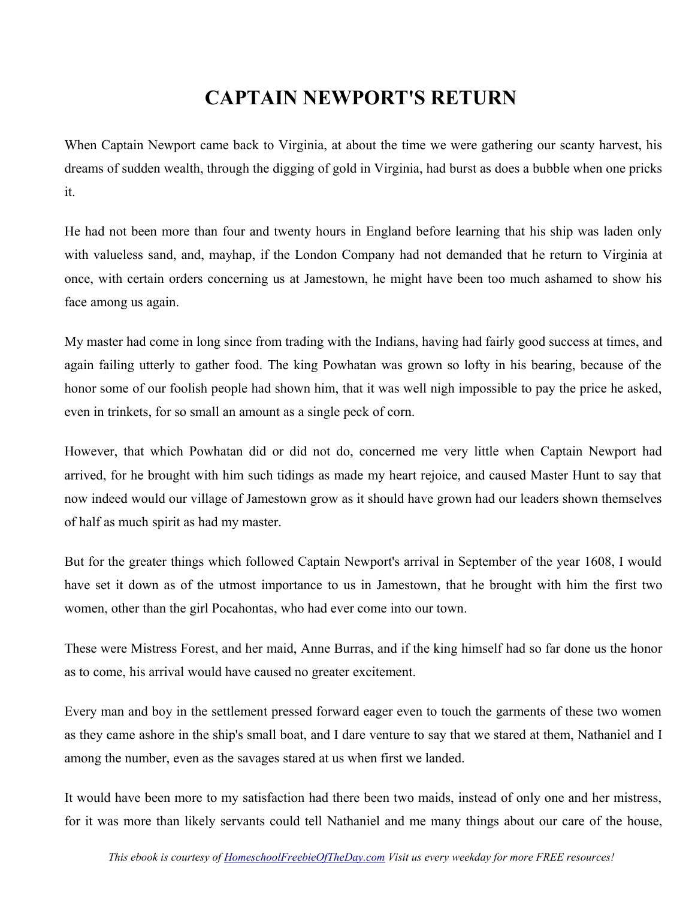# CAPTAIN NEWPORT'S RETURN

When Captain Newport came back to Virginia, at about the time we were gathering our scanty harvest, his dreams of sudden wealth, through the digging of gold in Virginia, had burst as does a bubble when one pricks it.

He had not been more than four and twenty hours in England before learning that his ship was laden only with valueless sand, and, mayhap, if the London Company had not demanded that he return to Virginia at once, with certain orders concerning us at Jamestown, he might have been too much ashamed to show his face among us again.

My master had come in long since from trading with the Indians, having had fairly good success at times, and again failing utterly to gather food. The king Powhatan was grown so lofty in his bearing, because of the honor some of our foolish people had shown him, that it was well nigh impossible to pay the price he asked, even in trinkets, for so small an amount as a single peck of corn.

However, that which Powhatan did or did not do, concerned me very little when Captain Newport had arrived, for he brought with him such tidings as made my heart rejoice, and caused Master Hunt to say that now indeed would our village of Jamestown grow as it should have grown had our leaders shown themselves of half as much spirit as had my master.

But for the greater things which followed Captain Newport's arrival in September of the year 1608, I would have set it down as of the utmost importance to us in Jamestown, that he brought with him the first two women, other than the girl Pocahontas, who had ever come into our town.

These were Mistress Forest, and her maid, Anne Burras, and if the king himself had so far done us the honor as to come, his arrival would have caused no greater excitement.

Every man and boy in the settlement pressed forward eager even to touch the garments of these two women as they came ashore in the ship's small boat, and I dare venture to say that we stared at them, Nathaniel and I among the number, even as the savages stared at us when first we landed.

It would have been more to my satisfaction had there been two maids, instead of only one and her mistress, for it was more than likely servants could tell Nathaniel and me many things about our care of the house,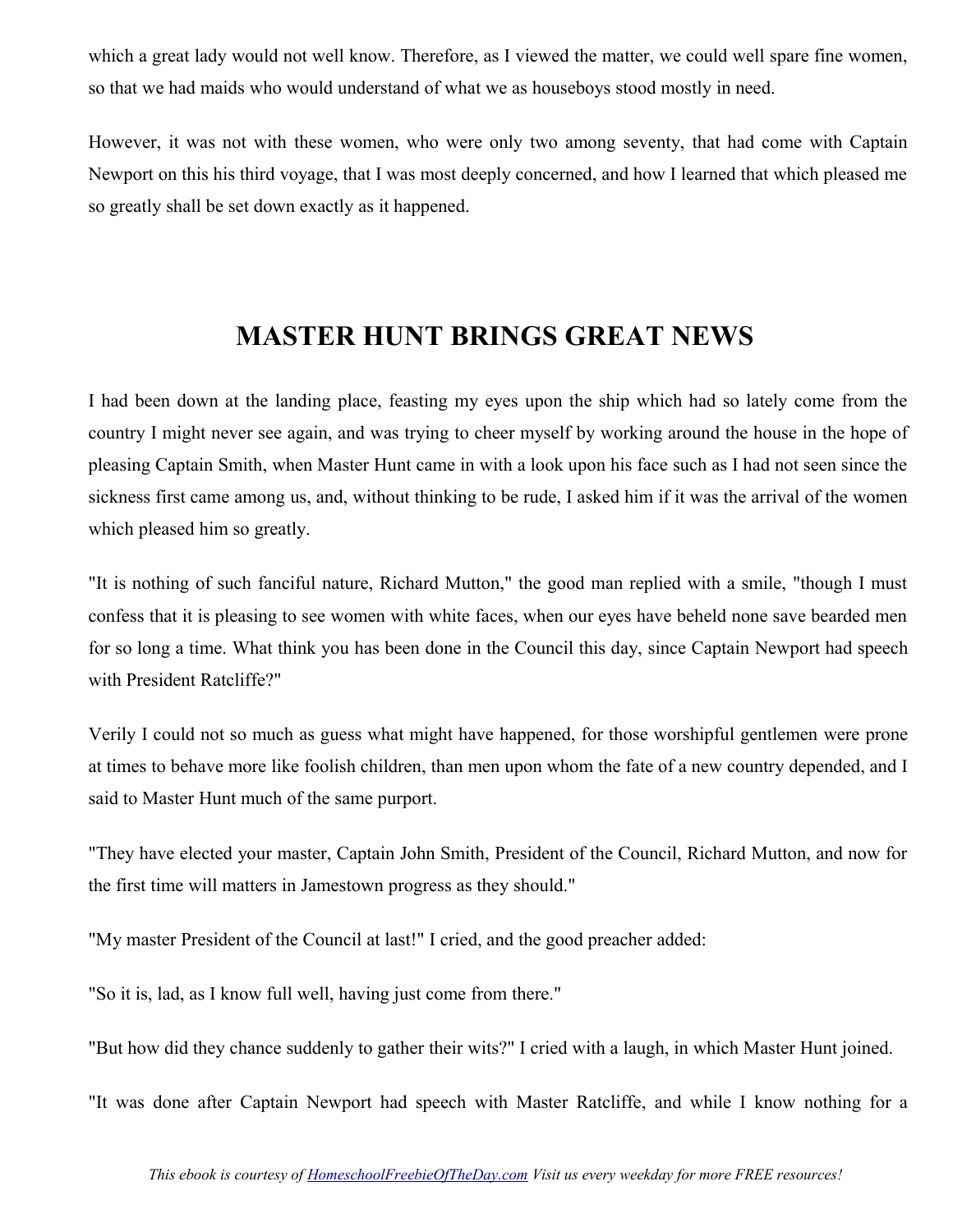which a great lady would not well know. Therefore, as I viewed the matter, we could well spare fine women, so that we had maids who would understand of what we as houseboys stood mostly in need.

However, it was not with these women, who were only two among seventy, that had come with Captain Newport on this his third voyage, that I was most deeply concerned, and how I learned that which pleased me so greatly shall be set down exactly as it happened.

## MASTER HUNT BRINGS GREAT NEWS

I had been down at the landing place, feasting my eyes upon the ship which had so lately come from the country I might never see again, and was trying to cheer myself by working around the house in the hope of pleasing Captain Smith, when Master Hunt came in with a look upon his face such as I had not seen since the sickness first came among us, and, without thinking to be rude, I asked him if it was the arrival of the women which pleased him so greatly.

"It is nothing of such fanciful nature, Richard Mutton," the good man replied with a smile, "though I must confess that it is pleasing to see women with white faces, when our eyes have beheld none save bearded men for so long a time. What think you has been done in the Council this day, since Captain Newport had speech with President Ratcliffe?"

Verily I could not so much as guess what might have happened, for those worshipful gentlemen were prone at times to behave more like foolish children, than men upon whom the fate of a new country depended, and I said to Master Hunt much of the same purport.

"They have elected your master, Captain John Smith, President of the Council, Richard Mutton, and now for the first time will matters in Jamestown progress as they should."

"My master President of the Council at last!" I cried, and the good preacher added:

"So it is, lad, as I know full well, having just come from there."

"But how did they chance suddenly to gather their wits?" I cried with a laugh, in which Master Hunt joined.

"It was done after Captain Newport had speech with Master Ratcliffe, and while I know nothing for a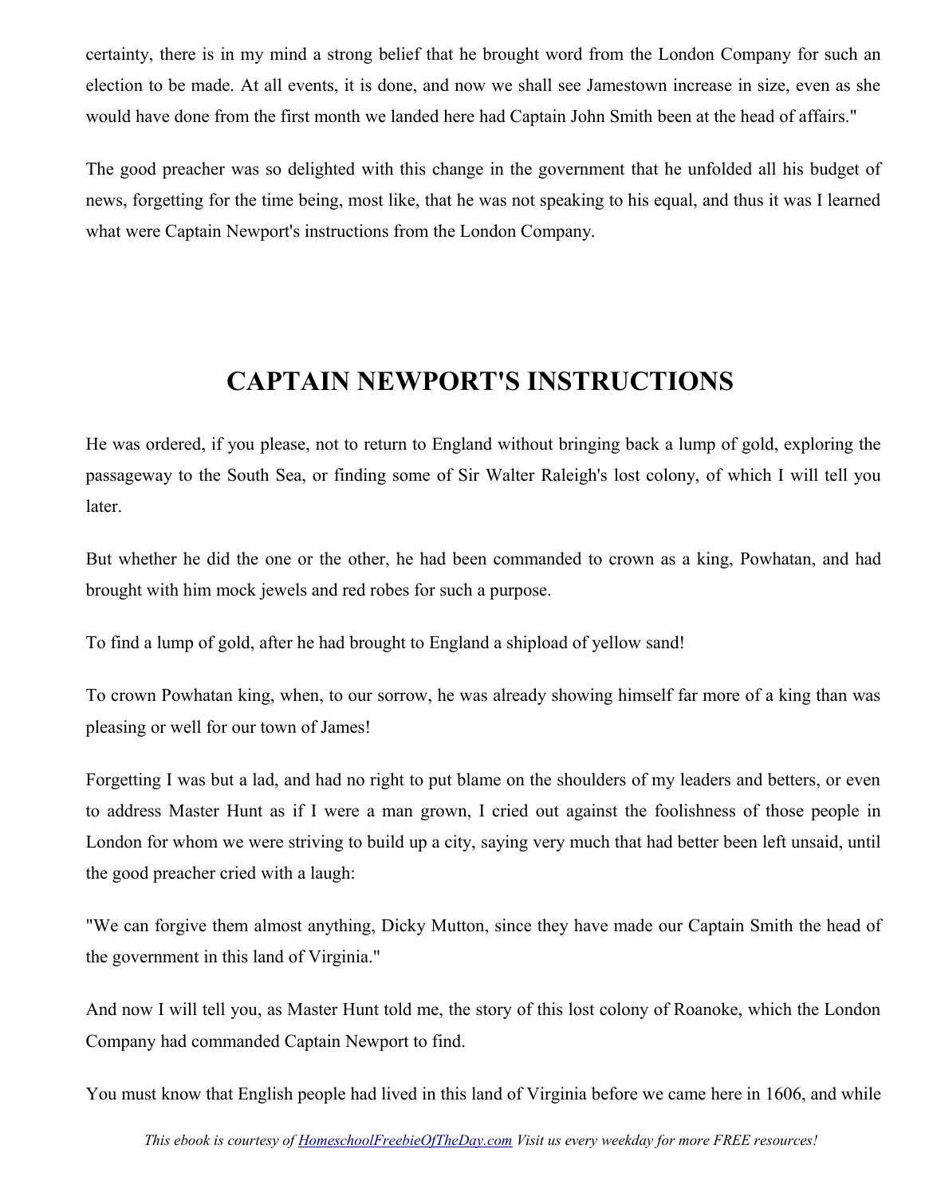certainty, there is in my mind a strong belief that he brought word from the London Company for such an election to be made. At all events, it is done, and now we shall see Jamestown increase in size, even as she would have done from the first month we landed here had Captain John Smith been at the head of affairs."

The good preacher was so delighted with this change in the government that he unfolded all his budget of news, forgetting for the time being, most like, that he was not speaking to his equal, and thus it was I learned what were Captain Newport's instructions from the London Company.

## CAPTAIN NEWPORT'S INSTRUCTIONS

He was ordered, if you please, not to return to England without bringing back a lump of gold, exploring the passageway to the South Sea, or finding some of Sir Walter Raleigh's lost colony, of which I will tell you later.

But whether he did the one or the other, he had been commanded to crown as a king, Powhatan, and had brought with him mock jewels and red robes for such a purpose.

To find a lump of gold, after he had brought to England a shipload of yellow sand!

To crown Powhatan king, when, to our sorrow, he was already showing himself far more of a king than was pleasing or well for our town of James!

Forgetting I was but a lad, and had no right to put blame on the shoulders of my leaders and betters, or even to address Master Hunt as if I were a man grown, I cried out against the foolishness of those people in London for whom we were striving to build up a city, saying very much that had better been left unsaid, until the good preacher cried with a laugh:

"We can forgive them almost anything, Dicky Mutton, since they have made our Captain Smith the head of the government in this land of Virginia."

And now I will tell you, as Master Hunt told me, the story of this lost colony of Roanoke, which the London Company had commanded Captain Newport to find.

You must know that English people had lived in this land of Virginia before we came here in 1606, and while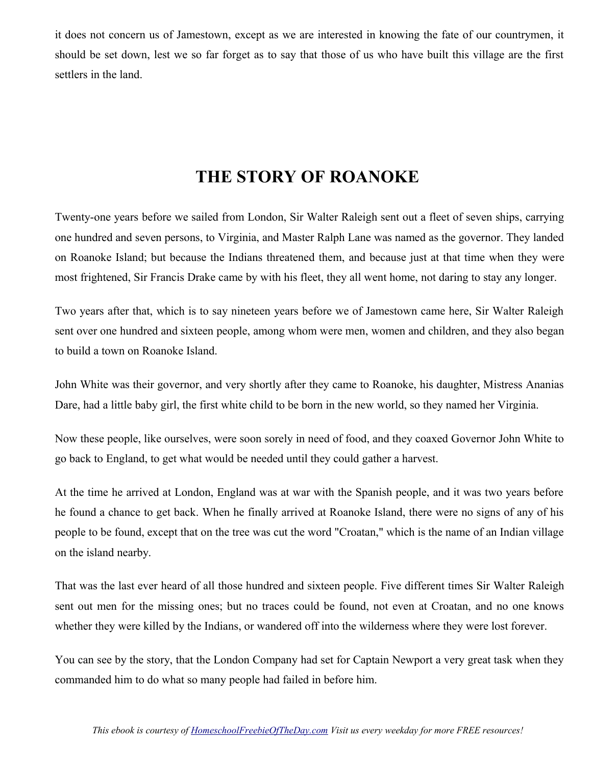it does not concern us of Jamestown, except as we are interested in knowing the fate of our countrymen, it should be set down, lest we so far forget as to say that those of us who have built this village are the first settlers in the land.

## THE STORY OF ROANOKE

Twenty-one years before we sailed from London, Sir Walter Raleigh sent out a fleet of seven ships, carrying one hundred and seven persons, to Virginia, and Master Ralph Lane was named as the governor. They landed on Roanoke Island; but because the Indians threatened them, and because just at that time when they were most frightened, Sir Francis Drake came by with his fleet, they all went home, not daring to stay any longer.

Two years after that, which is to say nineteen years before we of Jamestown came here, Sir Walter Raleigh sent over one hundred and sixteen people, among whom were men, women and children, and they also began to build a town on Roanoke Island.

John White was their governor, and very shortly after they came to Roanoke, his daughter, Mistress Ananias Dare, had a little baby girl, the first white child to be born in the new world, so they named her Virginia.

Now these people, like ourselves, were soon sorely in need of food, and they coaxed Governor John White to go back to England, to get what would be needed until they could gather a harvest.

At the time he arrived at London, England was at war with the Spanish people, and it was two years before he found a chance to get back. When he finally arrived at Roanoke Island, there were no signs of any of his people to be found, except that on the tree was cut the word "Croatan," which is the name of an Indian village on the island nearby.

That was the last ever heard of all those hundred and sixteen people. Five different times Sir Walter Raleigh sent out men for the missing ones; but no traces could be found, not even at Croatan, and no one knows whether they were killed by the Indians, or wandered off into the wilderness where they were lost forever.

You can see by the story, that the London Company had set for Captain Newport a very great task when they commanded him to do what so many people had failed in before him.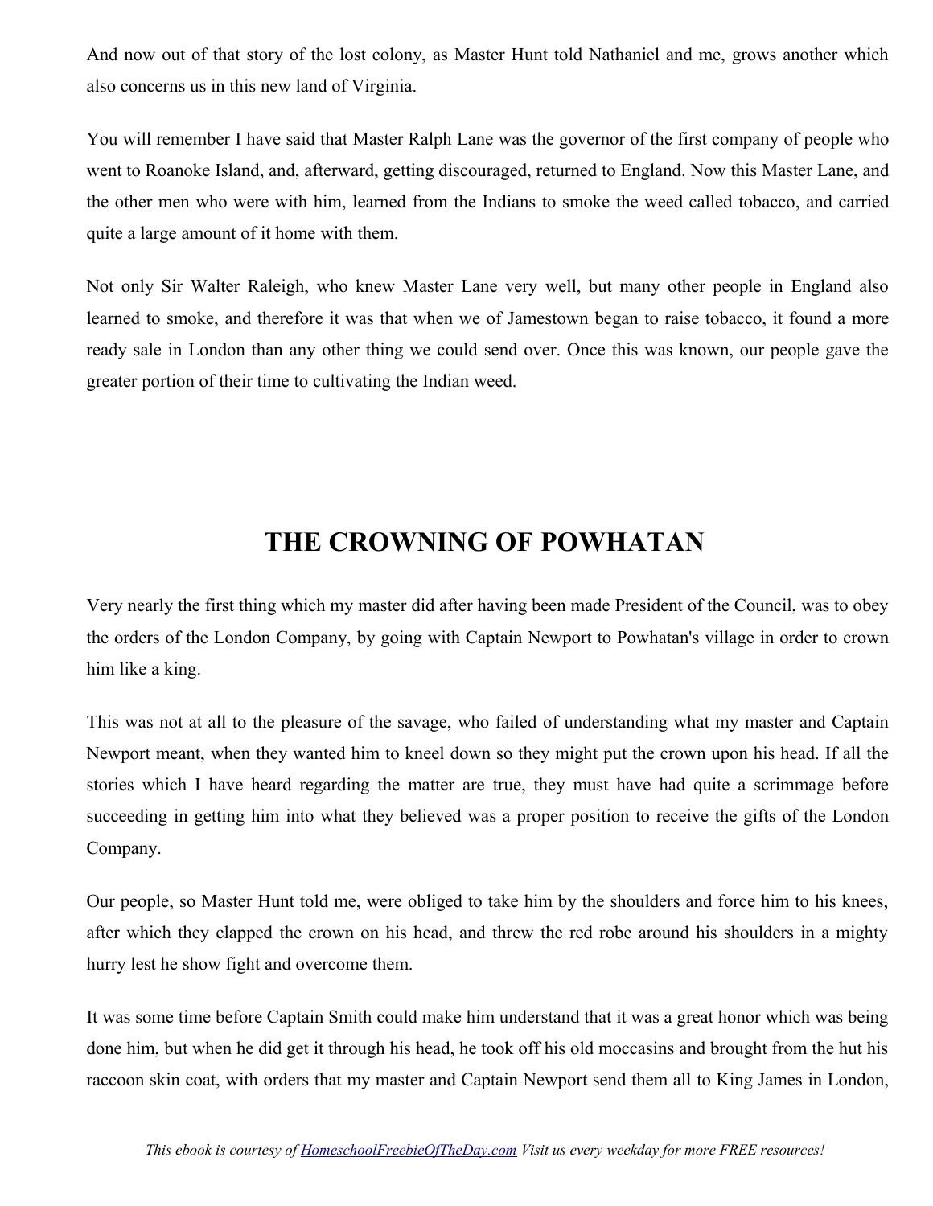And now out of that story of the lost colony, as Master Hunt told Nathaniel and me, grows another which also concerns us in this new land of Virginia.

You will remember I have said that Master Ralph Lane was the governor of the first company of people who went to Roanoke Island, and, afterward, getting discouraged, returned to England. Now this Master Lane, and the other men who were with him, learned from the Indians to smoke the weed called tobacco, and carried quite a large amount of it home with them.

Not only Sir Walter Raleigh, who knew Master Lane very well, but many other people in England also learned to smoke, and therefore it was that when we of Jamestown began to raise tobacco, it found a more ready sale in London than any other thing we could send over. Once this was known, our people gave the greater portion of their time to cultivating the Indian weed.

## THE CROWNING OF POWHATAN

Very nearly the first thing which my master did after having been made President of the Council, was to obey the orders of the London Company, by going with Captain Newport to Powhatan's village in order to crown him like a king.

This was not at all to the pleasure of the savage, who failed of understanding what my master and Captain Newport meant, when they wanted him to kneel down so they might put the crown upon his head. If all the stories which I have heard regarding the matter are true, they must have had quite a scrimmage before succeeding in getting him into what they believed was a proper position to receive the gifts of the London Company.

Our people, so Master Hunt told me, were obliged to take him by the shoulders and force him to his knees, after which they clapped the crown on his head, and threw the red robe around his shoulders in a mighty hurry lest he show fight and overcome them.

It was some time before Captain Smith could make him understand that it was a great honor which was being done him, but when he did get it through his head, he took off his old moccasins and brought from the hut his raccoon skin coat, with orders that my master and Captain Newport send them all to King James in London,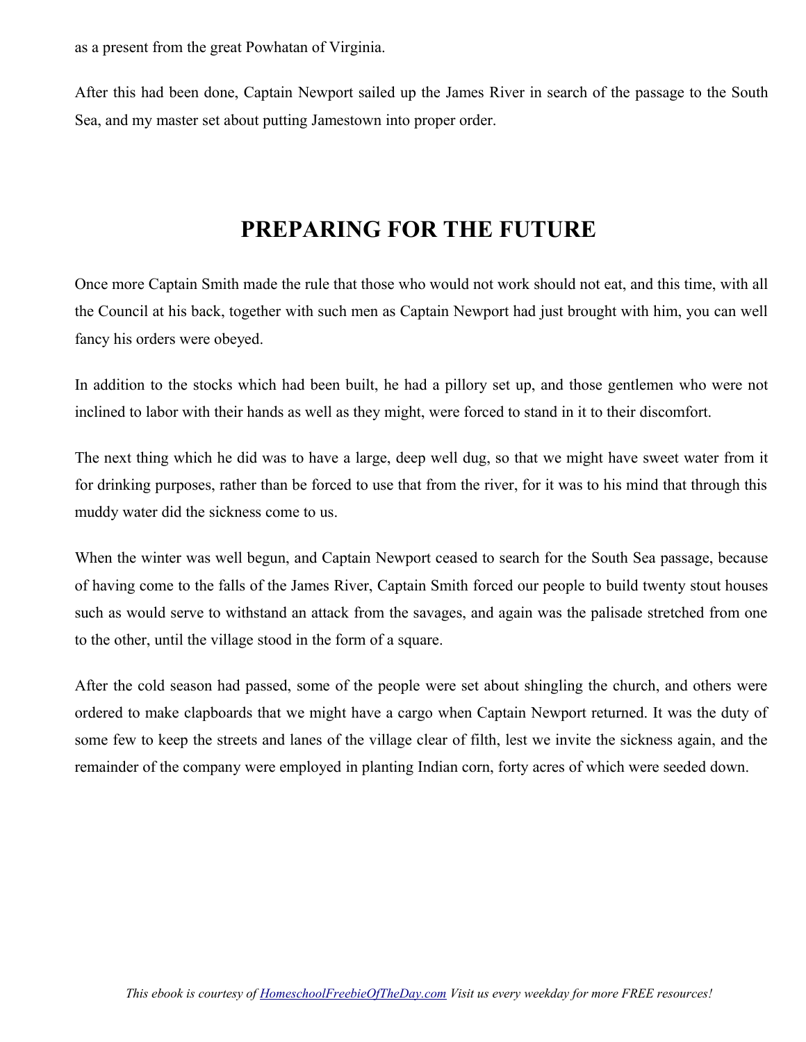as a present from the great Powhatan of Virginia.

After this had been done, Captain Newport sailed up the James River in search of the passage to the South Sea, and my master set about putting Jamestown into proper order.

## PREPARING FOR THE FUTURE

Once more Captain Smith made the rule that those who would not work should not eat, and this time, with all the Council at his back, together with such men as Captain Newport had just brought with him, you can well fancy his orders were obeyed.

In addition to the stocks which had been built, he had a pillory set up, and those gentlemen who were not inclined to labor with their hands as well as they might, were forced to stand in it to their discomfort.

The next thing which he did was to have a large, deep well dug, so that we might have sweet water from it for drinking purposes, rather than be forced to use that from the river, for it was to his mind that through this muddy water did the sickness come to us.

When the winter was well begun, and Captain Newport ceased to search for the South Sea passage, because of having come to the falls of the James River, Captain Smith forced our people to build twenty stout houses such as would serve to withstand an attack from the savages, and again was the palisade stretched from one to the other, until the village stood in the form of a square.

After the cold season had passed, some of the people were set about shingling the church, and others were ordered to make clapboards that we might have a cargo when Captain Newport returned. It was the duty of some few to keep the streets and lanes of the village clear of filth, lest we invite the sickness again, and the remainder of the company were employed in planting Indian corn, forty acres of which were seeded down.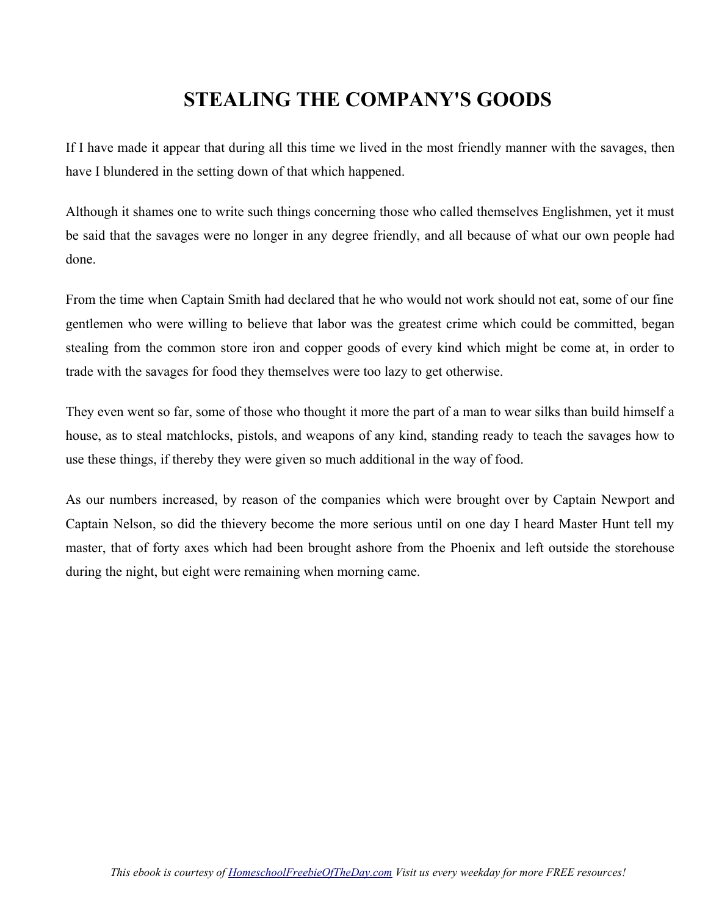# STEALING THE COMPANY'S GOODS

If I have made it appear that during all this time we lived in the most friendly manner with the savages, then have I blundered in the setting down of that which happened.

Although it shames one to write such things concerning those who called themselves Englishmen, yet it must be said that the savages were no longer in any degree friendly, and all because of what our own people had done.

From the time when Captain Smith had declared that he who would not work should not eat, some of our fine gentlemen who were willing to believe that labor was the greatest crime which could be committed, began stealing from the common store iron and copper goods of every kind which might be come at, in order to trade with the savages for food they themselves were too lazy to get otherwise.

They even went so far, some of those who thought it more the part of a man to wear silks than build himself a house, as to steal matchlocks, pistols, and weapons of any kind, standing ready to teach the savages how to use these things, if thereby they were given so much additional in the way of food.

As our numbers increased, by reason of the companies which were brought over by Captain Newport and Captain Nelson, so did the thievery become the more serious until on one day I heard Master Hunt tell my master, that of forty axes which had been brought ashore from the Phoenix and left outside the storehouse during the night, but eight were remaining when morning came.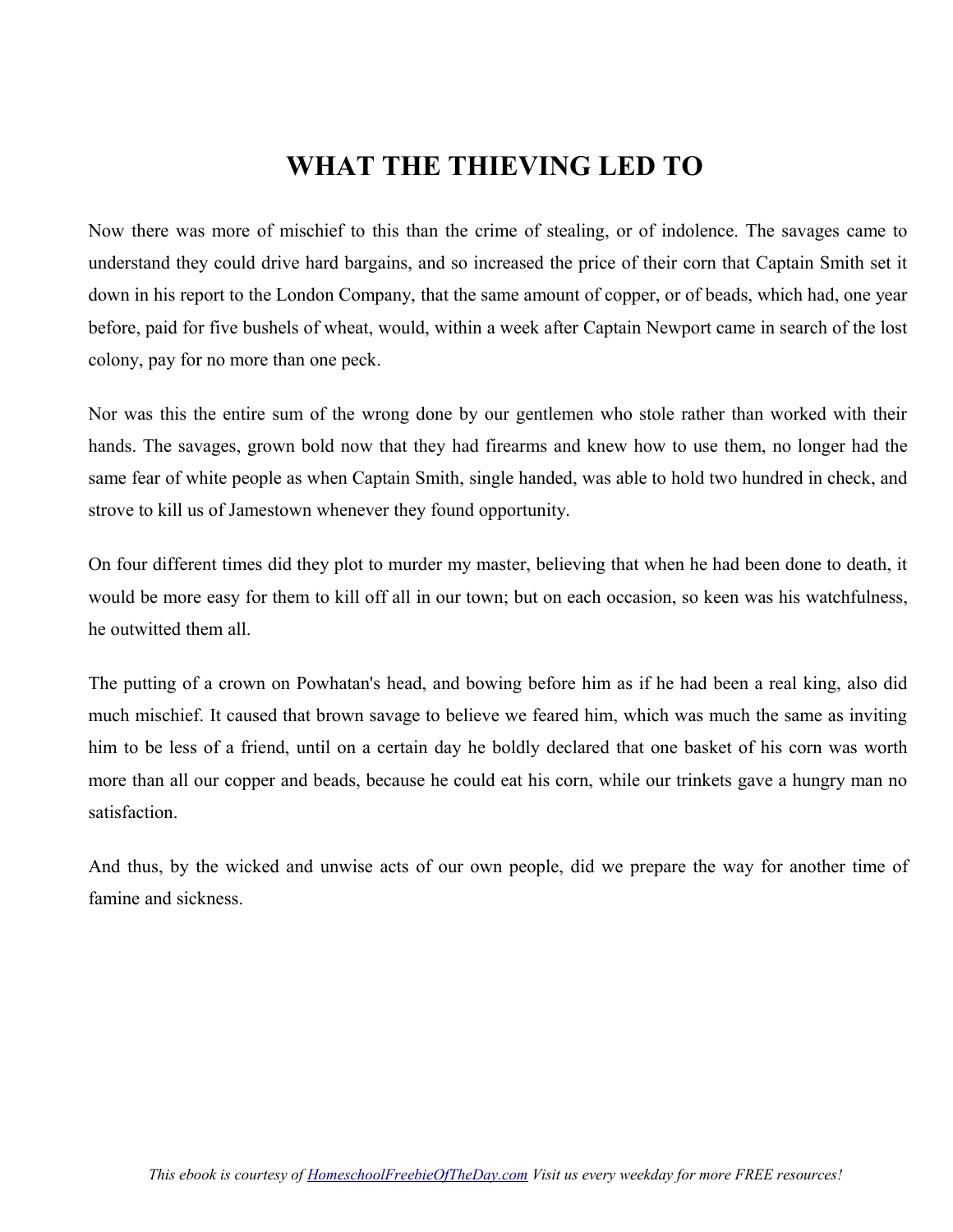# WHAT THE THIEVING LED TO

Now there was more of mischief to this than the crime of stealing, or of indolence. The savages came to understand they could drive hard bargains, and so increased the price of their corn that Captain Smith set it down in his report to the London Company, that the same amount of copper, or of beads, which had, one year before, paid for five bushels of wheat, would, within a week after Captain Newport came in search of the lost colony, pay for no more than one peck.

Nor was this the entire sum of the wrong done by our gentlemen who stole rather than worked with their hands. The savages, grown bold now that they had firearms and knew how to use them, no longer had the same fear of white people as when Captain Smith, single handed, was able to hold two hundred in check, and strove to kill us of Jamestown whenever they found opportunity.

On four different times did they plot to murder my master, believing that when he had been done to death, it would be more easy for them to kill off all in our town; but on each occasion, so keen was his watchfulness, he outwitted them all.

The putting of a crown on Powhatan's head, and bowing before him as if he had been a real king, also did much mischief. It caused that brown savage to believe we feared him, which was much the same as inviting him to be less of a friend, until on a certain day he boldly declared that one basket of his corn was worth more than all our copper and beads, because he could eat his corn, while our trinkets gave a hungry man no satisfaction.

And thus, by the wicked and unwise acts of our own people, did we prepare the way for another time of famine and sickness.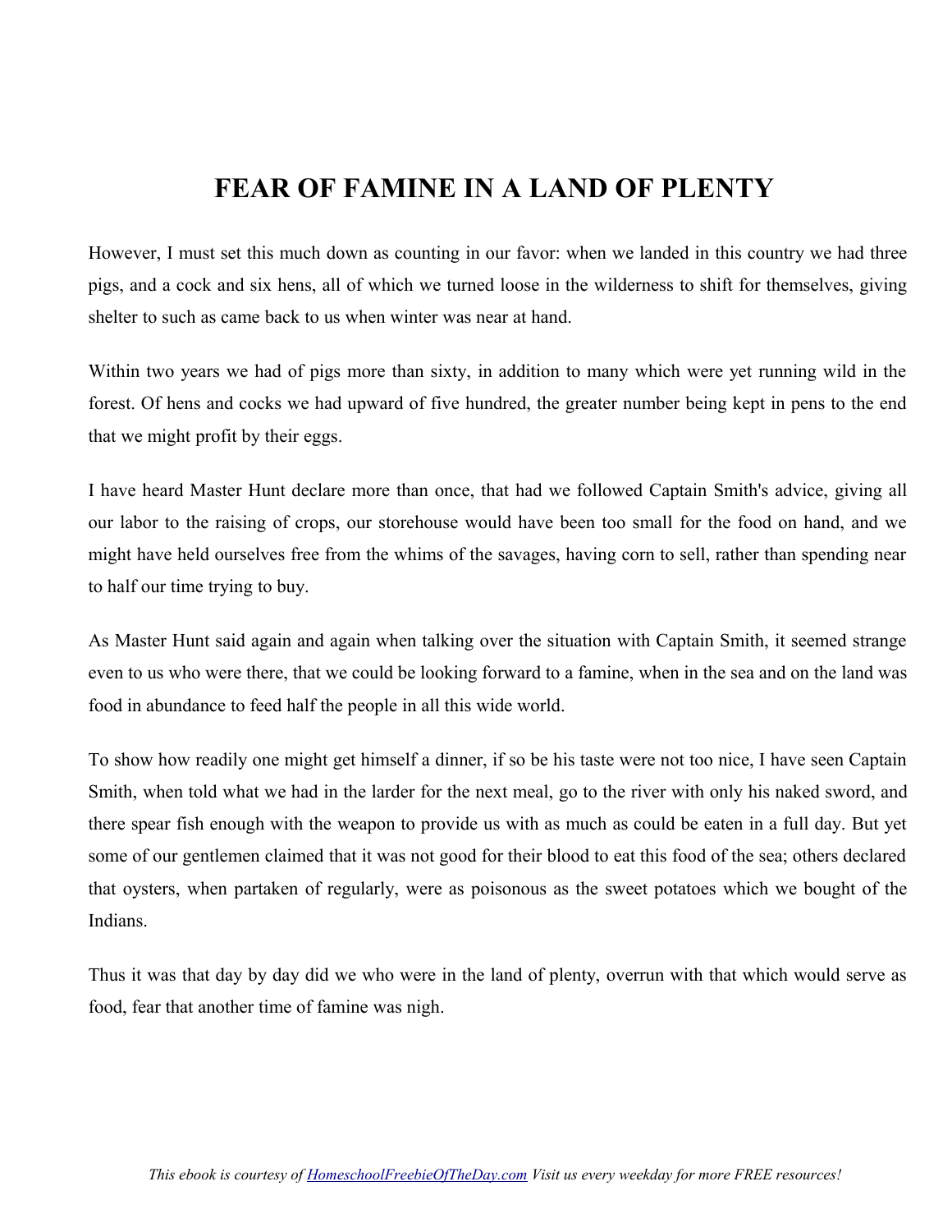# FEAR OF FAMINE IN A LAND OF PLENTY

However, I must set this much down as counting in our favor: when we landed in this country we had three pigs, and a cock and six hens, all of which we turned loose in the wilderness to shift for themselves, giving shelter to such as came back to us when winter was near at hand.

Within two years we had of pigs more than sixty, in addition to many which were yet running wild in the forest. Of hens and cocks we had upward of five hundred, the greater number being kept in pens to the end that we might profit by their eggs.

I have heard Master Hunt declare more than once, that had we followed Captain Smith's advice, giving all our labor to the raising of crops, our storehouse would have been too small for the food on hand, and we might have held ourselves free from the whims of the savages, having corn to sell, rather than spending near to half our time trying to buy.

As Master Hunt said again and again when talking over the situation with Captain Smith, it seemed strange even to us who were there, that we could be looking forward to a famine, when in the sea and on the land was food in abundance to feed half the people in all this wide world.

To show how readily one might get himself a dinner, if so be his taste were not too nice, I have seen Captain Smith, when told what we had in the larder for the next meal, go to the river with only his naked sword, and there spear fish enough with the weapon to provide us with as much as could be eaten in a full day. But yet some of our gentlemen claimed that it was not good for their blood to eat this food of the sea; others declared that oysters, when partaken of regularly, were as poisonous as the sweet potatoes which we bought of the Indians.

Thus it was that day by day did we who were in the land of plenty, overrun with that which would serve as food, fear that another time of famine was nigh.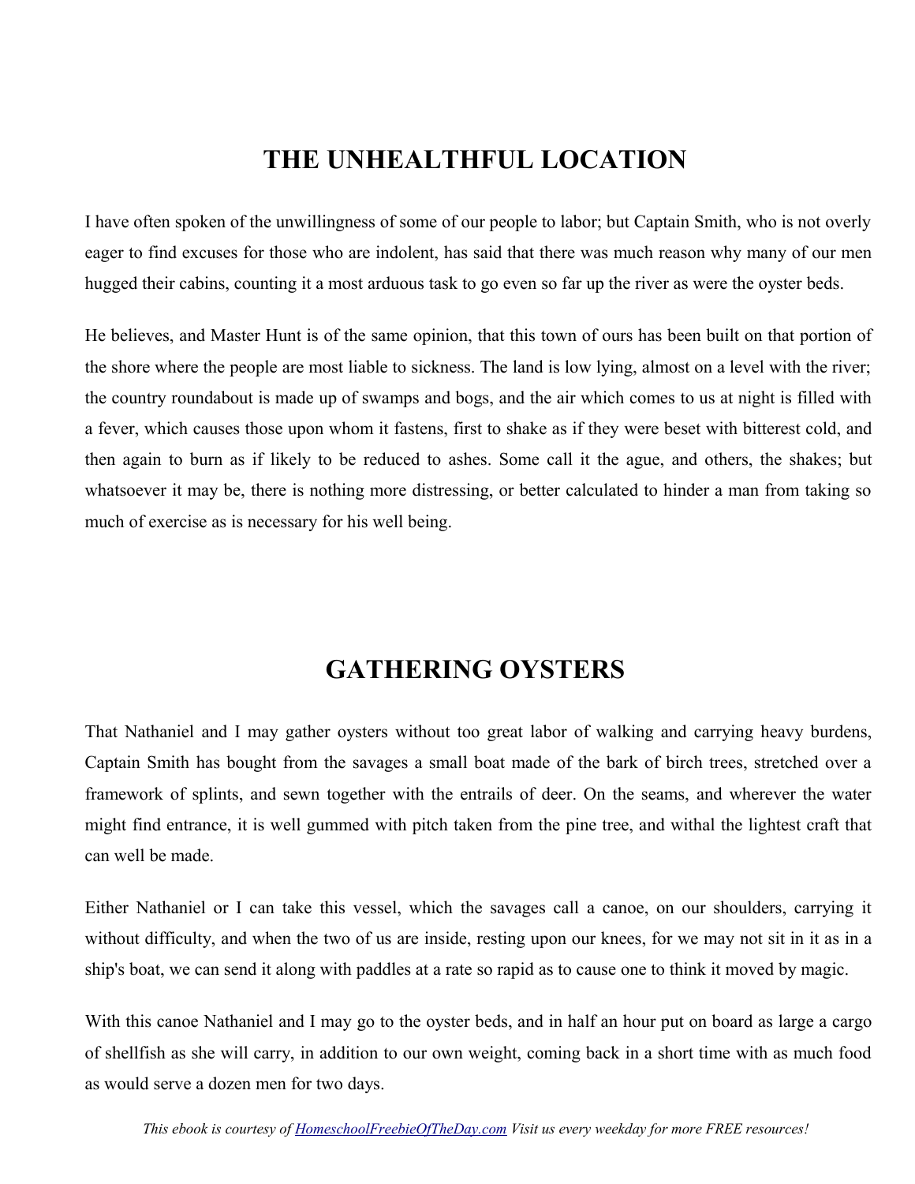# THE UNHEALTHFUL LOCATION

I have often spoken of the unwillingness of some of our people to labor; but Captain Smith, who is not overly eager to find excuses for those who are indolent, has said that there was much reason why many of our men hugged their cabins, counting it a most arduous task to go even so far up the river as were the oyster beds.

He believes, and Master Hunt is of the same opinion, that this town of ours has been built on that portion of the shore where the people are most liable to sickness. The land is low lying, almost on a level with the river; the country roundabout is made up of swamps and bogs, and the air which comes to us at night is filled with a fever, which causes those upon whom it fastens, first to shake as if they were beset with bitterest cold, and then again to burn as if likely to be reduced to ashes. Some call it the ague, and others, the shakes; but whatsoever it may be, there is nothing more distressing, or better calculated to hinder a man from taking so much of exercise as is necessary for his well being.

# GATHERING OYSTERS

That Nathaniel and I may gather oysters without too great labor of walking and carrying heavy burdens, Captain Smith has bought from the savages a small boat made of the bark of birch trees, stretched over a framework of splints, and sewn together with the entrails of deer. On the seams, and wherever the water might find entrance, it is well gummed with pitch taken from the pine tree, and withal the lightest craft that can well be made.

Either Nathaniel or I can take this vessel, which the savages call a canoe, on our shoulders, carrying it without difficulty, and when the two of us are inside, resting upon our knees, for we may not sit in it as in a ship's boat, we can send it along with paddles at a rate so rapid as to cause one to think it moved by magic.

With this canoe Nathaniel and I may go to the oyster beds, and in half an hour put on board as large a cargo of shellfish as she will carry, in addition to our own weight, coming back in a short time with as much food as would serve a dozen men for two days.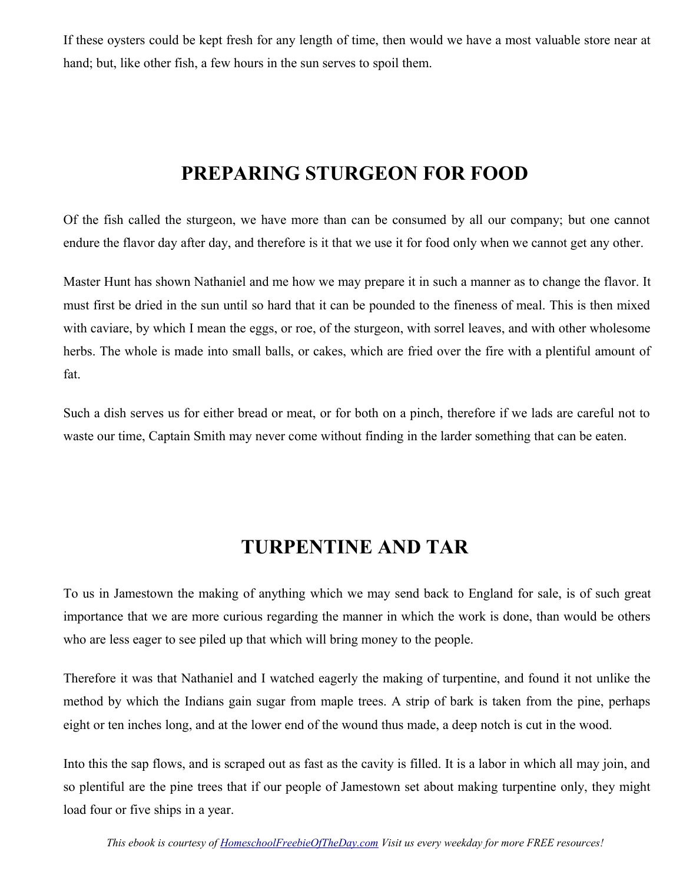If these oysters could be kept fresh for any length of time, then would we have a most valuable store near at hand; but, like other fish, a few hours in the sun serves to spoil them.

## PREPARING STURGEON FOR FOOD

Of the fish called the sturgeon, we have more than can be consumed by all our company; but one cannot endure the flavor day after day, and therefore is it that we use it for food only when we cannot get any other.

Master Hunt has shown Nathaniel and me how we may prepare it in such a manner as to change the flavor. It must first be dried in the sun until so hard that it can be pounded to the fineness of meal. This is then mixed with caviare, by which I mean the eggs, or roe, of the sturgeon, with sorrel leaves, and with other wholesome herbs. The whole is made into small balls, or cakes, which are fried over the fire with a plentiful amount of fat.

Such a dish serves us for either bread or meat, or for both on a pinch, therefore if we lads are careful not to waste our time, Captain Smith may never come without finding in the larder something that can be eaten.

## TURPENTINE AND TAR

To us in Jamestown the making of anything which we may send back to England for sale, is of such great importance that we are more curious regarding the manner in which the work is done, than would be others who are less eager to see piled up that which will bring money to the people.

Therefore it was that Nathaniel and I watched eagerly the making of turpentine, and found it not unlike the method by which the Indians gain sugar from maple trees. A strip of bark is taken from the pine, perhaps eight or ten inches long, and at the lower end of the wound thus made, a deep notch is cut in the wood.

Into this the sap flows, and is scraped out as fast as the cavity is filled. It is a labor in which all may join, and so plentiful are the pine trees that if our people of Jamestown set about making turpentine only, they might load four or five ships in a year.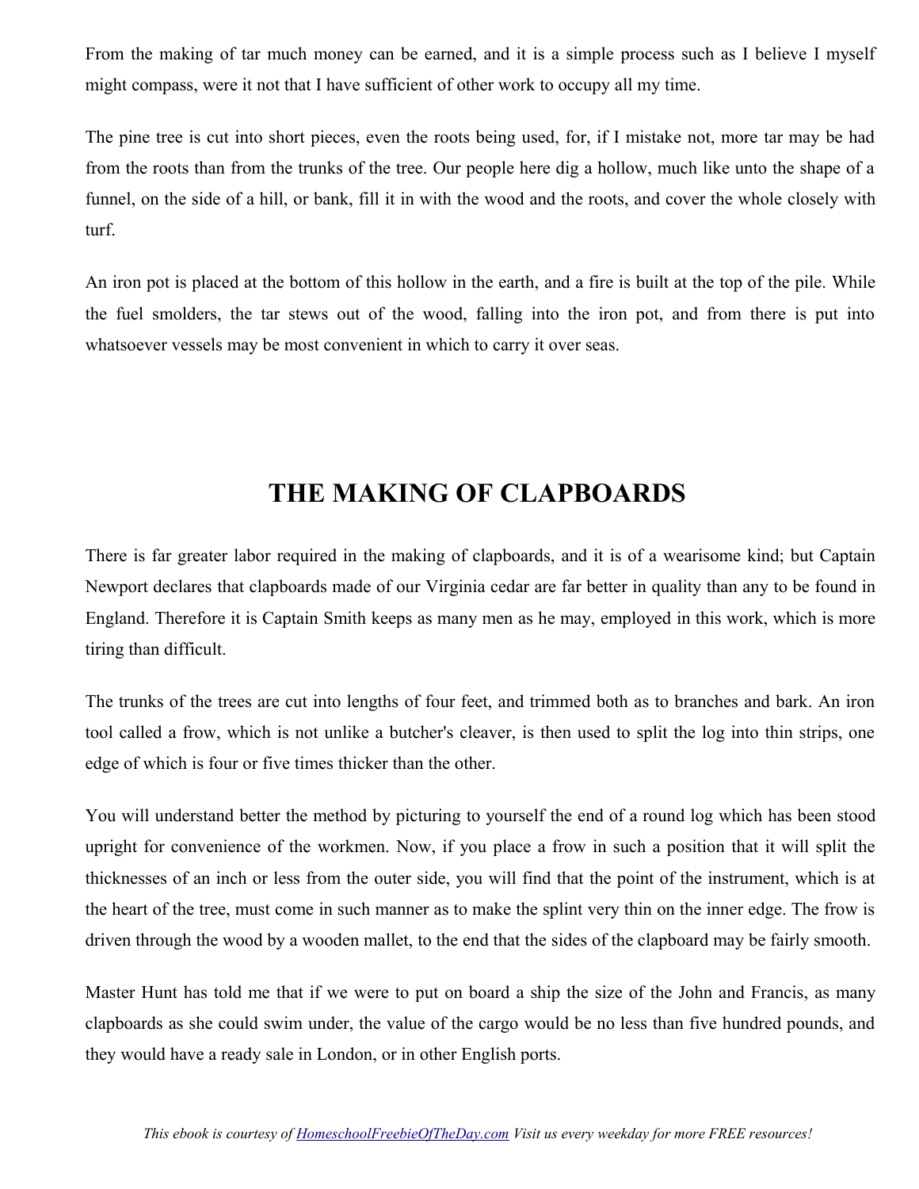From the making of tar much money can be earned, and it is a simple process such as I believe I myself might compass, were it not that I have sufficient of other work to occupy all my time.

The pine tree is cut into short pieces, even the roots being used, for, if I mistake not, more tar may be had from the roots than from the trunks of the tree. Our people here dig a hollow, much like unto the shape of a funnel, on the side of a hill, or bank, fill it in with the wood and the roots, and cover the whole closely with turf.

An iron pot is placed at the bottom of this hollow in the earth, and a fire is built at the top of the pile. While the fuel smolders, the tar stews out of the wood, falling into the iron pot, and from there is put into whatsoever vessels may be most convenient in which to carry it over seas.

## THE MAKING OF CLAPBOARDS

There is far greater labor required in the making of clapboards, and it is of a wearisome kind; but Captain Newport declares that clapboards made of our Virginia cedar are far better in quality than any to be found in England. Therefore it is Captain Smith keeps as many men as he may, employed in this work, which is more tiring than difficult.

The trunks of the trees are cut into lengths of four feet, and trimmed both as to branches and bark. An iron tool called a frow, which is not unlike a butcher's cleaver, is then used to split the log into thin strips, one edge of which is four or five times thicker than the other.

You will understand better the method by picturing to yourself the end of a round log which has been stood upright for convenience of the workmen. Now, if you place a frow in such a position that it will split the thicknesses of an inch or less from the outer side, you will find that the point of the instrument, which is at the heart of the tree, must come in such manner as to make the splint very thin on the inner edge. The frow is driven through the wood by a wooden mallet, to the end that the sides of the clapboard may be fairly smooth.

Master Hunt has told me that if we were to put on board a ship the size of the John and Francis, as many clapboards as she could swim under, the value of the cargo would be no less than five hundred pounds, and they would have a ready sale in London, or in other English ports.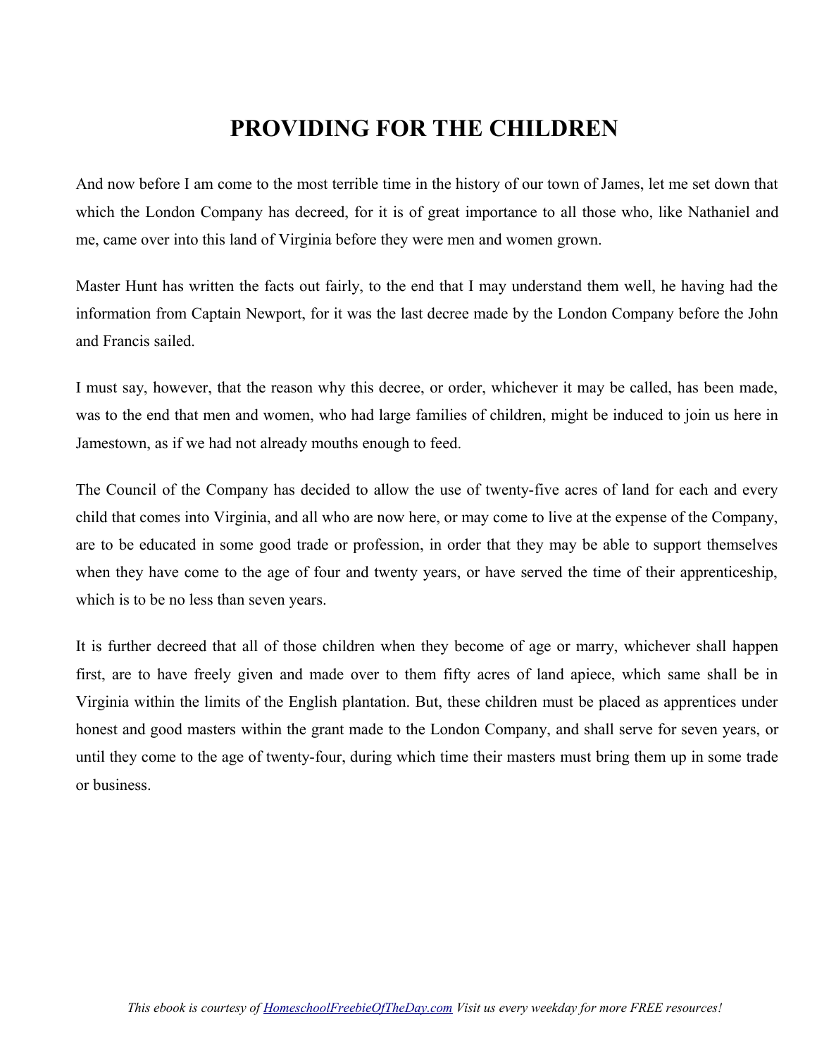# PROVIDING FOR THE CHILDREN

And now before I am come to the most terrible time in the history of our town of James, let me set down that which the London Company has decreed, for it is of great importance to all those who, like Nathaniel and me, came over into this land of Virginia before they were men and women grown.

Master Hunt has written the facts out fairly, to the end that I may understand them well, he having had the information from Captain Newport, for it was the last decree made by the London Company before the John and Francis sailed.

I must say, however, that the reason why this decree, or order, whichever it may be called, has been made, was to the end that men and women, who had large families of children, might be induced to join us here in Jamestown, as if we had not already mouths enough to feed.

The Council of the Company has decided to allow the use of twenty-five acres of land for each and every child that comes into Virginia, and all who are now here, or may come to live at the expense of the Company, are to be educated in some good trade or profession, in order that they may be able to support themselves when they have come to the age of four and twenty years, or have served the time of their apprenticeship, which is to be no less than seven years.

It is further decreed that all of those children when they become of age or marry, whichever shall happen first, are to have freely given and made over to them fifty acres of land apiece, which same shall be in Virginia within the limits of the English plantation. But, these children must be placed as apprentices under honest and good masters within the grant made to the London Company, and shall serve for seven years, or until they come to the age of twenty-four, during which time their masters must bring them up in some trade or business.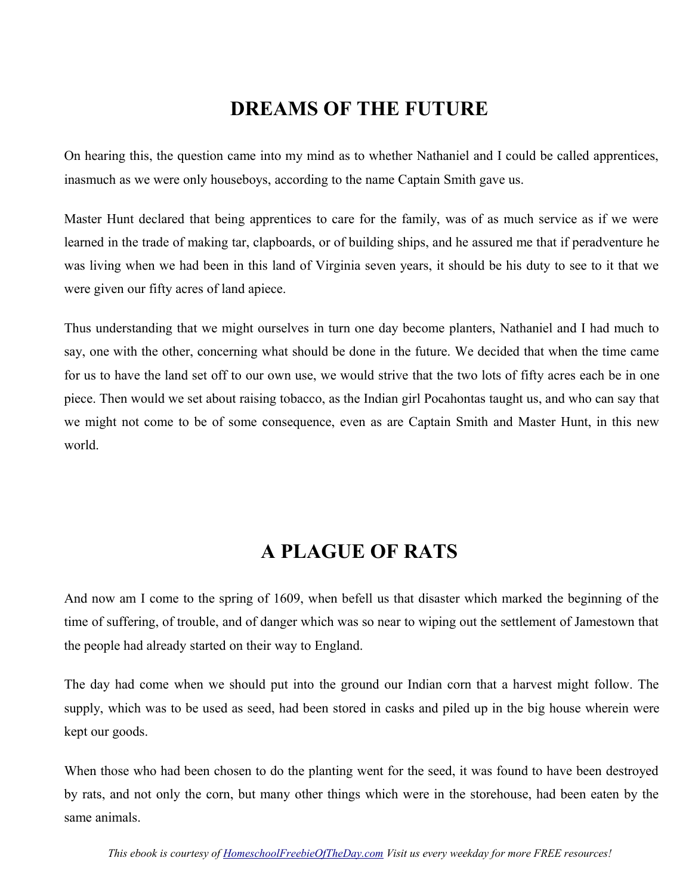## DREAMS OF THE FUTURE

On hearing this, the question came into my mind as to whether Nathaniel and I could be called apprentices, inasmuch as we were only houseboys, according to the name Captain Smith gave us.

Master Hunt declared that being apprentices to care for the family, was of as much service as if we were learned in the trade of making tar, clapboards, or of building ships, and he assured me that if peradventure he was living when we had been in this land of Virginia seven years, it should be his duty to see to it that we were given our fifty acres of land apiece.

Thus understanding that we might ourselves in turn one day become planters, Nathaniel and I had much to say, one with the other, concerning what should be done in the future. We decided that when the time came for us to have the land set off to our own use, we would strive that the two lots of fifty acres each be in one piece. Then would we set about raising tobacco, as the Indian girl Pocahontas taught us, and who can say that we might not come to be of some consequence, even as are Captain Smith and Master Hunt, in this new world.

## A PLAGUE OF RATS

And now am I come to the spring of 1609, when befell us that disaster which marked the beginning of the time of suffering, of trouble, and of danger which was so near to wiping out the settlement of Jamestown that the people had already started on their way to England.

The day had come when we should put into the ground our Indian corn that a harvest might follow. The supply, which was to be used as seed, had been stored in casks and piled up in the big house wherein were kept our goods.

When those who had been chosen to do the planting went for the seed, it was found to have been destroyed by rats, and not only the corn, but many other things which were in the storehouse, had been eaten by the same animals.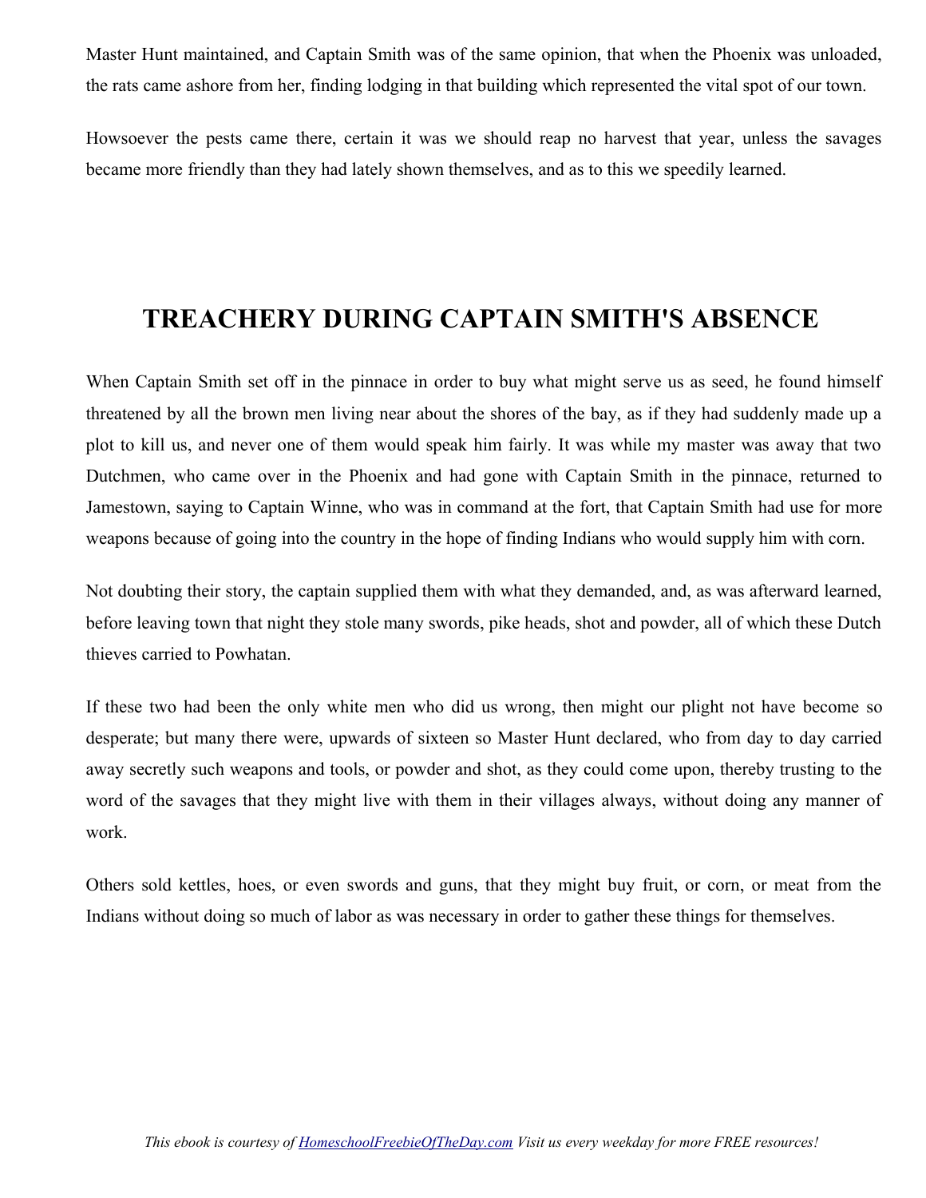Master Hunt maintained, and Captain Smith was of the same opinion, that when the Phoenix was unloaded, the rats came ashore from her, finding lodging in that building which represented the vital spot of our town.

Howsoever the pests came there, certain it was we should reap no harvest that year, unless the savages became more friendly than they had lately shown themselves, and as to this we speedily learned.

## TREACHERY DURING CAPTAIN SMITH'S ABSENCE

When Captain Smith set off in the pinnace in order to buy what might serve us as seed, he found himself threatened by all the brown men living near about the shores of the bay, as if they had suddenly made up a plot to kill us, and never one of them would speak him fairly. It was while my master was away that two Dutchmen, who came over in the Phoenix and had gone with Captain Smith in the pinnace, returned to Jamestown, saying to Captain Winne, who was in command at the fort, that Captain Smith had use for more weapons because of going into the country in the hope of finding Indians who would supply him with corn.

Not doubting their story, the captain supplied them with what they demanded, and, as was afterward learned, before leaving town that night they stole many swords, pike heads, shot and powder, all of which these Dutch thieves carried to Powhatan.

If these two had been the only white men who did us wrong, then might our plight not have become so desperate; but many there were, upwards of sixteen so Master Hunt declared, who from day to day carried away secretly such weapons and tools, or powder and shot, as they could come upon, thereby trusting to the word of the savages that they might live with them in their villages always, without doing any manner of work.

Others sold kettles, hoes, or even swords and guns, that they might buy fruit, or corn, or meat from the Indians without doing so much of labor as was necessary in order to gather these things for themselves.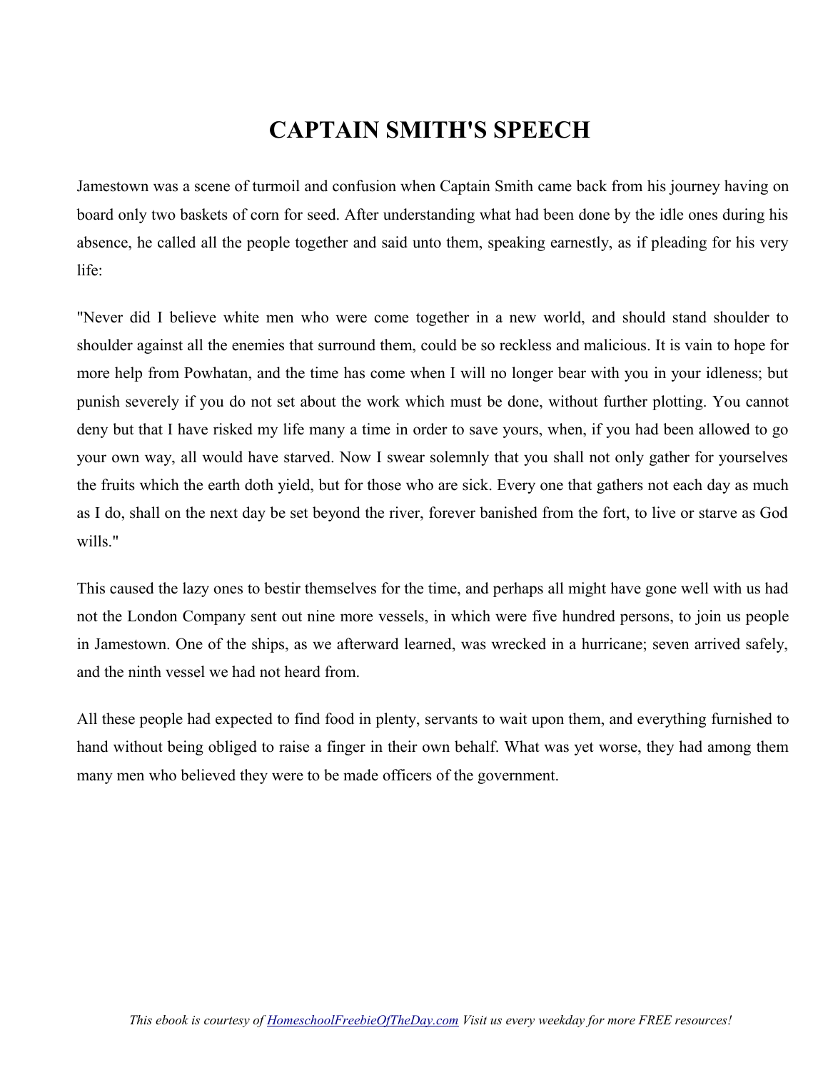# CAPTAIN SMITH'S SPEECH

Jamestown was a scene of turmoil and confusion when Captain Smith came back from his journey having on board only two baskets of corn for seed. After understanding what had been done by the idle ones during his absence, he called all the people together and said unto them, speaking earnestly, as if pleading for his very life:

"Never did I believe white men who were come together in a new world, and should stand shoulder to shoulder against all the enemies that surround them, could be so reckless and malicious. It is vain to hope for more help from Powhatan, and the time has come when I will no longer bear with you in your idleness; but punish severely if you do not set about the work which must be done, without further plotting. You cannot deny but that I have risked my life many a time in order to save yours, when, if you had been allowed to go your own way, all would have starved. Now I swear solemnly that you shall not only gather for yourselves the fruits which the earth doth yield, but for those who are sick. Every one that gathers not each day as much as I do, shall on the next day be set beyond the river, forever banished from the fort, to live or starve as God wills."

This caused the lazy ones to bestir themselves for the time, and perhaps all might have gone well with us had not the London Company sent out nine more vessels, in which were five hundred persons, to join us people in Jamestown. One of the ships, as we afterward learned, was wrecked in a hurricane; seven arrived safely, and the ninth vessel we had not heard from.

All these people had expected to find food in plenty, servants to wait upon them, and everything furnished to hand without being obliged to raise a finger in their own behalf. What was yet worse, they had among them many men who believed they were to be made officers of the government.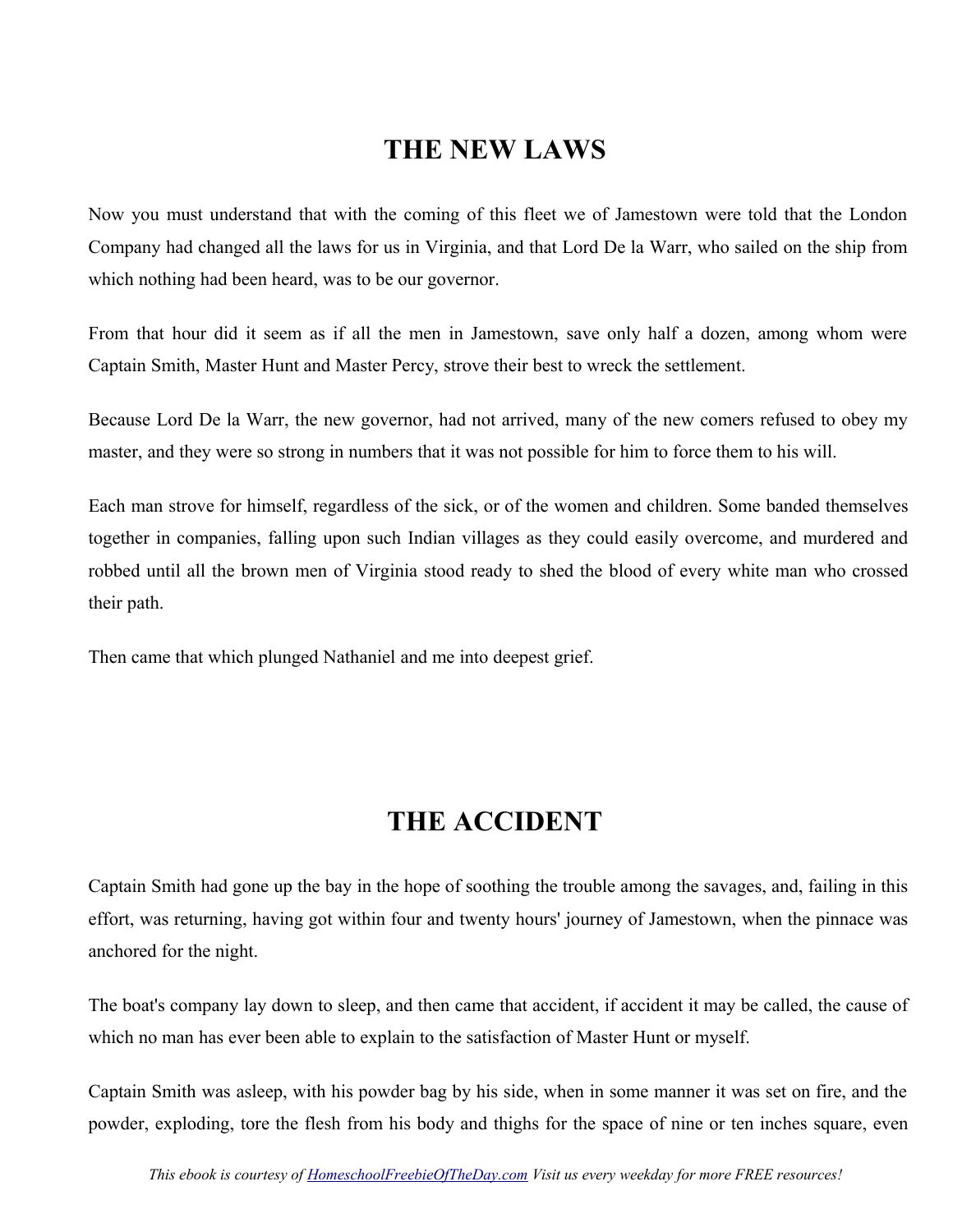## THE NEW LAWS

Now you must understand that with the coming of this fleet we of Jamestown were told that the London Company had changed all the laws for us in Virginia, and that Lord De la Warr, who sailed on the ship from which nothing had been heard, was to be our governor.

From that hour did it seem as if all the men in Jamestown, save only half a dozen, among whom were Captain Smith, Master Hunt and Master Percy, strove their best to wreck the settlement.

Because Lord De la Warr, the new governor, had not arrived, many of the new comers refused to obey my master, and they were so strong in numbers that it was not possible for him to force them to his will.

Each man strove for himself, regardless of the sick, or of the women and children. Some banded themselves together in companies, falling upon such Indian villages as they could easily overcome, and murdered and robbed until all the brown men of Virginia stood ready to shed the blood of every white man who crossed their path.

Then came that which plunged Nathaniel and me into deepest grief.

## THE ACCIDENT

Captain Smith had gone up the bay in the hope of soothing the trouble among the savages, and, failing in this effort, was returning, having got within four and twenty hours' journey of Jamestown, when the pinnace was anchored for the night.

The boat's company lay down to sleep, and then came that accident, if accident it may be called, the cause of which no man has ever been able to explain to the satisfaction of Master Hunt or myself.

Captain Smith was asleep, with his powder bag by his side, when in some manner it was set on fire, and the powder, exploding, tore the flesh from his body and thighs for the space of nine or ten inches square, even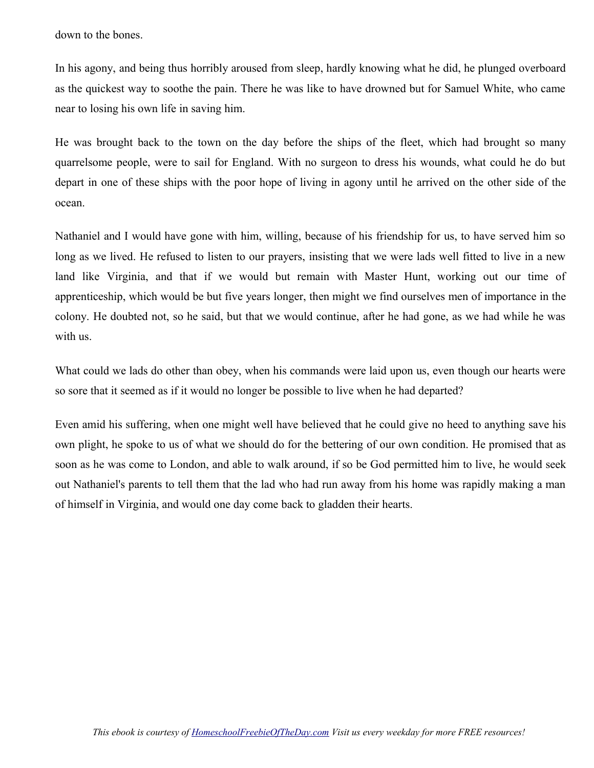down to the bones.

In his agony, and being thus horribly aroused from sleep, hardly knowing what he did, he plunged overboard as the quickest way to soothe the pain. There he was like to have drowned but for Samuel White, who came near to losing his own life in saving him.

He was brought back to the town on the day before the ships of the fleet, which had brought so many quarrelsome people, were to sail for England. With no surgeon to dress his wounds, what could he do but depart in one of these ships with the poor hope of living in agony until he arrived on the other side of the ocean.

Nathaniel and I would have gone with him, willing, because of his friendship for us, to have served him so long as we lived. He refused to listen to our prayers, insisting that we were lads well fitted to live in a new land like Virginia, and that if we would but remain with Master Hunt, working out our time of apprenticeship, which would be but five years longer, then might we find ourselves men of importance in the colony. He doubted not, so he said, but that we would continue, after he had gone, as we had while he was with us.

What could we lads do other than obey, when his commands were laid upon us, even though our hearts were so sore that it seemed as if it would no longer be possible to live when he had departed?

Even amid his suffering, when one might well have believed that he could give no heed to anything save his own plight, he spoke to us of what we should do for the bettering of our own condition. He promised that as soon as he was come to London, and able to walk around, if so be God permitted him to live, he would seek out Nathaniel's parents to tell them that the lad who had run away from his home was rapidly making a man of himself in Virginia, and would one day come back to gladden their hearts.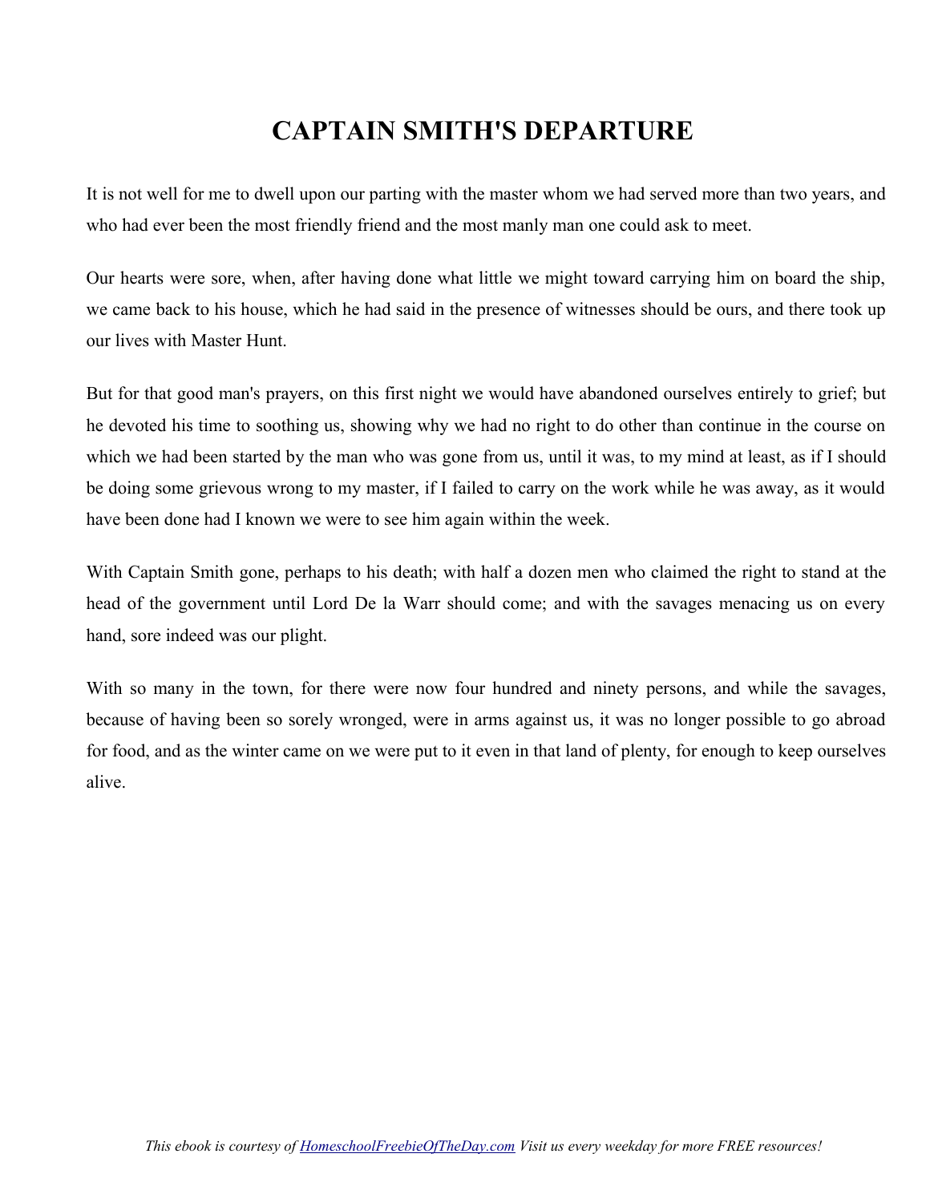# CAPTAIN SMITH'S DEPARTURE

It is not well for me to dwell upon our parting with the master whom we had served more than two years, and who had ever been the most friendly friend and the most manly man one could ask to meet.

Our hearts were sore, when, after having done what little we might toward carrying him on board the ship, we came back to his house, which he had said in the presence of witnesses should be ours, and there took up our lives with Master Hunt.

But for that good man's prayers, on this first night we would have abandoned ourselves entirely to grief; but he devoted his time to soothing us, showing why we had no right to do other than continue in the course on which we had been started by the man who was gone from us, until it was, to my mind at least, as if I should be doing some grievous wrong to my master, if I failed to carry on the work while he was away, as it would have been done had I known we were to see him again within the week.

With Captain Smith gone, perhaps to his death; with half a dozen men who claimed the right to stand at the head of the government until Lord De la Warr should come; and with the savages menacing us on every hand, sore indeed was our plight.

With so many in the town, for there were now four hundred and ninety persons, and while the savages, because of having been so sorely wronged, were in arms against us, it was no longer possible to go abroad for food, and as the winter came on we were put to it even in that land of plenty, for enough to keep ourselves alive.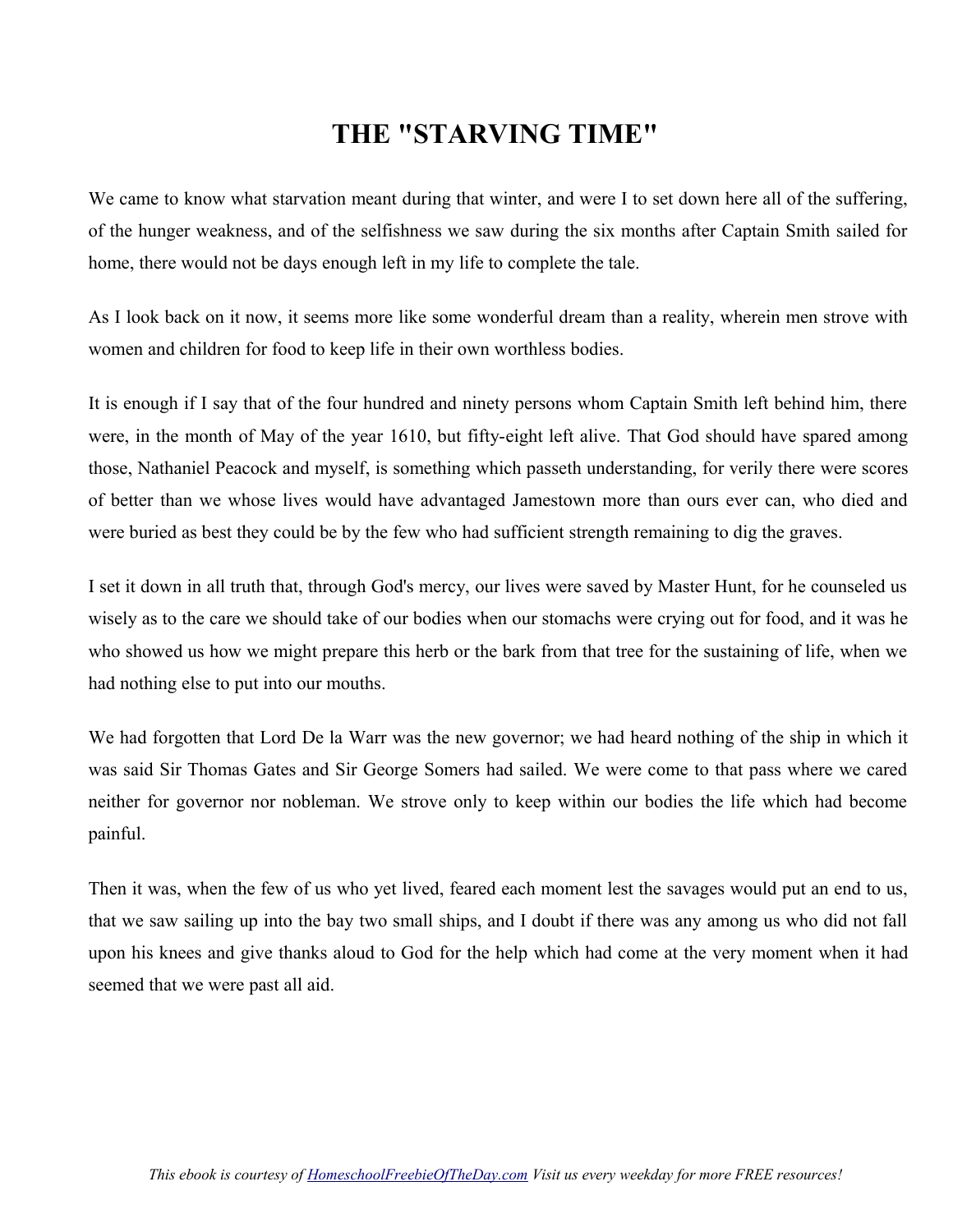# THE "STARVING TIME"

We came to know what starvation meant during that winter, and were I to set down here all of the suffering, of the hunger weakness, and of the selfishness we saw during the six months after Captain Smith sailed for home, there would not be days enough left in my life to complete the tale.

As I look back on it now, it seems more like some wonderful dream than a reality, wherein men strove with women and children for food to keep life in their own worthless bodies.

It is enough if I say that of the four hundred and ninety persons whom Captain Smith left behind him, there were, in the month of May of the year 1610, but fifty-eight left alive. That God should have spared among those, Nathaniel Peacock and myself, is something which passeth understanding, for verily there were scores of better than we whose lives would have advantaged Jamestown more than ours ever can, who died and were buried as best they could be by the few who had sufficient strength remaining to dig the graves.

I set it down in all truth that, through God's mercy, our lives were saved by Master Hunt, for he counseled us wisely as to the care we should take of our bodies when our stomachs were crying out for food, and it was he who showed us how we might prepare this herb or the bark from that tree for the sustaining of life, when we had nothing else to put into our mouths.

We had forgotten that Lord De la Warr was the new governor; we had heard nothing of the ship in which it was said Sir Thomas Gates and Sir George Somers had sailed. We were come to that pass where we cared neither for governor nor nobleman. We strove only to keep within our bodies the life which had become painful.

Then it was, when the few of us who yet lived, feared each moment lest the savages would put an end to us, that we saw sailing up into the bay two small ships, and I doubt if there was any among us who did not fall upon his knees and give thanks aloud to God for the help which had come at the very moment when it had seemed that we were past all aid.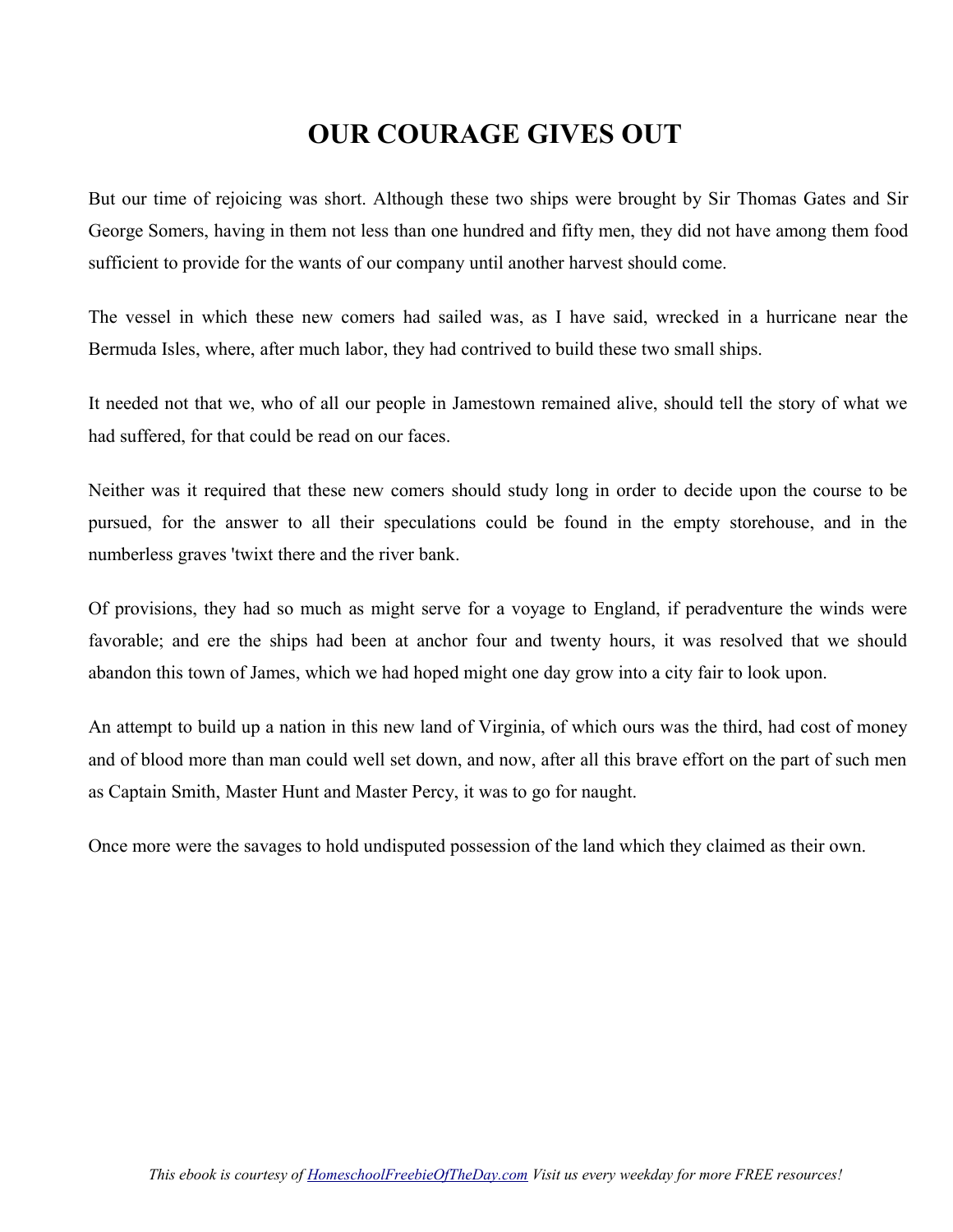# OUR COURAGE GIVES OUT

But our time of rejoicing was short. Although these two ships were brought by Sir Thomas Gates and Sir George Somers, having in them not less than one hundred and fifty men, they did not have among them food sufficient to provide for the wants of our company until another harvest should come.

The vessel in which these new comers had sailed was, as I have said, wrecked in a hurricane near the Bermuda Isles, where, after much labor, they had contrived to build these two small ships.

It needed not that we, who of all our people in Jamestown remained alive, should tell the story of what we had suffered, for that could be read on our faces.

Neither was it required that these new comers should study long in order to decide upon the course to be pursued, for the answer to all their speculations could be found in the empty storehouse, and in the numberless graves 'twixt there and the river bank.

Of provisions, they had so much as might serve for a voyage to England, if peradventure the winds were favorable; and ere the ships had been at anchor four and twenty hours, it was resolved that we should abandon this town of James, which we had hoped might one day grow into a city fair to look upon.

An attempt to build up a nation in this new land of Virginia, of which ours was the third, had cost of money and of blood more than man could well set down, and now, after all this brave effort on the part of such men as Captain Smith, Master Hunt and Master Percy, it was to go for naught.

Once more were the savages to hold undisputed possession of the land which they claimed as their own.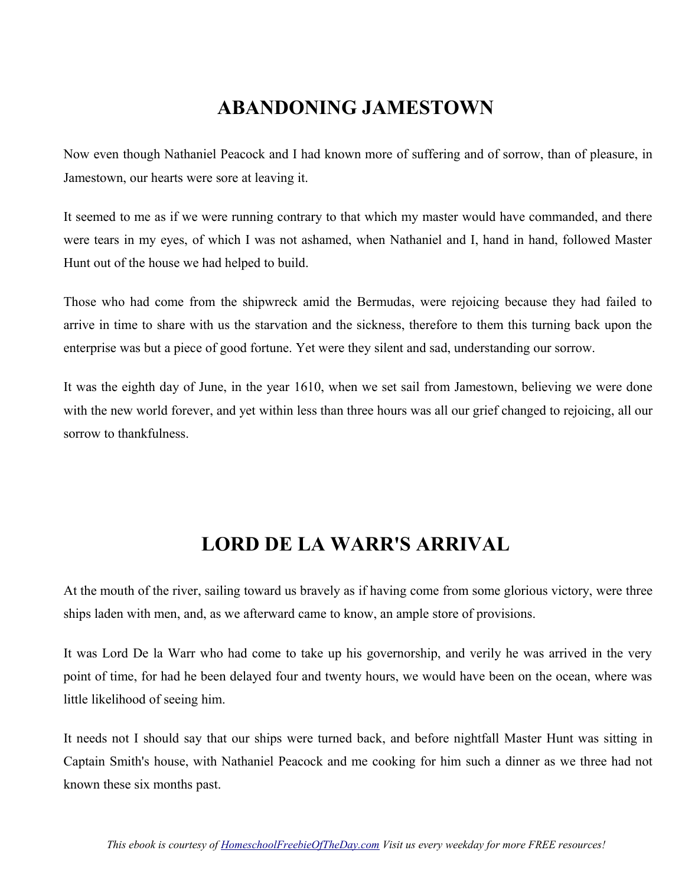## ABANDONING JAMESTOWN

Now even though Nathaniel Peacock and I had known more of suffering and of sorrow, than of pleasure, in Jamestown, our hearts were sore at leaving it.

It seemed to me as if we were running contrary to that which my master would have commanded, and there were tears in my eyes, of which I was not ashamed, when Nathaniel and I, hand in hand, followed Master Hunt out of the house we had helped to build.

Those who had come from the shipwreck amid the Bermudas, were rejoicing because they had failed to arrive in time to share with us the starvation and the sickness, therefore to them this turning back upon the enterprise was but a piece of good fortune. Yet were they silent and sad, understanding our sorrow.

It was the eighth day of June, in the year 1610, when we set sail from Jamestown, believing we were done with the new world forever, and yet within less than three hours was all our grief changed to rejoicing, all our sorrow to thankfulness.

## LORD DE LA WARR'S ARRIVAL

At the mouth of the river, sailing toward us bravely as if having come from some glorious victory, were three ships laden with men, and, as we afterward came to know, an ample store of provisions.

It was Lord De la Warr who had come to take up his governorship, and verily he was arrived in the very point of time, for had he been delayed four and twenty hours, we would have been on the ocean, where was little likelihood of seeing him.

It needs not I should say that our ships were turned back, and before nightfall Master Hunt was sitting in Captain Smith's house, with Nathaniel Peacock and me cooking for him such a dinner as we three had not known these six months past.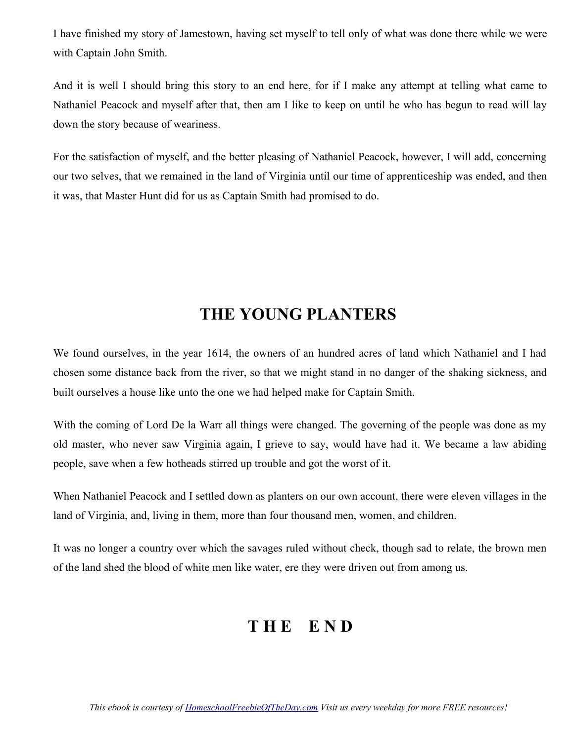I have finished my story of Jamestown, having set myself to tell only of what was done there while we were with Captain John Smith.

And it is well I should bring this story to an end here, for if I make any attempt at telling what came to Nathaniel Peacock and myself after that, then am I like to keep on until he who has begun to read will lay down the story because of weariness.

For the satisfaction of myself, and the better pleasing of Nathaniel Peacock, however, I will add, concerning our two selves, that we remained in the land of Virginia until our time of apprenticeship was ended, and then it was, that Master Hunt did for us as Captain Smith had promised to do.

## THE YOUNG PLANTERS

We found ourselves, in the year 1614, the owners of an hundred acres of land which Nathaniel and I had chosen some distance back from the river, so that we might stand in no danger of the shaking sickness, and built ourselves a house like unto the one we had helped make for Captain Smith.

With the coming of Lord De la Warr all things were changed. The governing of the people was done as my old master, who never saw Virginia again, I grieve to say, would have had it. We became a law abiding people, save when a few hotheads stirred up trouble and got the worst of it.

When Nathaniel Peacock and I settled down as planters on our own account, there were eleven villages in the land of Virginia, and, living in them, more than four thousand men, women, and children.

It was no longer a country over which the savages ruled without check, though sad to relate, the brown men of the land shed the blood of white men like water, ere they were driven out from among us.

## THE END

*This ebook is courtesy of HomeschoolFreebieOfTheDay.com Visit us every weekday for more FREE resources!*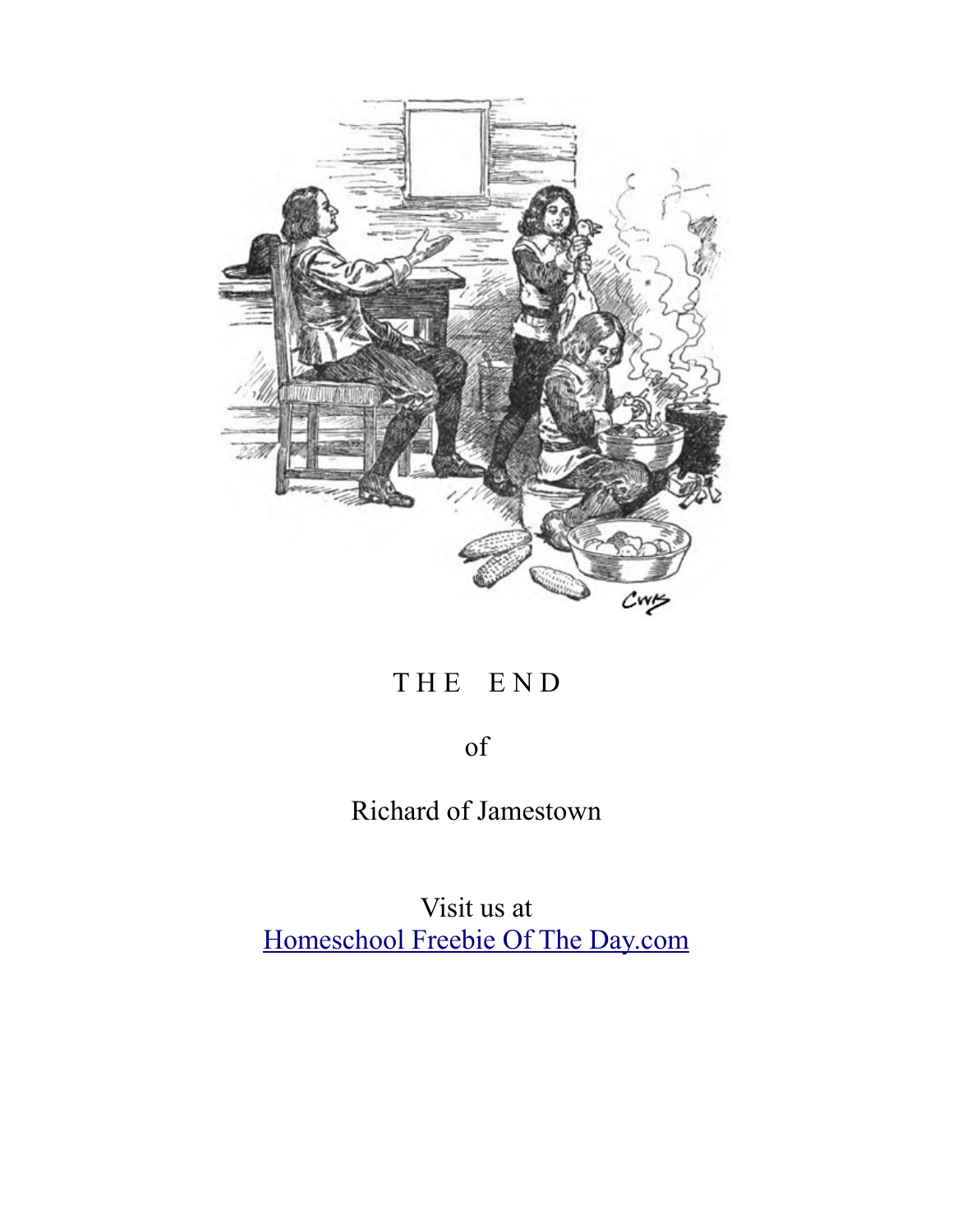THE END

of

Richard of Jamestown

Visit us at
[Homeschool Freebie Of The Day.com](Homeschool Freebie Of The Day.com)